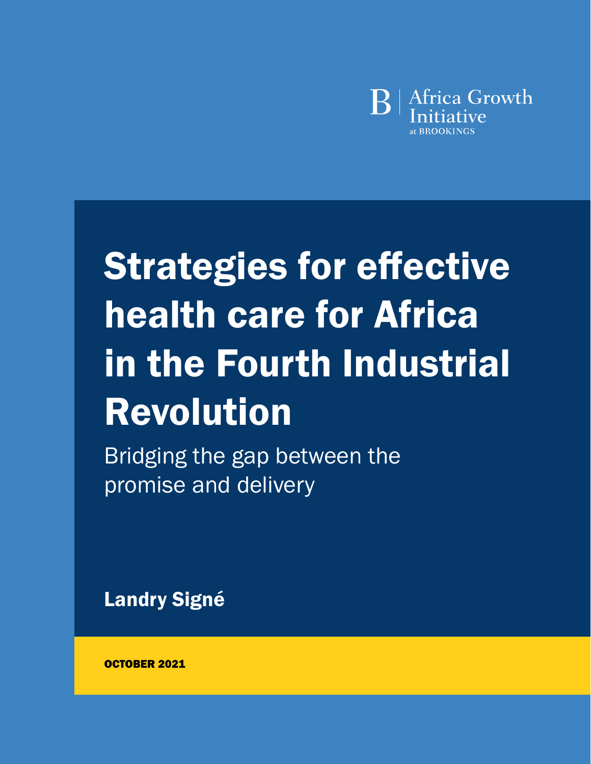Africa Growth Initiative at BROOKINGS

# Strategies for effective health care for Africa in the Fourth Industrial Revolution

Bridging the gap between the promise and delivery

**Landry Signé**

OCTOBER 2021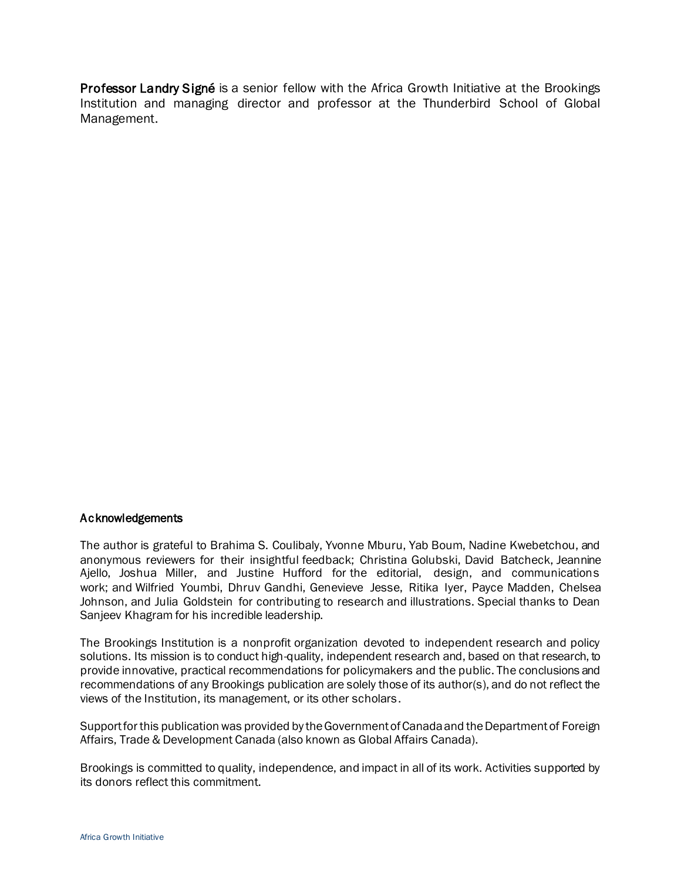**Professor Landry Signé** is a senior fellow with the Africa Growth Initiative at the Brookings Institution and managing director and professor at the Thunderbird School of Global Management.

## Acknowledgements

The author is grateful to Brahima S. Coulibaly, Yvonne Mburu, Yab Boum, Nadine Kwebetchou, and anonymous reviewers for their insightful feedback; Christina Golubski, David Batcheck, Jeannine Ajello, Joshua Miller, and Justine Hufford for the editorial, design, and communications work; and Wilfried Youmbi, Dhruv Gandhi, Genevieve Jesse, Ritika Iyer, Payce Madden, Chelsea Johnson, and Julia Goldstein for contributing to research and illustrations. Special thanks to Dean Sanjeev Khagram for his incredible leadership.

The Brookings Institution is a nonprofit organization devoted to independent research and policy solutions. Its mission is to conduct high-quality, independent research and, based on that research, to provide innovative, practical recommendations for policymakers and the public. The conclusions and recommendations of any Brookings publication are solely those of its author(s), and do not reflect the views of the Institution, its management, or its other scholars.

Support for this publication was provided by the Government of Canada and the Department of Foreign Affairs, Trade & Development Canada (also known as Global Affairs Canada).

Brookings is committed to quality, independence, and impact in all of its work. Activities supported by its donors reflect this commitment.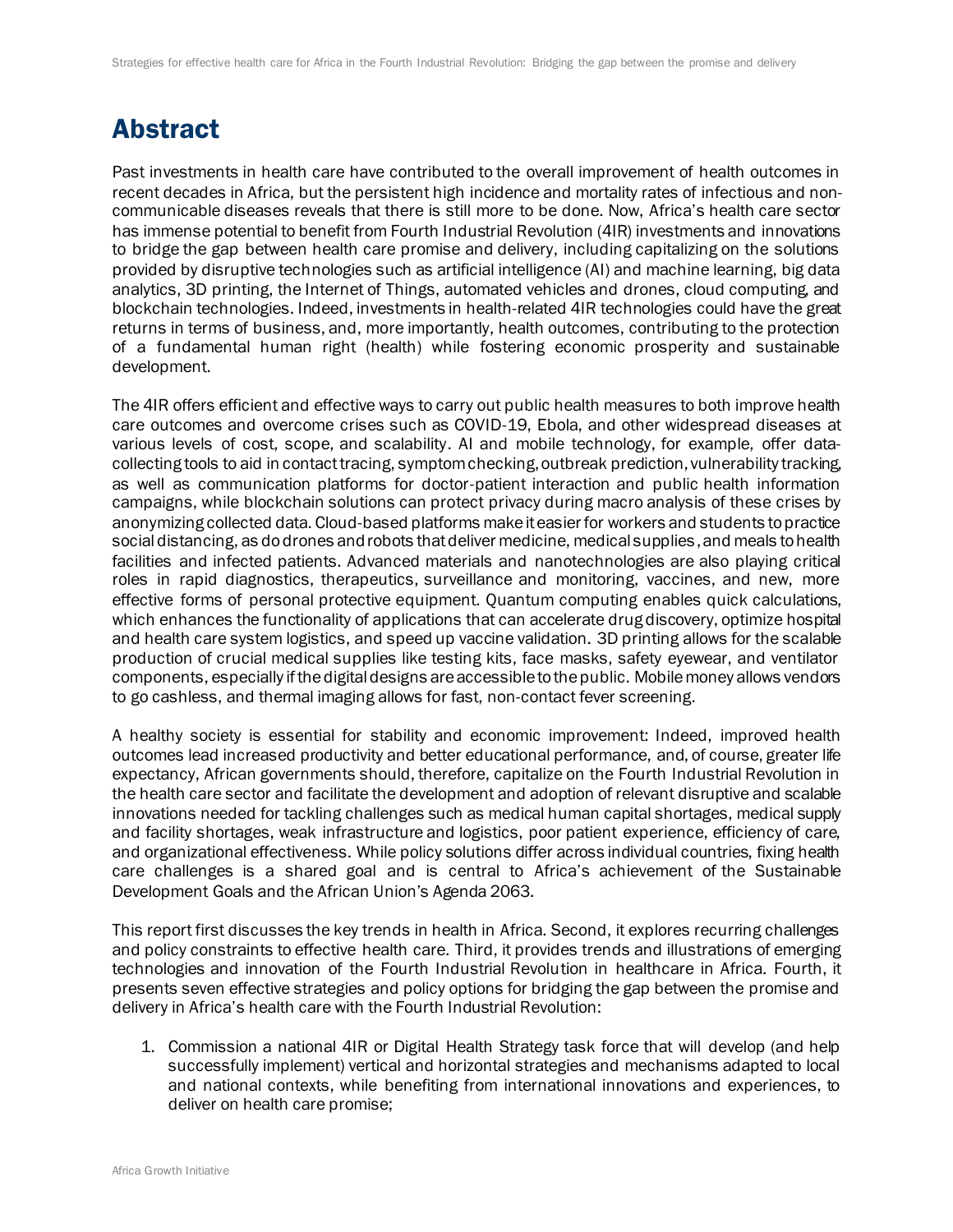# Abstract

Past investments in health care have contributed to the overall improvement of health outcomes in recent decades in Africa, but the persistent high incidence and mortality rates of infectious and non-communicable diseases reveals that there is still more to be done. Now, Africa's health care sector has immense potential to benefit from Fourth Industrial Revolution (4IR) investments and innovations to bridge the gap between health care promise and delivery, including capitalizing on the solutions provided by disruptive technologies such as artificial intelligence (AI) and machine learning, big data analytics, 3D printing, the Internet of Things, automated vehicles and drones, cloud computing, and blockchain technologies. Indeed, investments in health-related 4IR technologies could have the great returns in terms of business, and, more importantly, health outcomes, contributing to the protection of a fundamental human right (health) while fostering economic prosperity and sustainable development.

The 4IR offers efficient and effective ways to carry out public health measures to both improve health care outcomes and overcome crises such as COVID-19, Ebola, and other widespread diseases at various levels of cost, scope, and scalability. AI and mobile technology, for example, offer data-collecting tools to aid in contact tracing, symptom checking, outbreak prediction, vulnerability tracking, as well as communication platforms for doctor-patient interaction and public health information campaigns, while blockchain solutions can protect privacy during macro analysis of these crises by anonymizing collected data. Cloud-based platforms make it easier for workers and students to practice social distancing, as do drones and robots that deliver medicine, medical supplies, and meals to health facilities and infected patients. Advanced materials and nanotechnologies are also playing critical roles in rapid diagnostics, therapeutics, surveillance and monitoring, vaccines, and new, more effective forms of personal protective equipment. Quantum computing enables quick calculations, which enhances the functionality of applications that can accelerate drug discovery, optimize hospital and health care system logistics, and speed up vaccine validation. 3D printing allows for the scalable production of crucial medical supplies like testing kits, face masks, safety eyewear, and ventilator components, especially if the digital designs are accessible to the public. Mobile money allows vendors to go cashless, and thermal imaging allows for fast, non-contact fever screening.

A healthy society is essential for stability and economic improvement: Indeed, improved health outcomes lead increased productivity and better educational performance, and, of course, greater life expectancy, African governments should, therefore, capitalize on the Fourth Industrial Revolution in the health care sector and facilitate the development and adoption of relevant disruptive and scalable innovations needed for tackling challenges such as medical human capital shortages, medical supply and facility shortages, weak infrastructure and logistics, poor patient experience, efficiency of care, and organizational effectiveness. While policy solutions differ across individual countries, fixing health care challenges is a shared goal and is central to Africa's achievement of the Sustainable Development Goals and the African Union's Agenda 2063.

This report first discusses the key trends in health in Africa. Second, it explores recurring challenges and policy constraints to effective health care. Third, it provides trends and illustrations of emerging technologies and innovation of the Fourth Industrial Revolution in healthcare in Africa. Fourth, it presents seven effective strategies and policy options for bridging the gap between the promise and delivery in Africa's health care with the Fourth Industrial Revolution:

1. Commission a national 4IR or Digital Health Strategy task force that will develop (and help successfully implement) vertical and horizontal strategies and mechanisms adapted to local and national contexts, while benefiting from international innovations and experiences, to deliver on health care promise;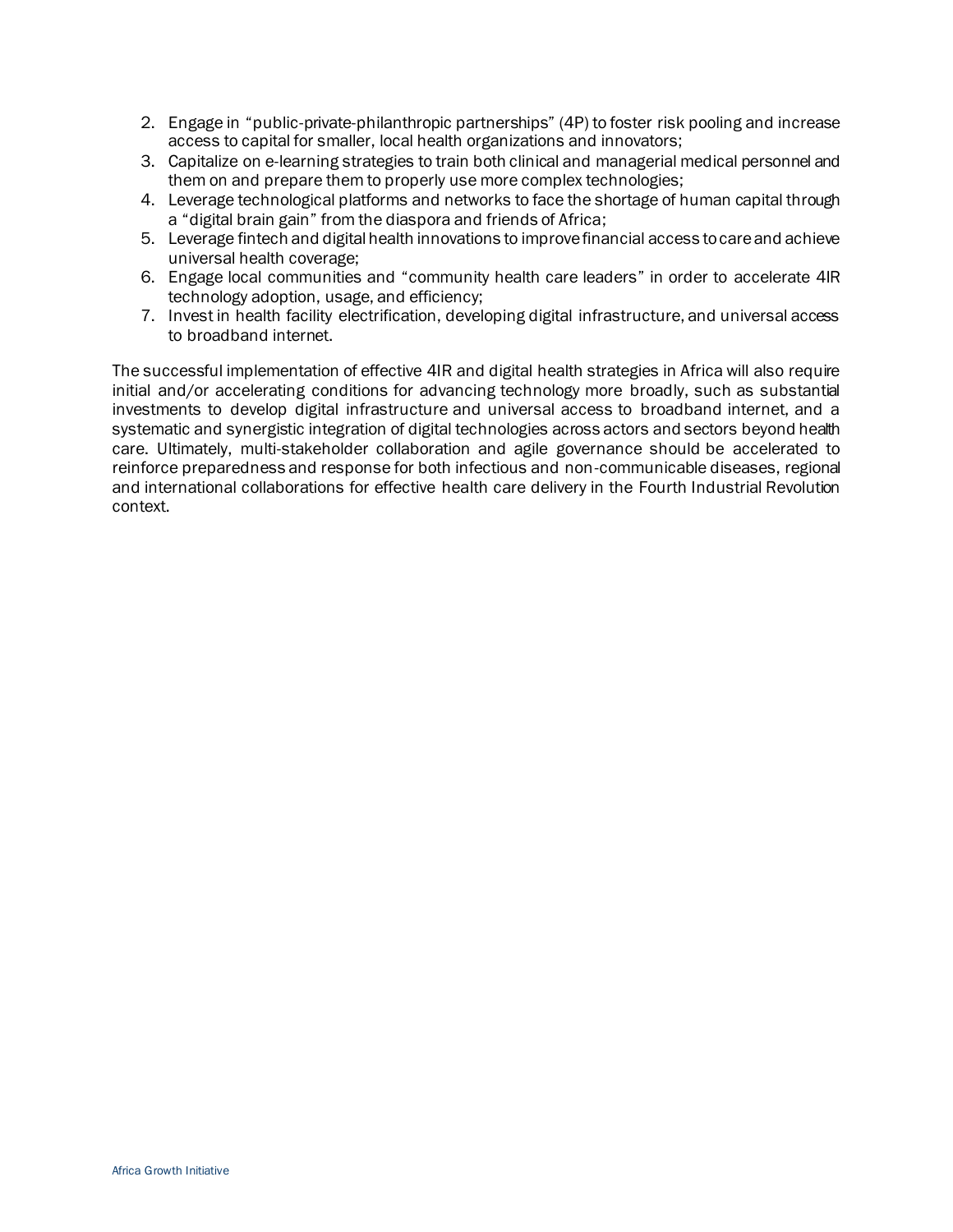2. Engage in "public-private-philanthropic partnerships" (4P) to foster risk pooling and increase access to capital for smaller, local health organizations and innovators;
3. Capitalize on e-learning strategies to train both clinical and managerial medical personnel and them on and prepare them to properly use more complex technologies;
4. Leverage technological platforms and networks to face the shortage of human capital through a "digital brain gain" from the diaspora and friends of Africa;
5. Leverage fintech and digital health innovations to improve financial access to care and achieve universal health coverage;
6. Engage local communities and "community health care leaders" in order to accelerate 4IR technology adoption, usage, and efficiency;
7. Invest in health facility electrification, developing digital infrastructure, and universal access to broadband internet.

The successful implementation of effective 4IR and digital health strategies in Africa will also require initial and/or accelerating conditions for advancing technology more broadly, such as substantial investments to develop digital infrastructure and universal access to broadband internet, and a systematic and synergistic integration of digital technologies across actors and sectors beyond health care. Ultimately, multi-stakeholder collaboration and agile governance should be accelerated to reinforce preparedness and response for both infectious and non-communicable diseases, regional and international collaborations for effective health care delivery in the Fourth Industrial Revolution context.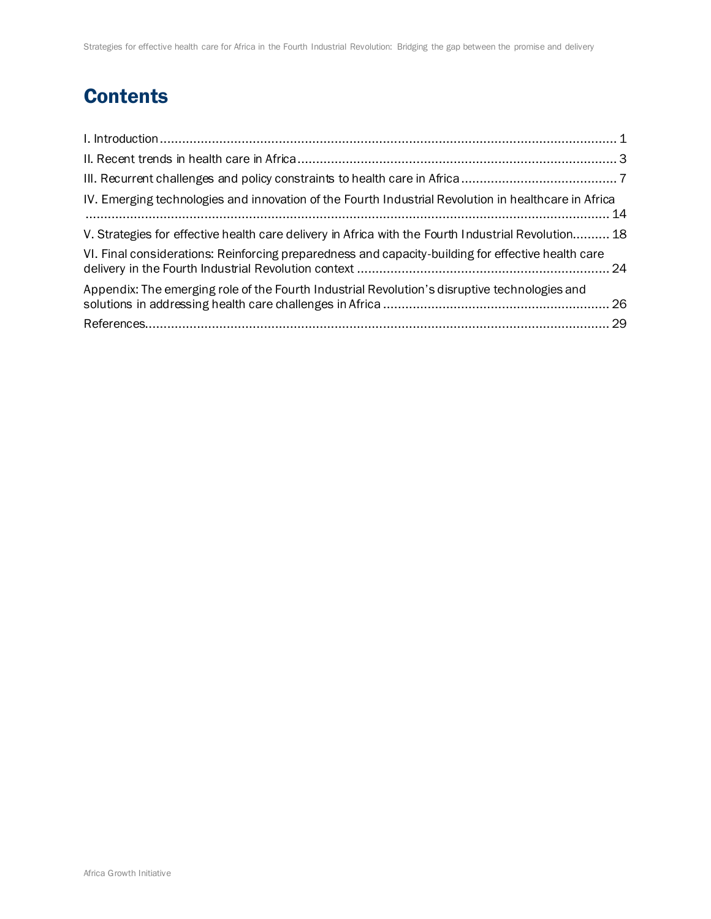# Contents

I. Introduction ... 1

II. Recent trends in health care in Africa ... 3

III. Recurrent challenges and policy constraints to health care in Africa ... 7

IV. Emerging technologies and innovation of the Fourth Industrial Revolution in healthcare in Africa ... 14

V. Strategies for effective health care delivery in Africa with the Fourth Industrial Revolution ... 18

VI. Final considerations: Reinforcing preparedness and capacity-building for effective health care delivery in the Fourth Industrial Revolution context ... 24

Appendix: The emerging role of the Fourth Industrial Revolution's disruptive technologies and solutions in addressing health care challenges in Africa ... 26

References ... 29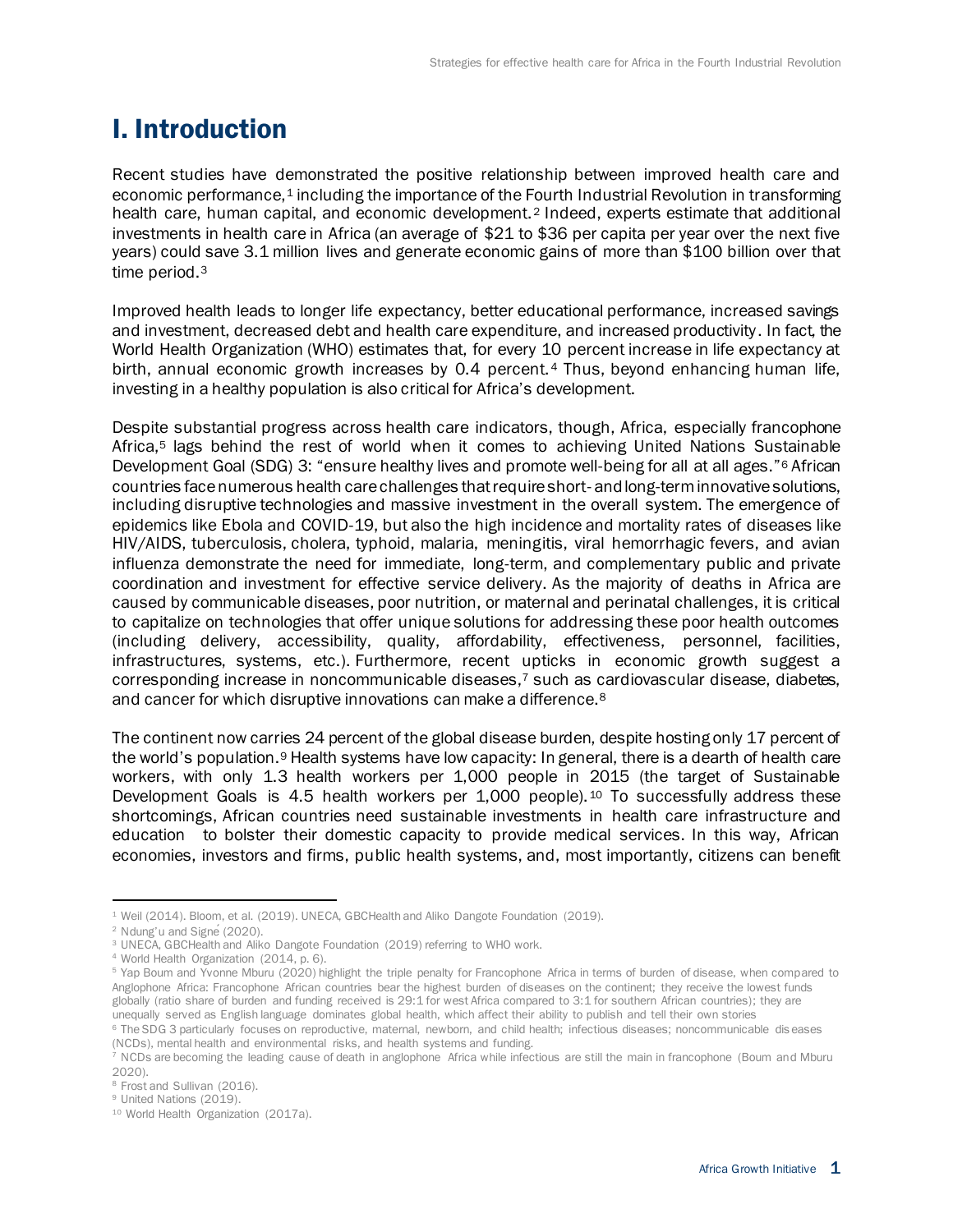# I. Introduction

Recent studies have demonstrated the positive relationship between improved health care and economic performance,[1] including the importance of the Fourth Industrial Revolution in transforming health care, human capital, and economic development.[2] Indeed, experts estimate that additional investments in health care in Africa (an average of $21 to $36 per capita per year over the next five years) could save 3.1 million lives and generate economic gains of more than $100 billion over that time period.[3]

Improved health leads to longer life expectancy, better educational performance, increased savings and investment, decreased debt and health care expenditure, and increased productivity. In fact, the World Health Organization (WHO) estimates that, for every 10 percent increase in life expectancy at birth, annual economic growth increases by 0.4 percent.[4] Thus, beyond enhancing human life, investing in a healthy population is also critical for Africa's development.

Despite substantial progress across health care indicators, though, Africa, especially francophone Africa,[5] lags behind the rest of world when it comes to achieving United Nations Sustainable Development Goal (SDG) 3: "ensure healthy lives and promote well-being for all at all ages."[6] African countries face numerous health care challenges that require short- and long-term innovative solutions, including disruptive technologies and massive investment in the overall system. The emergence of epidemics like Ebola and COVID-19, but also the high incidence and mortality rates of diseases like HIV/AIDS, tuberculosis, cholera, typhoid, malaria, meningitis, viral hemorrhagic fevers, and avian influenza demonstrate the need for immediate, long-term, and complementary public and private coordination and investment for effective service delivery. As the majority of deaths in Africa are caused by communicable diseases, poor nutrition, or maternal and perinatal challenges, it is critical to capitalize on technologies that offer unique solutions for addressing these poor health outcomes (including delivery, accessibility, quality, affordability, effectiveness, personnel, facilities, infrastructures, systems, etc.). Furthermore, recent upticks in economic growth suggest a corresponding increase in noncommunicable diseases,[7] such as cardiovascular disease, diabetes, and cancer for which disruptive innovations can make a difference.[8]

The continent now carries 24 percent of the global disease burden, despite hosting only 17 percent of the world's population.[9] Health systems have low capacity: In general, there is a dearth of health care workers, with only 1.3 health workers per 1,000 people in 2015 (the target of Sustainable Development Goals is 4.5 health workers per 1,000 people).[10] To successfully address these shortcomings, African countries need sustainable investments in health care infrastructure and education to bolster their domestic capacity to provide medical services. In this way, African economies, investors and firms, public health systems, and, most importantly, citizens can benefit

---

[1] Weil (2014). Bloom, et al. (2019). UNECA, GBCHealth and Aliko Dangote Foundation (2019).

[2] Ndung'u and Signé (2020).

[3] UNECA, GBCHealth and Aliko Dangote Foundation (2019) referring to WHO work.

[4] World Health Organization (2014, p. 6).

[5] Yap Boum and Yvonne Mburu (2020) highlight the triple penalty for Francophone Africa in terms of burden of disease, when compared to Anglophone Africa: Francophone African countries bear the highest burden of diseases on the continent; they receive the lowest funds globally (ratio share of burden and funding received is 29:1 for west Africa compared to 3:1 for southern African countries); they are unequally served as English language dominates global health, which affect their ability to publish and tell their own stories

[6] The SDG 3 particularly focuses on reproductive, maternal, newborn, and child health; infectious diseases; noncommunicable diseases (NCDs), mental health and environmental risks, and health systems and funding.

[7] NCDs are becoming the leading cause of death in anglophone Africa while infectious are still the main in francophone (Boum and Mburu 2020).

[8] Frost and Sullivan (2016).

[9] United Nations (2019).

[10] World Health Organization (2017a).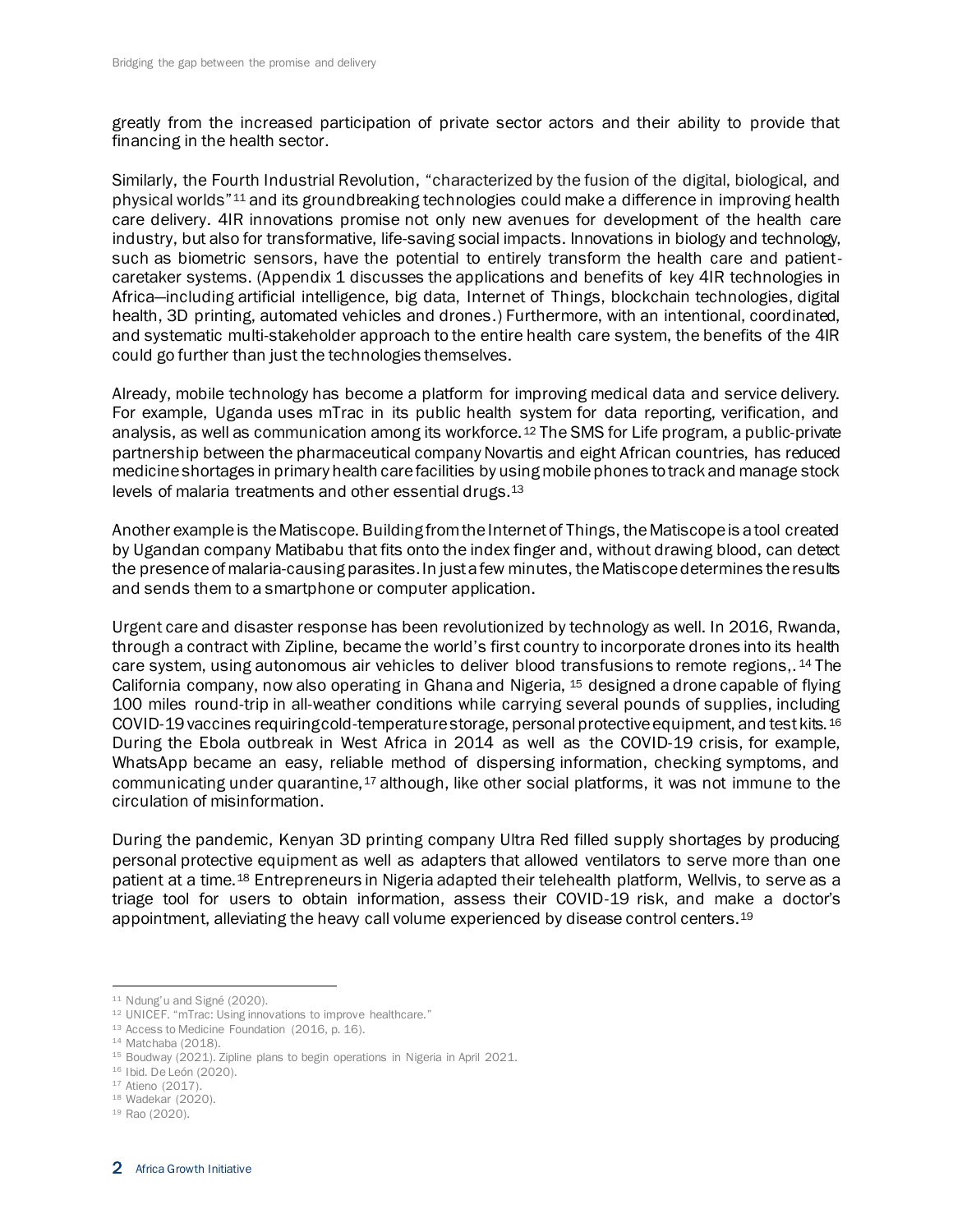greatly from the increased participation of private sector actors and their ability to provide that financing in the health sector.

Similarly, the Fourth Industrial Revolution, "characterized by the fusion of the digital, biological, and physical worlds"[11] and its groundbreaking technologies could make a difference in improving health care delivery. 4IR innovations promise not only new avenues for development of the health care industry, but also for transformative, life-saving social impacts. Innovations in biology and technology, such as biometric sensors, have the potential to entirely transform the health care and patient-caretaker systems. (Appendix 1 discusses the applications and benefits of key 4IR technologies in Africa—including artificial intelligence, big data, Internet of Things, blockchain technologies, digital health, 3D printing, automated vehicles and drones.) Furthermore, with an intentional, coordinated, and systematic multi-stakeholder approach to the entire health care system, the benefits of the 4IR could go further than just the technologies themselves.

Already, mobile technology has become a platform for improving medical data and service delivery. For example, Uganda uses mTrac in its public health system for data reporting, verification, and analysis, as well as communication among its workforce.[12] The SMS for Life program, a public-private partnership between the pharmaceutical company Novartis and eight African countries, has reduced medicine shortages in primary health care facilities by using mobile phones to track and manage stock levels of malaria treatments and other essential drugs.[13]

Another example is the Matiscope. Building from the Internet of Things, the Matiscope is a tool created by Ugandan company Matibabu that fits onto the index finger and, without drawing blood, can detect the presence of malaria-causing parasites. In just a few minutes, the Matiscope determines the results and sends them to a smartphone or computer application.

Urgent care and disaster response has been revolutionized by technology as well. In 2016, Rwanda, through a contract with Zipline, became the world's first country to incorporate drones into its health care system, using autonomous air vehicles to deliver blood transfusions to remote regions,.[14] The California company, now also operating in Ghana and Nigeria, [15] designed a drone capable of flying 100 miles round-trip in all-weather conditions while carrying several pounds of supplies, including COVID-19 vaccines requiring cold-temperature storage, personal protective equipment, and test kits.[16] During the Ebola outbreak in West Africa in 2014 as well as the COVID-19 crisis, for example, WhatsApp became an easy, reliable method of dispersing information, checking symptoms, and communicating under quarantine,[17] although, like other social platforms, it was not immune to the circulation of misinformation.

During the pandemic, Kenyan 3D printing company Ultra Red filled supply shortages by producing personal protective equipment as well as adapters that allowed ventilators to serve more than one patient at a time.[18] Entrepreneurs in Nigeria adapted their telehealth platform, Wellvis, to serve as a triage tool for users to obtain information, assess their COVID-19 risk, and make a doctor's appointment, alleviating the heavy call volume experienced by disease control centers.[19]

---

[11] Ndung'u and Signé (2020).
[12] UNICEF. "mTrac: Using innovations to improve healthcare."
[13] Access to Medicine Foundation (2016, p. 16).
[14] Matchaba (2018).
[15] Boudway (2021). Zipline plans to begin operations in Nigeria in April 2021.
[16] Ibid. De León (2020).
[17] Atieno (2017).
[18] Wadekar (2020).
[19] Rao (2020).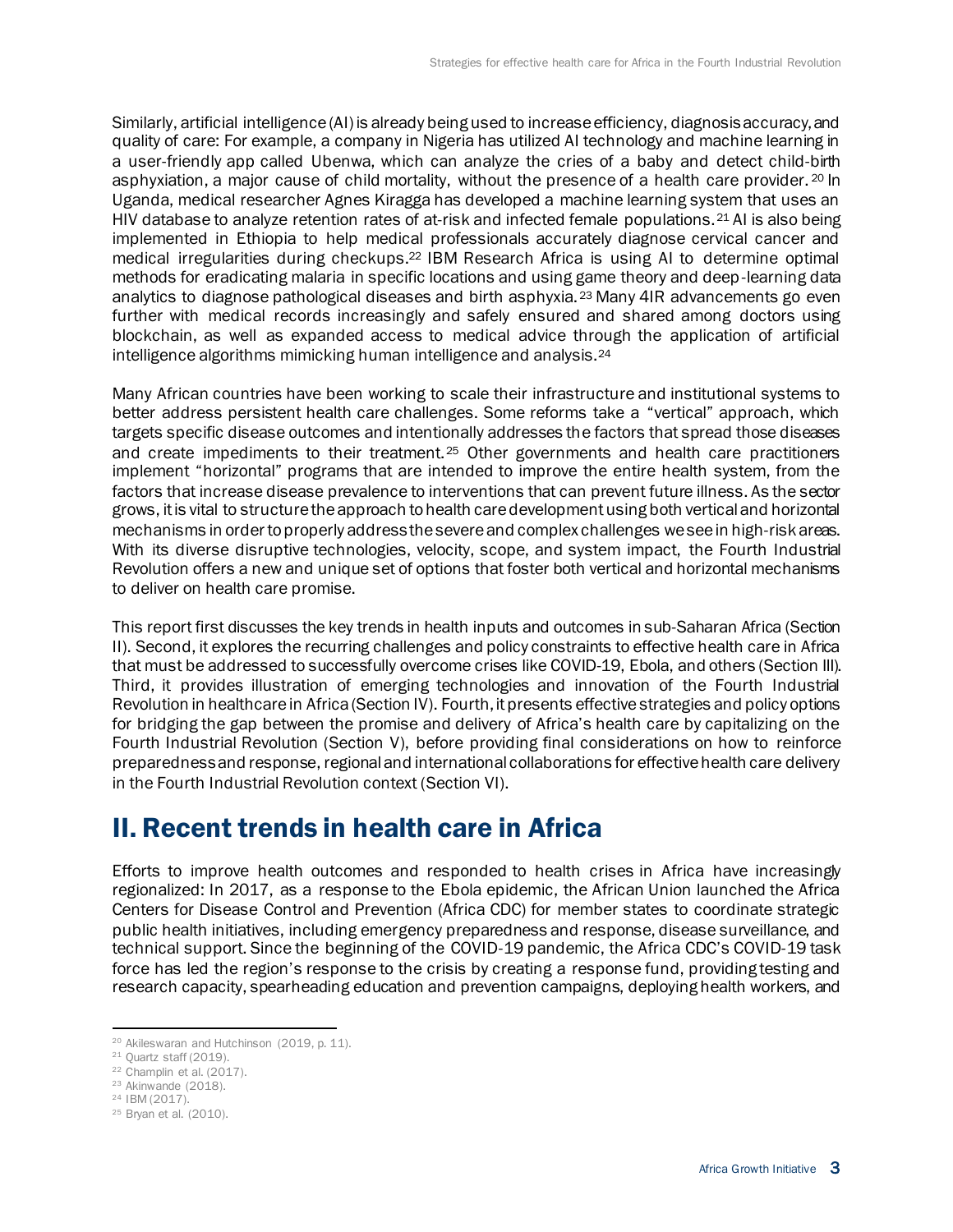Similarly, artificial intelligence (AI) is already being used to increase efficiency, diagnosis accuracy, and quality of care: For example, a company in Nigeria has utilized AI technology and machine learning in a user-friendly app called Ubenwa, which can analyze the cries of a baby and detect child-birth asphyxiation, a major cause of child mortality, without the presence of a health care provider.[20] In Uganda, medical researcher Agnes Kiragga has developed a machine learning system that uses an HIV database to analyze retention rates of at-risk and infected female populations.[21] AI is also being implemented in Ethiopia to help medical professionals accurately diagnose cervical cancer and medical irregularities during checkups.[22] IBM Research Africa is using AI to determine optimal methods for eradicating malaria in specific locations and using game theory and deep-learning data analytics to diagnose pathological diseases and birth asphyxia.[23] Many 4IR advancements go even further with medical records increasingly and safely ensured and shared among doctors using blockchain, as well as expanded access to medical advice through the application of artificial intelligence algorithms mimicking human intelligence and analysis.[24]

Many African countries have been working to scale their infrastructure and institutional systems to better address persistent health care challenges. Some reforms take a "vertical" approach, which targets specific disease outcomes and intentionally addresses the factors that spread those diseases and create impediments to their treatment.[25] Other governments and health care practitioners implement "horizontal" programs that are intended to improve the entire health system, from the factors that increase disease prevalence to interventions that can prevent future illness. As the sector grows, it is vital to structure the approach to health care development using both vertical and horizontal mechanisms in order to properly address the severe and complex challenges we see in high-risk areas. With its diverse disruptive technologies, velocity, scope, and system impact, the Fourth Industrial Revolution offers a new and unique set of options that foster both vertical and horizontal mechanisms to deliver on health care promise.

This report first discusses the key trends in health inputs and outcomes in sub-Saharan Africa (Section II). Second, it explores the recurring challenges and policy constraints to effective health care in Africa that must be addressed to successfully overcome crises like COVID-19, Ebola, and others (Section III). Third, it provides illustration of emerging technologies and innovation of the Fourth Industrial Revolution in healthcare in Africa (Section IV). Fourth, it presents effective strategies and policy options for bridging the gap between the promise and delivery of Africa's health care by capitalizing on the Fourth Industrial Revolution (Section V), before providing final considerations on how to reinforce preparedness and response, regional and international collaborations for effective health care delivery in the Fourth Industrial Revolution context (Section VI).

## II. Recent trends in health care in Africa

Efforts to improve health outcomes and responded to health crises in Africa have increasingly regionalized: In 2017, as a response to the Ebola epidemic, the African Union launched the Africa Centers for Disease Control and Prevention (Africa CDC) for member states to coordinate strategic public health initiatives, including emergency preparedness and response, disease surveillance, and technical support. Since the beginning of the COVID-19 pandemic, the Africa CDC's COVID-19 task force has led the region's response to the crisis by creating a response fund, providing testing and research capacity, spearheading education and prevention campaigns, deploying health workers, and

---

[20] Akileswaran and Hutchinson (2019, p. 11).
[21] Quartz staff (2019).
[22] Champlin et al. (2017).
[23] Akinwande (2018).
[24] IBM (2017).
[25] Bryan et al. (2010).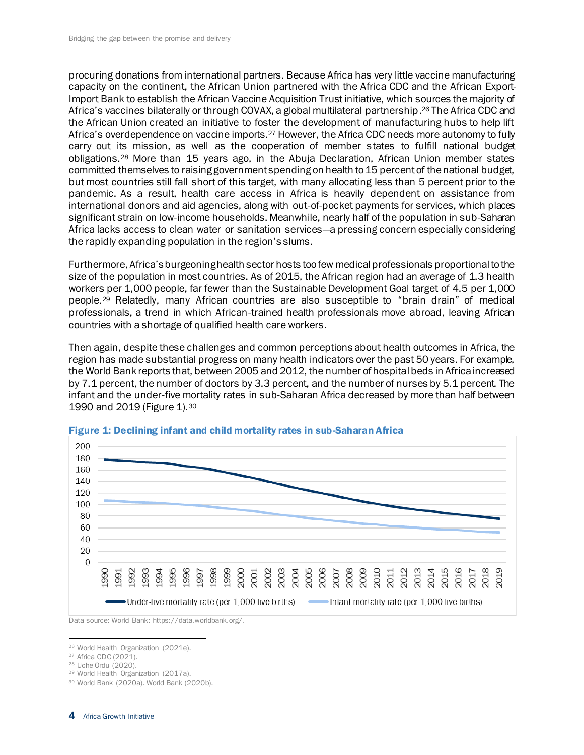procuring donations from international partners. Because Africa has very little vaccine manufacturing capacity on the continent, the African Union partnered with the Africa CDC and the African Export-Import Bank to establish the African Vaccine Acquisition Trust initiative, which sources the majority of Africa's vaccines bilaterally or through COVAX, a global multilateral partnership.[26] The Africa CDC and the African Union created an initiative to foster the development of manufacturing hubs to help lift Africa's overdependence on vaccine imports.[27] However, the Africa CDC needs more autonomy to fully carry out its mission, as well as the cooperation of member states to fulfill national budget obligations.[28] More than 15 years ago, in the Abuja Declaration, African Union member states committed themselves to raising government spending on health to 15 percent of the national budget, but most countries still fall short of this target, with many allocating less than 5 percent prior to the pandemic. As a result, health care access in Africa is heavily dependent on assistance from international donors and aid agencies, along with out-of-pocket payments for services, which places significant strain on low-income households. Meanwhile, nearly half of the population in sub-Saharan Africa lacks access to clean water or sanitation services—a pressing concern especially considering the rapidly expanding population in the region's slums.

Furthermore, Africa's burgeoning health sector hosts too few medical professionals proportional to the size of the population in most countries. As of 2015, the African region had an average of 1.3 health workers per 1,000 people, far fewer than the Sustainable Development Goal target of 4.5 per 1,000 people.[29] Relatedly, many African countries are also susceptible to "brain drain" of medical professionals, a trend in which African-trained health professionals move abroad, leaving African countries with a shortage of qualified health care workers.

Then again, despite these challenges and common perceptions about health outcomes in Africa, the region has made substantial progress on many health indicators over the past 50 years. For example, the World Bank reports that, between 2005 and 2012, the number of hospital beds in Africa increased by 7.1 percent, the number of doctors by 3.3 percent, and the number of nurses by 5.1 percent. The infant and the under-five mortality rates in sub-Saharan Africa decreased by more than half between 1990 and 2019 (Figure 1).[30]

**Figure 1: Declining infant and child mortality rates in sub-Saharan Africa**

Data source: World Bank: https://data.worldbank.org/.

---

[26] World Health Organization (2021e).

[27] Africa CDC (2021).

[28] Uche Ordu (2020).

[29] World Health Organization (2017a).

[30] World Bank (2020a). World Bank (2020b).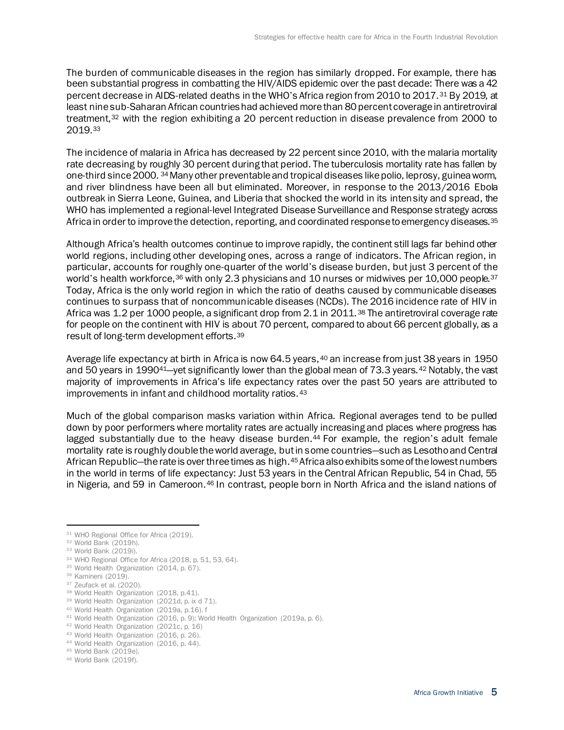The burden of communicable diseases in the region has similarly dropped. For example, there has been substantial progress in combatting the HIV/AIDS epidemic over the past decade: There was a 42 percent decrease in AIDS-related deaths in the WHO's Africa region from 2010 to 2017.[31] By 2019, at least nine sub-Saharan African countries had achieved more than 80 percent coverage in antiretroviral treatment,[32] with the region exhibiting a 20 percent reduction in disease prevalence from 2000 to 2019.[33]

The incidence of malaria in Africa has decreased by 22 percent since 2010, with the malaria mortality rate decreasing by roughly 30 percent during that period. The tuberculosis mortality rate has fallen by one-third since 2000.[34] Many other preventable and tropical diseases like polio, leprosy, guinea worm, and river blindness have been all but eliminated. Moreover, in response to the 2013/2016 Ebola outbreak in Sierra Leone, Guinea, and Liberia that shocked the world in its intensity and spread, the WHO has implemented a regional-level Integrated Disease Surveillance and Response strategy across Africa in order to improve the detection, reporting, and coordinated response to emergency diseases.[35]

Although Africa's health outcomes continue to improve rapidly, the continent still lags far behind other world regions, including other developing ones, across a range of indicators. The African region, in particular, accounts for roughly one-quarter of the world's disease burden, but just 3 percent of the world's health workforce,[36] with only 2.3 physicians and 10 nurses or midwives per 10,000 people.[37] Today, Africa is the only world region in which the ratio of deaths caused by communicable diseases continues to surpass that of noncommunicable diseases (NCDs). The 2016 incidence rate of HIV in Africa was 1.2 per 1000 people, a significant drop from 2.1 in 2011.[38] The antiretroviral coverage rate for people on the continent with HIV is about 70 percent, compared to about 66 percent globally, as a result of long-term development efforts.[39]

Average life expectancy at birth in Africa is now 64.5 years,[40] an increase from just 38 years in 1950 and 50 years in 1990[41]—yet significantly lower than the global mean of 73.3 years.[42] Notably, the vast majority of improvements in Africa's life expectancy rates over the past 50 years are attributed to improvements in infant and childhood mortality ratios.[43]

Much of the global comparison masks variation within Africa. Regional averages tend to be pulled down by poor performers where mortality rates are actually increasing and places where progress has lagged substantially due to the heavy disease burden.[44] For example, the region's adult female mortality rate is roughly double the world average, but in some countries—such as Lesotho and Central African Republic—the rate is over three times as high.[45] Africa also exhibits some of the lowest numbers in the world in terms of life expectancy: Just 53 years in the Central African Republic, 54 in Chad, 55 in Nigeria, and 59 in Cameroon.[46] In contrast, people born in North Africa and the island nations of

---

[31] WHO Regional Office for Africa (2019).
[32] World Bank (2019h).
[33] World Bank (2019i).
[34] WHO Regional Office for Africa (2018, p. 51, 53, 64).
[35] World Health Organization (2014, p. 67).
[36] Kamineni (2019).
[37] Zeufack et al. (2020).
[38] World Health Organization (2018, p.41).
[39] World Health Organization (2021d, p. ix d 71).
[40] World Health Organization (2019a, p.16). f
[41] World Health Organization (2016, p. 9); World Health Organization (2019a, p. 6).
[42] World Health Organization (2021c, p. 16)
[43] World Health Organization (2016, p. 26).
[44] World Health Organization (2016, p. 44).
[45] World Bank (2019e).
[46] World Bank (2019f).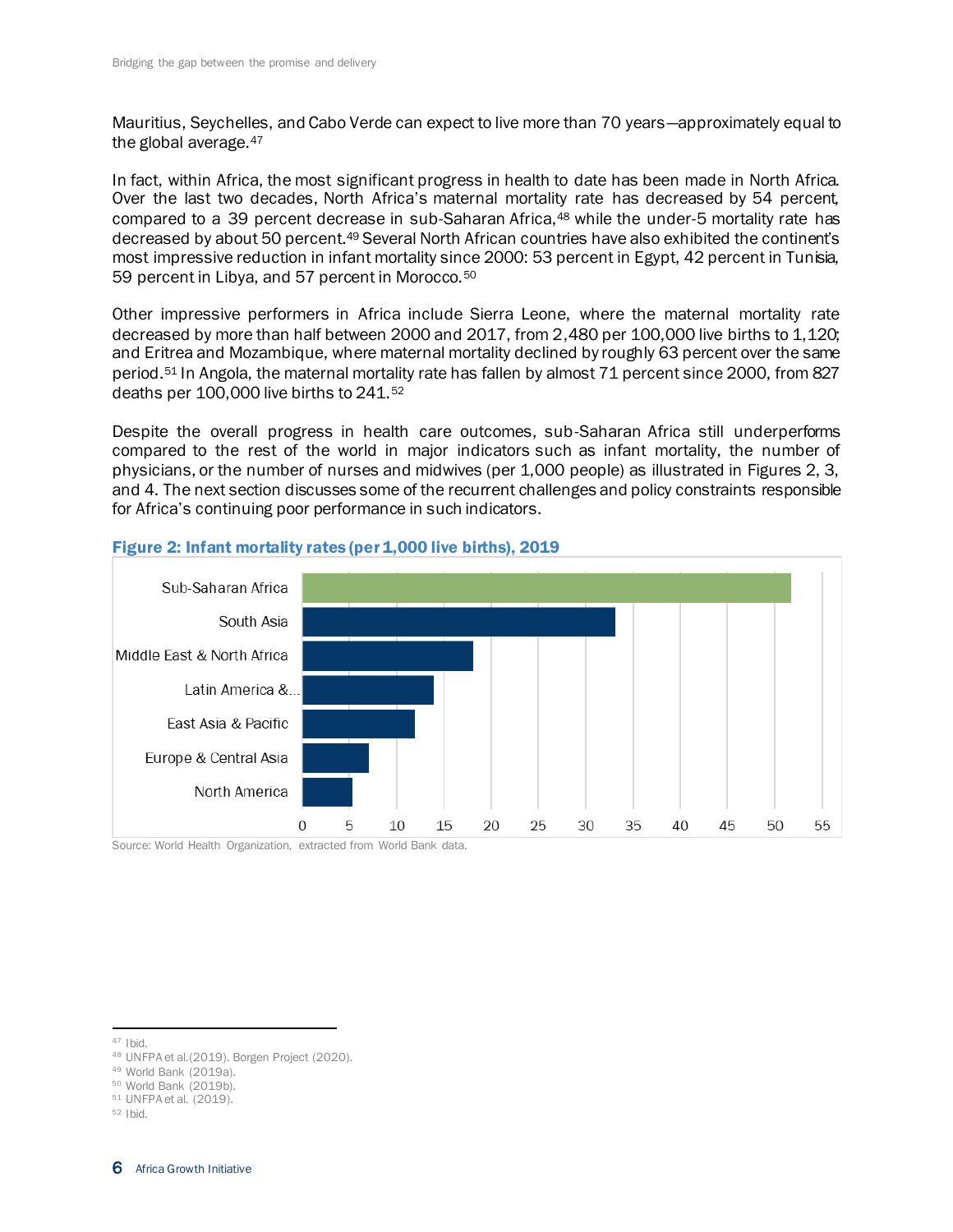Mauritius, Seychelles, and Cabo Verde can expect to live more than 70 years—approximately equal to the global average.[47]

In fact, within Africa, the most significant progress in health to date has been made in North Africa. Over the last two decades, North Africa's maternal mortality rate has decreased by 54 percent, compared to a 39 percent decrease in sub-Saharan Africa,[48] while the under-5 mortality rate has decreased by about 50 percent.[49] Several North African countries have also exhibited the continent's most impressive reduction in infant mortality since 2000: 53 percent in Egypt, 42 percent in Tunisia, 59 percent in Libya, and 57 percent in Morocco.[50]

Other impressive performers in Africa include Sierra Leone, where the maternal mortality rate decreased by more than half between 2000 and 2017, from 2,480 per 100,000 live births to 1,120; and Eritrea and Mozambique, where maternal mortality declined by roughly 63 percent over the same period.[51] In Angola, the maternal mortality rate has fallen by almost 71 percent since 2000, from 827 deaths per 100,000 live births to 241.[52]

Despite the overall progress in health care outcomes, sub-Saharan Africa still underperforms compared to the rest of the world in major indicators such as infant mortality, the number of physicians, or the number of nurses and midwives (per 1,000 people) as illustrated in Figures 2, 3, and 4. The next section discusses some of the recurrent challenges and policy constraints responsible for Africa's continuing poor performance in such indicators.

**Figure 2: Infant mortality rates (per 1,000 live births), 2019**

| Region | Infant mortality rate (approx.) |
|---|---|
| Sub-Saharan Africa | 52 |
| South Asia | 33 |
| Middle East & North Africa | 18 |
| Latin America &... | 14 |
| East Asia & Pacific | 12 |
| Europe & Central Asia | 7 |
| North America | 5 |

Source: World Health Organization, extracted from World Bank data.

---

[47] Ibid.

[48] UNFPA et al. (2019). Borgen Project (2020).

[49] World Bank (2019a).

[50] World Bank (2019b).

[51] UNFPA et al. (2019).

[52] Ibid.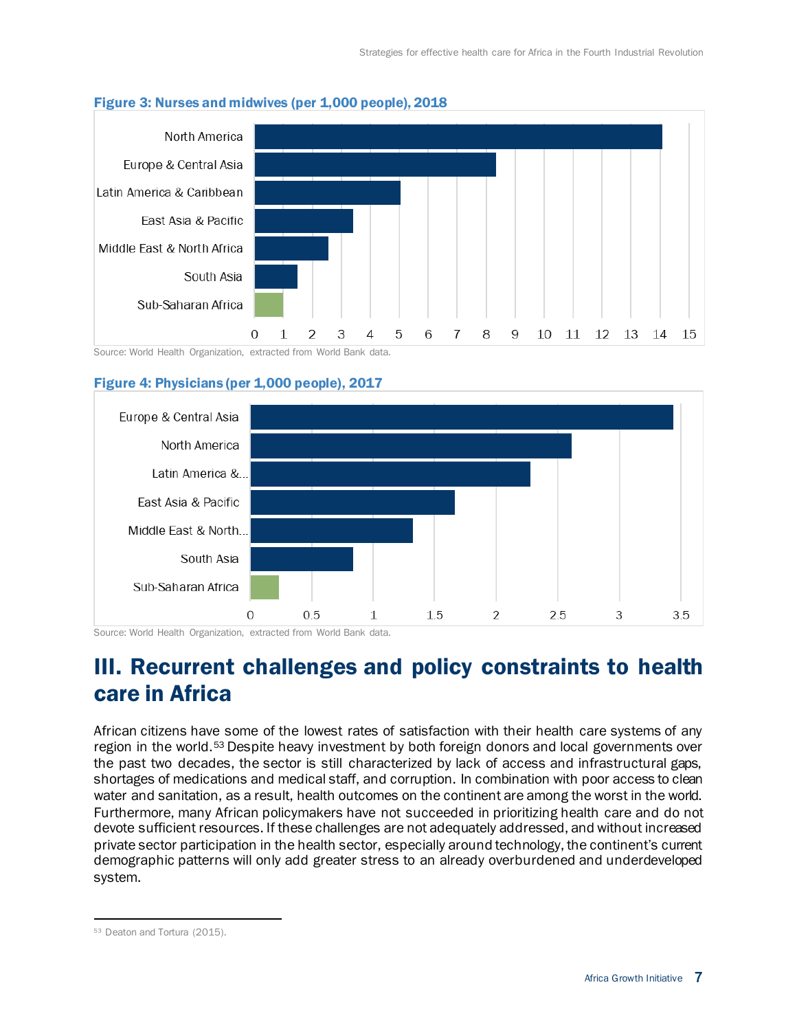**Figure 3: Nurses and midwives (per 1,000 people), 2018**

| Region | Nurses and midwives (per 1,000 people) |
|---|---|
| North America | ~14.1 |
| Europe & Central Asia | ~8.3 |
| Latin America & Caribbean | ~5.0 |
| East Asia & Pacific | ~3.4 |
| Middle East & North Africa | ~2.5 |
| South Asia | ~1.5 |
| Sub-Saharan Africa | ~1.0 |

Source: World Health Organization, extracted from World Bank data.

**Figure 4: Physicians (per 1,000 people), 2017**

| Region | Physicians (per 1,000 people) |
|---|---|
| Europe & Central Asia | ~3.4 |
| North America | ~2.6 |
| Latin America &... | ~2.3 |
| East Asia & Pacific | ~1.7 |
| Middle East & North... | ~1.3 |
| South Asia | ~0.8 |
| Sub-Saharan Africa | ~0.2 |

Source: World Health Organization, extracted from World Bank data.

# III. Recurrent challenges and policy constraints to health care in Africa

African citizens have some of the lowest rates of satisfaction with their health care systems of any region in the world.[53] Despite heavy investment by both foreign donors and local governments over the past two decades, the sector is still characterized by lack of access and infrastructural gaps, shortages of medications and medical staff, and corruption. In combination with poor access to clean water and sanitation, as a result, health outcomes on the continent are among the worst in the world. Furthermore, many African policymakers have not succeeded in prioritizing health care and do not devote sufficient resources. If these challenges are not adequately addressed, and without increased private sector participation in the health sector, especially around technology, the continent's current demographic patterns will only add greater stress to an already overburdened and underdeveloped system.

[53] Deaton and Tortura (2015).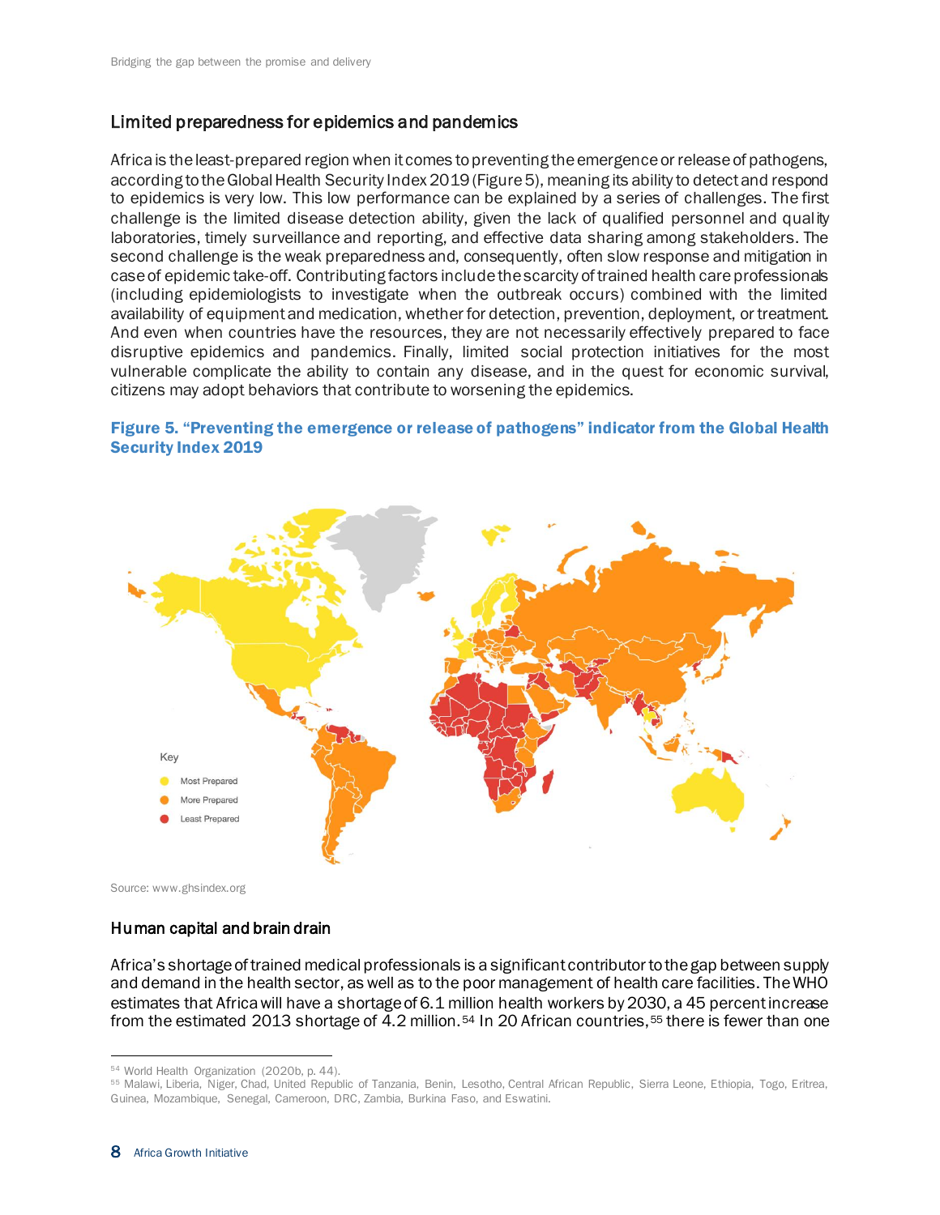## Limited preparedness for epidemics and pandemics

Africa is the least-prepared region when it comes to preventing the emergence or release of pathogens, according to the Global Health Security Index 2019 (Figure 5), meaning its ability to detect and respond to epidemics is very low. This low performance can be explained by a series of challenges. The first challenge is the limited disease detection ability, given the lack of qualified personnel and quality laboratories, timely surveillance and reporting, and effective data sharing among stakeholders. The second challenge is the weak preparedness and, consequently, often slow response and mitigation in case of epidemic take-off. Contributing factors include the scarcity of trained health care professionals (including epidemiologists to investigate when the outbreak occurs) combined with the limited availability of equipment and medication, whether for detection, prevention, deployment, or treatment. And even when countries have the resources, they are not necessarily effectively prepared to face disruptive epidemics and pandemics. Finally, limited social protection initiatives for the most vulnerable complicate the ability to contain any disease, and in the quest for economic survival, citizens may adopt behaviors that contribute to worsening the epidemics.

**Figure 5. "Preventing the emergence or release of pathogens" indicator from the Global Health Security Index 2019**

Key
- Most Prepared
- More Prepared
- Least Prepared

Source: www.ghsindex.org

## Human capital and brain drain

Africa's shortage of trained medical professionals is a significant contributor to the gap between supply and demand in the health sector, as well as to the poor management of health care facilities. The WHO estimates that Africa will have a shortage of 6.1 million health workers by 2030, a 45 percent increase from the estimated 2013 shortage of 4.2 million.[54] In 20 African countries,[55] there is fewer than one

---

[54] World Health Organization (2020b, p. 44).

[55] Malawi, Liberia, Niger, Chad, United Republic of Tanzania, Benin, Lesotho, Central African Republic, Sierra Leone, Ethiopia, Togo, Eritrea, Guinea, Mozambique, Senegal, Cameroon, DRC, Zambia, Burkina Faso, and Eswatini.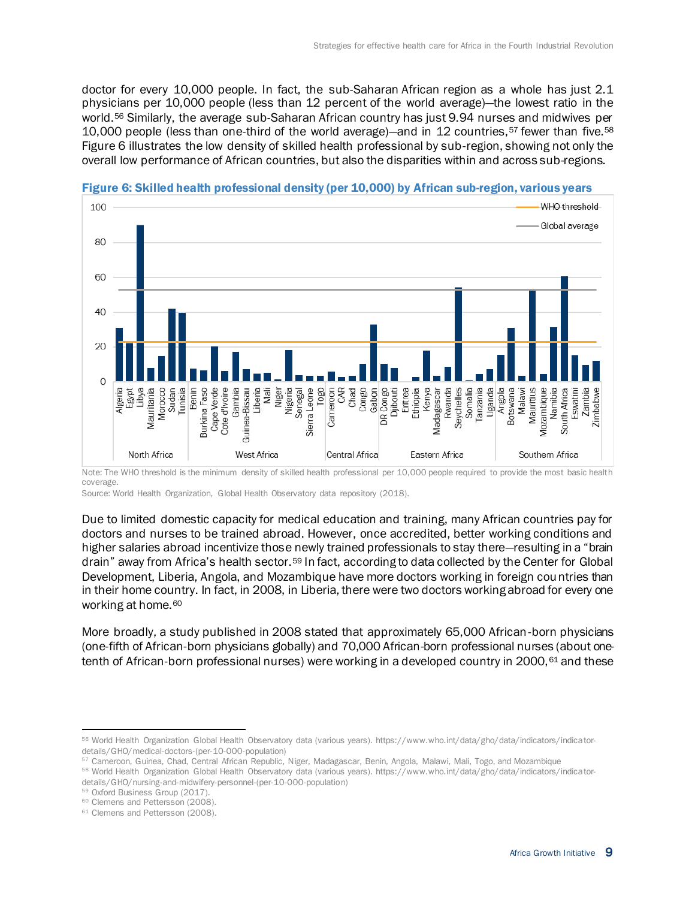doctor for every 10,000 people. In fact, the sub-Saharan African region as a whole has just 2.1 physicians per 10,000 people (less than 12 percent of the world average)—the lowest ratio in the world.[56] Similarly, the average sub-Saharan African country has just 9.94 nurses and midwives per 10,000 people (less than one-third of the world average)—and in 12 countries,[57] fewer than five.[58] Figure 6 illustrates the low density of skilled health professional by sub-region, showing not only the overall low performance of African countries, but also the disparities within and across sub-regions.

**Figure 6: Skilled health professional density (per 10,000) by African sub-region, various years**

Note: The WHO threshold is the minimum density of skilled health professional per 10,000 people required to provide the most basic health coverage.

Source: World Health Organization, Global Health Observatory data repository (2018).

Due to limited domestic capacity for medical education and training, many African countries pay for doctors and nurses to be trained abroad. However, once accredited, better working conditions and higher salaries abroad incentivize those newly trained professionals to stay there—resulting in a "brain drain" away from Africa's health sector.[59] In fact, according to data collected by the Center for Global Development, Liberia, Angola, and Mozambique have more doctors working in foreign countries than in their home country. In fact, in 2008, in Liberia, there were two doctors working abroad for every one working at home.[60]

More broadly, a study published in 2008 stated that approximately 65,000 African-born physicians (one-fifth of African-born physicians globally) and 70,000 African-born professional nurses (about one-tenth of African-born professional nurses) were working in a developed country in 2000,[61] and these

---

[56] World Health Organization Global Health Observatory data (various years). https://www.who.int/data/gho/data/indicators/indicator-details/GHO/medical-doctors-(per-10-000-population)

[57] Cameroon, Guinea, Chad, Central African Republic, Niger, Madagascar, Benin, Angola, Malawi, Mali, Togo, and Mozambique

[58] World Health Organization Global Health Observatory data (various years). https://www.who.int/data/gho/data/indicators/indicator-details/GHO/nursing-and-midwifery-personnel-(per-10-000-population)

[59] Oxford Business Group (2017).

[60] Clemens and Pettersson (2008).

[61] Clemens and Pettersson (2008).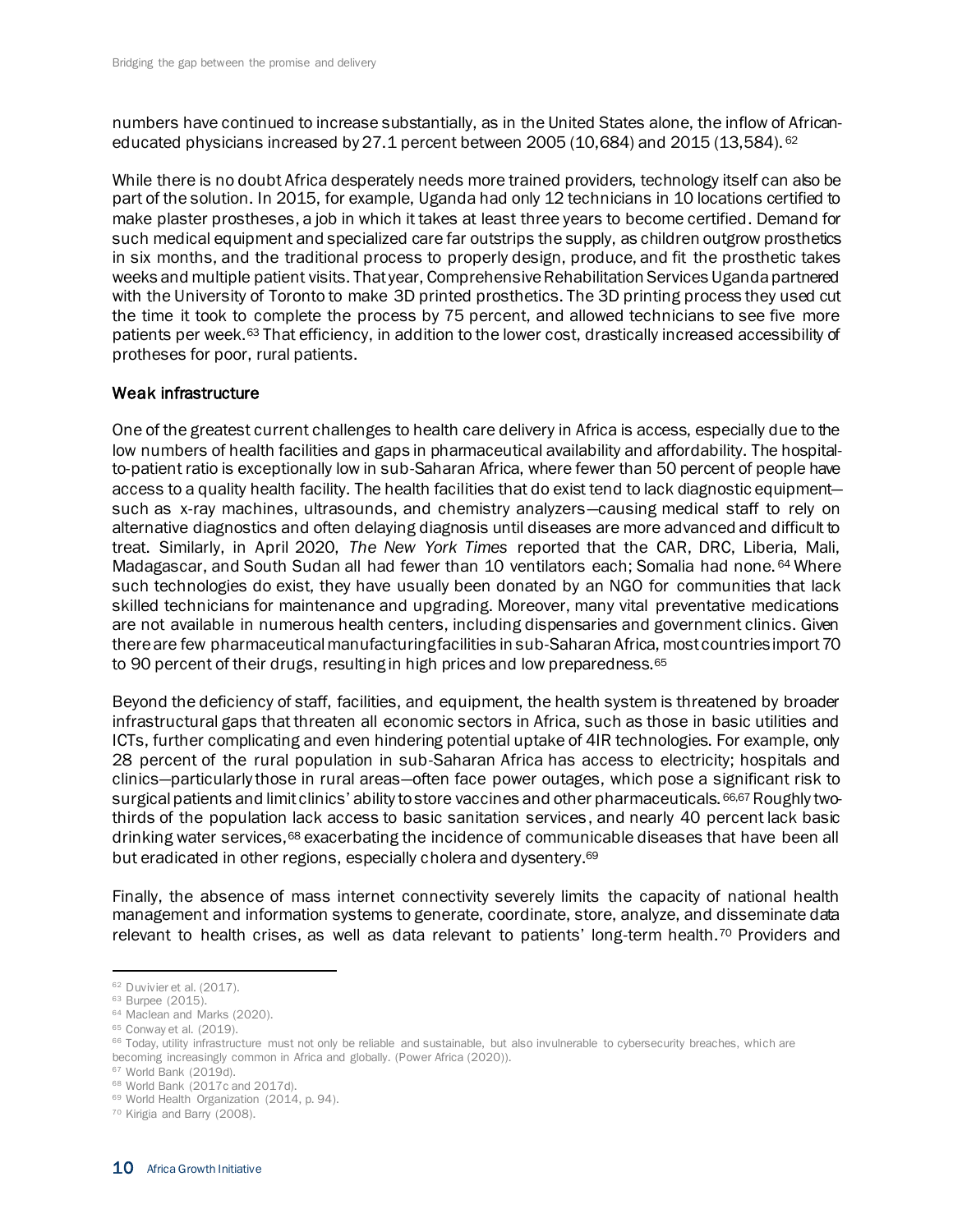numbers have continued to increase substantially, as in the United States alone, the inflow of African-educated physicians increased by 27.1 percent between 2005 (10,684) and 2015 (13,584).[62]

While there is no doubt Africa desperately needs more trained providers, technology itself can also be part of the solution. In 2015, for example, Uganda had only 12 technicians in 10 locations certified to make plaster prostheses, a job in which it takes at least three years to become certified. Demand for such medical equipment and specialized care far outstrips the supply, as children outgrow prosthetics in six months, and the traditional process to properly design, produce, and fit the prosthetic takes weeks and multiple patient visits. That year, Comprehensive Rehabilitation Services Uganda partnered with the University of Toronto to make 3D printed prosthetics. The 3D printing process they used cut the time it took to complete the process by 75 percent, and allowed technicians to see five more patients per week.[63] That efficiency, in addition to the lower cost, drastically increased accessibility of protheses for poor, rural patients.

### Weak infrastructure

One of the greatest current challenges to health care delivery in Africa is access, especially due to the low numbers of health facilities and gaps in pharmaceutical availability and affordability. The hospital-to-patient ratio is exceptionally low in sub-Saharan Africa, where fewer than 50 percent of people have access to a quality health facility. The health facilities that do exist tend to lack diagnostic equipment—such as x-ray machines, ultrasounds, and chemistry analyzers—causing medical staff to rely on alternative diagnostics and often delaying diagnosis until diseases are more advanced and difficult to treat. Similarly, in April 2020, *The New York Times* reported that the CAR, DRC, Liberia, Mali, Madagascar, and South Sudan all had fewer than 10 ventilators each; Somalia had none.[64] Where such technologies do exist, they have usually been donated by an NGO for communities that lack skilled technicians for maintenance and upgrading. Moreover, many vital preventative medications are not available in numerous health centers, including dispensaries and government clinics. Given there are few pharmaceutical manufacturing facilities in sub-Saharan Africa, most countries import 70 to 90 percent of their drugs, resulting in high prices and low preparedness.[65]

Beyond the deficiency of staff, facilities, and equipment, the health system is threatened by broader infrastructural gaps that threaten all economic sectors in Africa, such as those in basic utilities and ICTs, further complicating and even hindering potential uptake of 4IR technologies. For example, only 28 percent of the rural population in sub-Saharan Africa has access to electricity; hospitals and clinics—particularly those in rural areas—often face power outages, which pose a significant risk to surgical patients and limit clinics' ability to store vaccines and other pharmaceuticals.[66,67] Roughly two-thirds of the population lack access to basic sanitation services, and nearly 40 percent lack basic drinking water services,[68] exacerbating the incidence of communicable diseases that have been all but eradicated in other regions, especially cholera and dysentery.[69]

Finally, the absence of mass internet connectivity severely limits the capacity of national health management and information systems to generate, coordinate, store, analyze, and disseminate data relevant to health crises, as well as data relevant to patients' long-term health.[70] Providers and

---

[62] Duvivier et al. (2017).
[63] Burpee (2015).
[64] Maclean and Marks (2020).
[65] Conway et al. (2019).
[66] Today, utility infrastructure must not only be reliable and sustainable, but also invulnerable to cybersecurity breaches, which are becoming increasingly common in Africa and globally. (Power Africa (2020)).
[67] World Bank (2019d).
[68] World Bank (2017c and 2017d).
[69] World Health Organization (2014, p. 94).
[70] Kirigia and Barry (2008).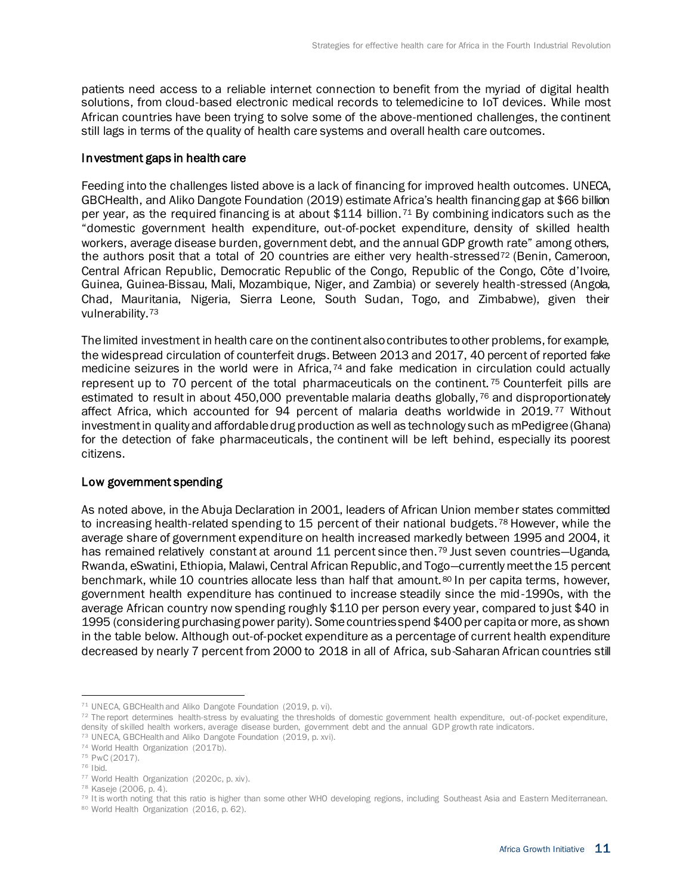patients need access to a reliable internet connection to benefit from the myriad of digital health solutions, from cloud-based electronic medical records to telemedicine to IoT devices. While most African countries have been trying to solve some of the above-mentioned challenges, the continent still lags in terms of the quality of health care systems and overall health care outcomes.

### Investment gaps in health care

Feeding into the challenges listed above is a lack of financing for improved health outcomes. UNECA, GBCHealth, and Aliko Dangote Foundation (2019) estimate Africa's health financing gap at $66 billion per year, as the required financing is at about $114 billion.[71] By combining indicators such as the "domestic government health expenditure, out-of-pocket expenditure, density of skilled health workers, average disease burden, government debt, and the annual GDP growth rate" among others, the authors posit that a total of 20 countries are either very health-stressed[72] (Benin, Cameroon, Central African Republic, Democratic Republic of the Congo, Republic of the Congo, Côte d'Ivoire, Guinea, Guinea-Bissau, Mali, Mozambique, Niger, and Zambia) or severely health-stressed (Angola, Chad, Mauritania, Nigeria, Sierra Leone, South Sudan, Togo, and Zimbabwe), given their vulnerability.[73]

The limited investment in health care on the continent also contributes to other problems, for example, the widespread circulation of counterfeit drugs. Between 2013 and 2017, 40 percent of reported fake medicine seizures in the world were in Africa,[74] and fake medication in circulation could actually represent up to 70 percent of the total pharmaceuticals on the continent.[75] Counterfeit pills are estimated to result in about 450,000 preventable malaria deaths globally,[76] and disproportionately affect Africa, which accounted for 94 percent of malaria deaths worldwide in 2019.[77] Without investment in quality and affordable drug production as well as technology such as mPedigree (Ghana) for the detection of fake pharmaceuticals, the continent will be left behind, especially its poorest citizens.

### Low government spending

As noted above, in the Abuja Declaration in 2001, leaders of African Union member states committed to increasing health-related spending to 15 percent of their national budgets.[78] However, while the average share of government expenditure on health increased markedly between 1995 and 2004, it has remained relatively constant at around 11 percent since then.[79] Just seven countries—Uganda, Rwanda, eSwatini, Ethiopia, Malawi, Central African Republic, and Togo—currently meet the 15 percent benchmark, while 10 countries allocate less than half that amount.[80] In per capita terms, however, government health expenditure has continued to increase steadily since the mid-1990s, with the average African country now spending roughly $110 per person every year, compared to just $40 in 1995 (considering purchasing power parity). Some countries spend $400 per capita or more, as shown in the table below. Although out-of-pocket expenditure as a percentage of current health expenditure decreased by nearly 7 percent from 2000 to 2018 in all of Africa, sub-Saharan African countries still

---

[71] UNECA, GBCHealth and Aliko Dangote Foundation (2019, p. vi).

[72] The report determines health-stress by evaluating the thresholds of domestic government health expenditure, out-of-pocket expenditure, density of skilled health workers, average disease burden, government debt and the annual GDP growth rate indicators.

[73] UNECA, GBCHealth and Aliko Dangote Foundation (2019, p. xvi).

[74] World Health Organization (2017b).

[75] PwC (2017).

[76] Ibid.

[77] World Health Organization (2020c, p. xiv).

[78] Kaseje (2006, p. 4).

[79] It is worth noting that this ratio is higher than some other WHO developing regions, including Southeast Asia and Eastern Mediterranean.

[80] World Health Organization (2016, p. 62).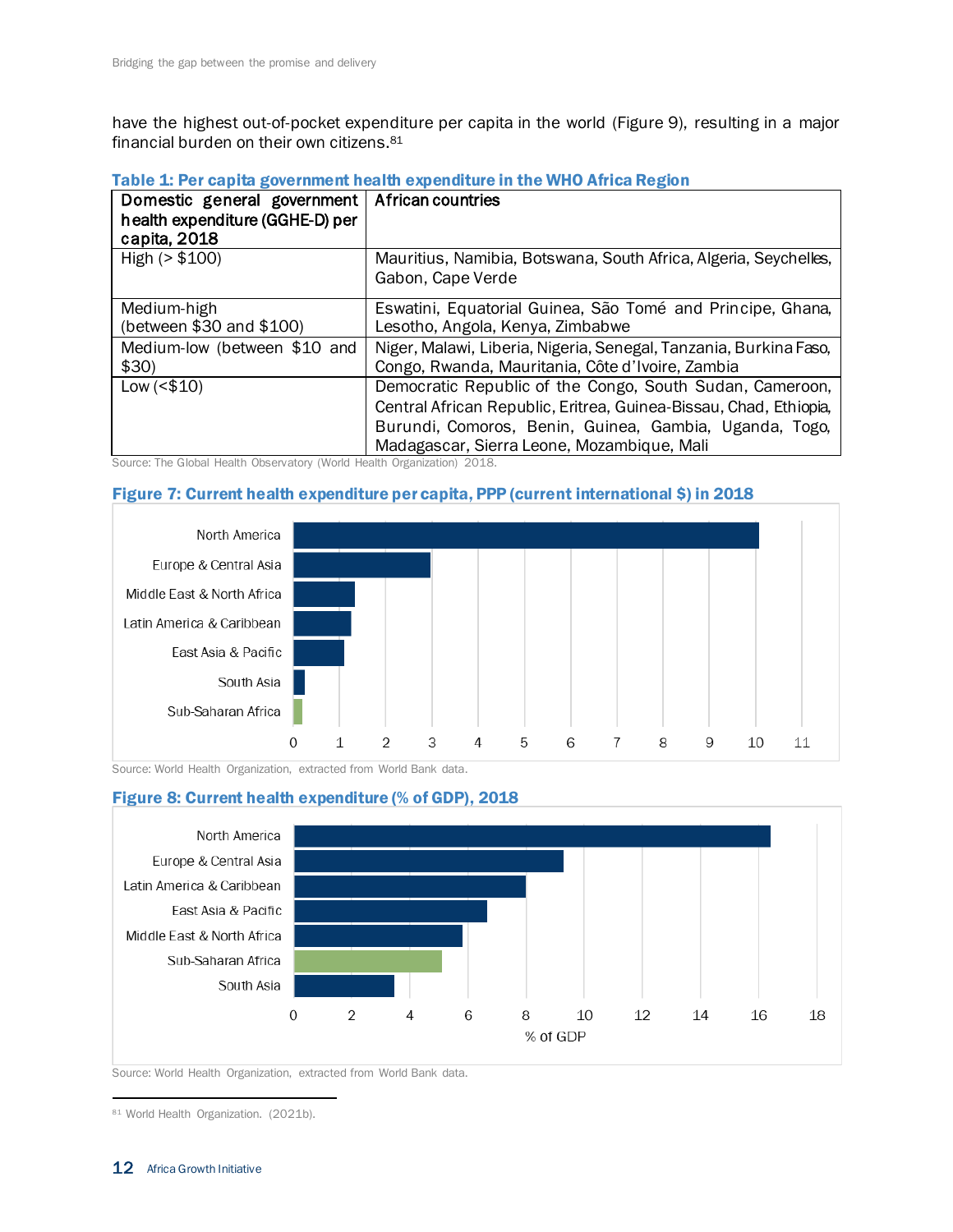have the highest out-of-pocket expenditure per capita in the world (Figure 9), resulting in a major financial burden on their own citizens.[81]

**Table 1: Per capita government health expenditure in the WHO Africa Region**

| Domestic general government health expenditure (GGHE-D) per capita, 2018 | African countries |
|---|---|
| High (> $100) | Mauritius, Namibia, Botswana, South Africa, Algeria, Seychelles, Gabon, Cape Verde |
| Medium-high (between $30 and $100) | Eswatini, Equatorial Guinea, São Tomé and Principe, Ghana, Lesotho, Angola, Kenya, Zimbabwe |
| Medium-low (between $10 and $30) | Niger, Malawi, Liberia, Nigeria, Senegal, Tanzania, Burkina Faso, Congo, Rwanda, Mauritania, Côte d'Ivoire, Zambia |
| Low (<$10) | Democratic Republic of the Congo, South Sudan, Cameroon, Central African Republic, Eritrea, Guinea-Bissau, Chad, Ethiopia, Burundi, Comoros, Benin, Guinea, Gambia, Uganda, Togo, Madagascar, Sierra Leone, Mozambique, Mali |

Source: The Global Health Observatory (World Health Organization) 2018.

**Figure 7: Current health expenditure per capita, PPP (current international $) in 2018**

Source: World Health Organization, extracted from World Bank data.

**Figure 8: Current health expenditure (% of GDP), 2018**

Source: World Health Organization, extracted from World Bank data.

[81] World Health Organization. (2021b).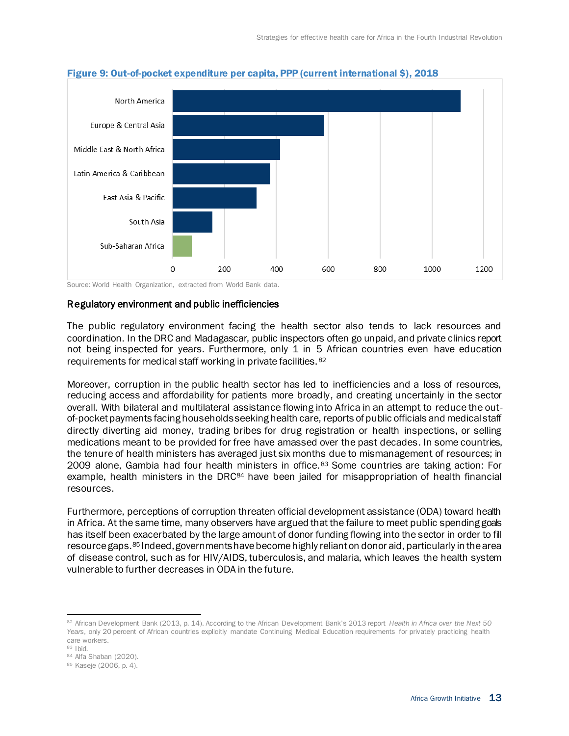**Figure 9: Out-of-pocket expenditure per capita, PPP (current international $), 2018**

Source: World Health Organization, extracted from World Bank data.

## Regulatory environment and public inefficiencies

The public regulatory environment facing the health sector also tends to lack resources and coordination. In the DRC and Madagascar, public inspectors often go unpaid, and private clinics report not being inspected for years. Furthermore, only 1 in 5 African countries even have education requirements for medical staff working in private facilities.[82]

Moreover, corruption in the public health sector has led to inefficiencies and a loss of resources, reducing access and affordability for patients more broadly, and creating uncertainly in the sector overall. With bilateral and multilateral assistance flowing into Africa in an attempt to reduce the out-of-pocket payments facing households seeking health care, reports of public officials and medical staff directly diverting aid money, trading bribes for drug registration or health inspections, or selling medications meant to be provided for free have amassed over the past decades. In some countries, the tenure of health ministers has averaged just six months due to mismanagement of resources; in 2009 alone, Gambia had four health ministers in office.[83] Some countries are taking action: For example, health ministers in the DRC[84] have been jailed for misappropriation of health financial resources.

Furthermore, perceptions of corruption threaten official development assistance (ODA) toward health in Africa. At the same time, many observers have argued that the failure to meet public spending goals has itself been exacerbated by the large amount of donor funding flowing into the sector in order to fill resource gaps.[85] Indeed, governments have become highly reliant on donor aid, particularly in the area of disease control, such as for HIV/AIDS, tuberculosis, and malaria, which leaves the health system vulnerable to further decreases in ODA in the future.

---

[82] African Development Bank (2013, p. 14). According to the African Development Bank's 2013 report *Health in Africa over the Next 50 Years*, only 20 percent of African countries explicitly mandate Continuing Medical Education requirements for privately practicing health care workers.

[83] Ibid.

[84] Alfa Shaban (2020).

[85] Kaseje (2006, p. 4).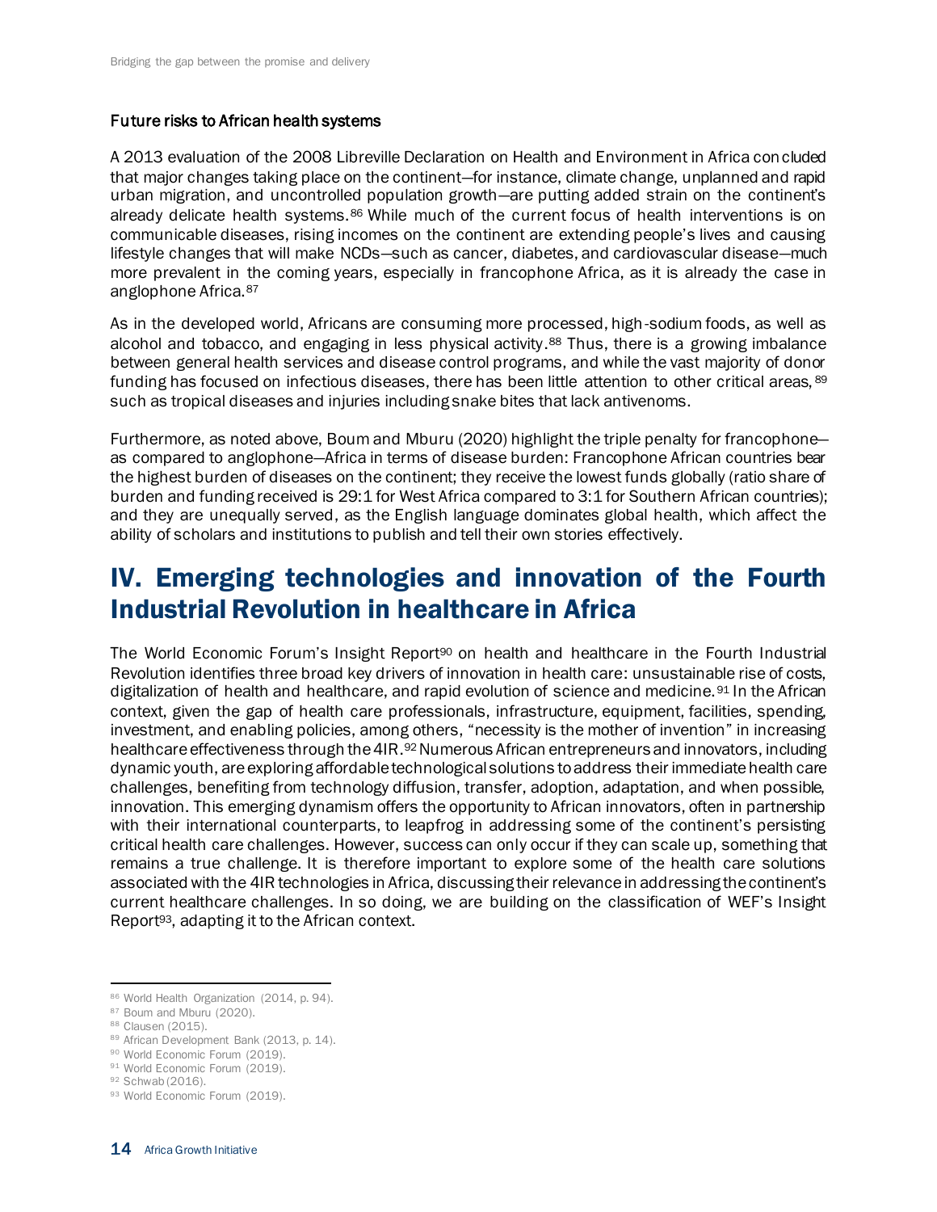### Future risks to African health systems

A 2013 evaluation of the 2008 Libreville Declaration on Health and Environment in Africa concluded that major changes taking place on the continent—for instance, climate change, unplanned and rapid urban migration, and uncontrolled population growth—are putting added strain on the continent's already delicate health systems.[86] While much of the current focus of health interventions is on communicable diseases, rising incomes on the continent are extending people's lives and causing lifestyle changes that will make NCDs—such as cancer, diabetes, and cardiovascular disease—much more prevalent in the coming years, especially in francophone Africa, as it is already the case in anglophone Africa.[87]

As in the developed world, Africans are consuming more processed, high-sodium foods, as well as alcohol and tobacco, and engaging in less physical activity.[88] Thus, there is a growing imbalance between general health services and disease control programs, and while the vast majority of donor funding has focused on infectious diseases, there has been little attention to other critical areas,[89] such as tropical diseases and injuries including snake bites that lack antivenoms.

Furthermore, as noted above, Boum and Mburu (2020) highlight the triple penalty for francophone—as compared to anglophone—Africa in terms of disease burden: Francophone African countries bear the highest burden of diseases on the continent; they receive the lowest funds globally (ratio share of burden and funding received is 29:1 for West Africa compared to 3:1 for Southern African countries); and they are unequally served, as the English language dominates global health, which affect the ability of scholars and institutions to publish and tell their own stories effectively.

## IV. Emerging technologies and innovation of the Fourth Industrial Revolution in healthcare in Africa

The World Economic Forum's Insight Report[90] on health and healthcare in the Fourth Industrial Revolution identifies three broad key drivers of innovation in health care: unsustainable rise of costs, digitalization of health and healthcare, and rapid evolution of science and medicine.[91] In the African context, given the gap of health care professionals, infrastructure, equipment, facilities, spending, investment, and enabling policies, among others, "necessity is the mother of invention" in increasing healthcare effectiveness through the 4IR.[92] Numerous African entrepreneurs and innovators, including dynamic youth, are exploring affordable technological solutions to address their immediate health care challenges, benefiting from technology diffusion, transfer, adoption, adaptation, and when possible, innovation. This emerging dynamism offers the opportunity to African innovators, often in partnership with their international counterparts, to leapfrog in addressing some of the continent's persisting critical health care challenges. However, success can only occur if they can scale up, something that remains a true challenge. It is therefore important to explore some of the health care solutions associated with the 4IR technologies in Africa, discussing their relevance in addressing the continent's current healthcare challenges. In so doing, we are building on the classification of WEF's Insight Report[93], adapting it to the African context.

[86] World Health Organization (2014, p. 94).
[87] Boum and Mburu (2020).
[88] Clausen (2015).
[89] African Development Bank (2013, p. 14).
[90] World Economic Forum (2019).
[91] World Economic Forum (2019).
[92] Schwab (2016).
[93] World Economic Forum (2019).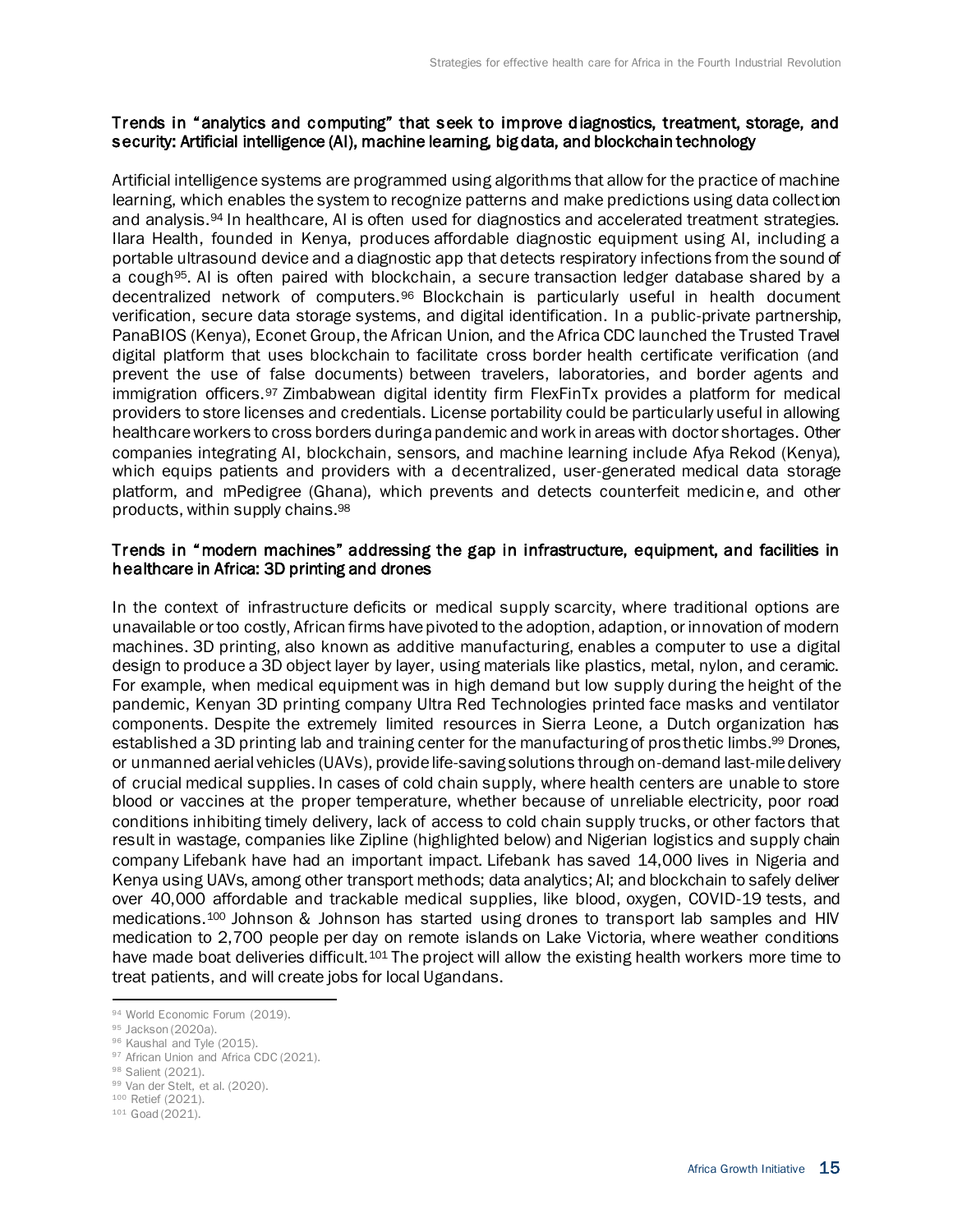### Trends in "analytics and computing" that seek to improve diagnostics, treatment, storage, and security: Artificial intelligence (AI), machine learning, big data, and blockchain technology

Artificial intelligence systems are programmed using algorithms that allow for the practice of machine learning, which enables the system to recognize patterns and make predictions using data collection and analysis.[94] In healthcare, AI is often used for diagnostics and accelerated treatment strategies. Ilara Health, founded in Kenya, produces affordable diagnostic equipment using AI, including a portable ultrasound device and a diagnostic app that detects respiratory infections from the sound of a cough[95]. AI is often paired with blockchain, a secure transaction ledger database shared by a decentralized network of computers.[96] Blockchain is particularly useful in health document verification, secure data storage systems, and digital identification. In a public-private partnership, PanaBIOS (Kenya), Econet Group, the African Union, and the Africa CDC launched the Trusted Travel digital platform that uses blockchain to facilitate cross border health certificate verification (and prevent the use of false documents) between travelers, laboratories, and border agents and immigration officers.[97] Zimbabwean digital identity firm FlexFinTx provides a platform for medical providers to store licenses and credentials. License portability could be particularly useful in allowing healthcare workers to cross borders during a pandemic and work in areas with doctor shortages. Other companies integrating AI, blockchain, sensors, and machine learning include Afya Rekod (Kenya), which equips patients and providers with a decentralized, user-generated medical data storage platform, and mPedigree (Ghana), which prevents and detects counterfeit medicine, and other products, within supply chains.[98]

### Trends in "modern machines" addressing the gap in infrastructure, equipment, and facilities in healthcare in Africa: 3D printing and drones

In the context of infrastructure deficits or medical supply scarcity, where traditional options are unavailable or too costly, African firms have pivoted to the adoption, adaption, or innovation of modern machines. 3D printing, also known as additive manufacturing, enables a computer to use a digital design to produce a 3D object layer by layer, using materials like plastics, metal, nylon, and ceramic. For example, when medical equipment was in high demand but low supply during the height of the pandemic, Kenyan 3D printing company Ultra Red Technologies printed face masks and ventilator components. Despite the extremely limited resources in Sierra Leone, a Dutch organization has established a 3D printing lab and training center for the manufacturing of prosthetic limbs.[99] Drones, or unmanned aerial vehicles (UAVs), provide life-saving solutions through on-demand last-mile delivery of crucial medical supplies. In cases of cold chain supply, where health centers are unable to store blood or vaccines at the proper temperature, whether because of unreliable electricity, poor road conditions inhibiting timely delivery, lack of access to cold chain supply trucks, or other factors that result in wastage, companies like Zipline (highlighted below) and Nigerian logistics and supply chain company Lifebank have had an important impact. Lifebank has saved 14,000 lives in Nigeria and Kenya using UAVs, among other transport methods; data analytics; AI; and blockchain to safely deliver over 40,000 affordable and trackable medical supplies, like blood, oxygen, COVID-19 tests, and medications.[100] Johnson & Johnson has started using drones to transport lab samples and HIV medication to 2,700 people per day on remote islands on Lake Victoria, where weather conditions have made boat deliveries difficult.[101] The project will allow the existing health workers more time to treat patients, and will create jobs for local Ugandans.

---

[94] World Economic Forum (2019).
[95] Jackson (2020a).
[96] Kaushal and Tyle (2015).
[97] African Union and Africa CDC (2021).
[98] Salient (2021).
[99] Van der Stelt, et al. (2020).
[100] Retief (2021).
[101] Goad (2021).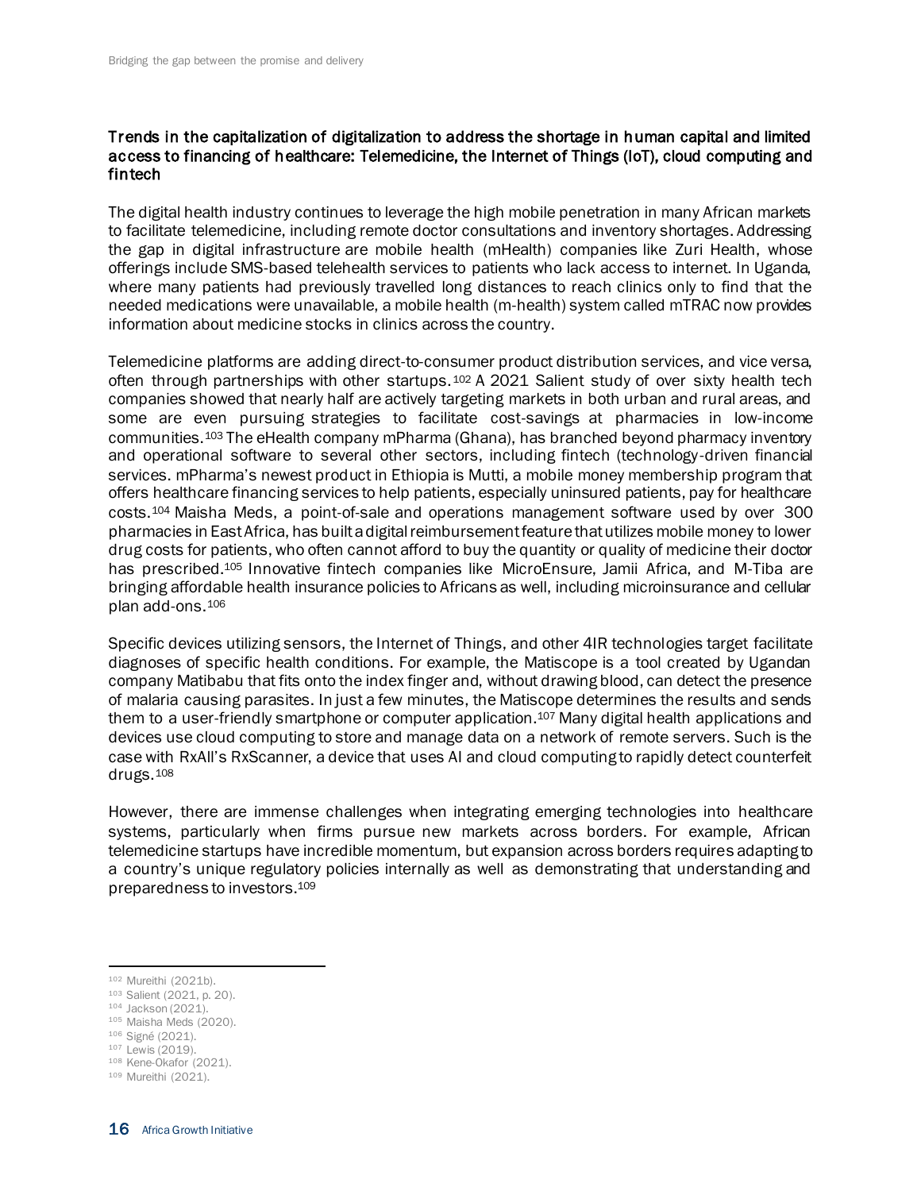### Trends in the capitalization of digitalization to address the shortage in human capital and limited access to financing of healthcare: Telemedicine, the Internet of Things (IoT), cloud computing and fintech

The digital health industry continues to leverage the high mobile penetration in many African markets to facilitate telemedicine, including remote doctor consultations and inventory shortages. Addressing the gap in digital infrastructure are mobile health (mHealth) companies like Zuri Health, whose offerings include SMS-based telehealth services to patients who lack access to internet. In Uganda, where many patients had previously travelled long distances to reach clinics only to find that the needed medications were unavailable, a mobile health (m-health) system called mTRAC now provides information about medicine stocks in clinics across the country.

Telemedicine platforms are adding direct-to-consumer product distribution services, and vice versa, often through partnerships with other startups.[102] A 2021 Salient study of over sixty health tech companies showed that nearly half are actively targeting markets in both urban and rural areas, and some are even pursuing strategies to facilitate cost-savings at pharmacies in low-income communities.[103] The eHealth company mPharma (Ghana), has branched beyond pharmacy inventory and operational software to several other sectors, including fintech (technology-driven financial services. mPharma's newest product in Ethiopia is Mutti, a mobile money membership program that offers healthcare financing services to help patients, especially uninsured patients, pay for healthcare costs.[104] Maisha Meds, a point-of-sale and operations management software used by over 300 pharmacies in East Africa, has built a digital reimbursement feature that utilizes mobile money to lower drug costs for patients, who often cannot afford to buy the quantity or quality of medicine their doctor has prescribed.[105] Innovative fintech companies like MicroEnsure, Jamii Africa, and M-Tiba are bringing affordable health insurance policies to Africans as well, including microinsurance and cellular plan add-ons.[106]

Specific devices utilizing sensors, the Internet of Things, and other 4IR technologies target facilitate diagnoses of specific health conditions. For example, the Matiscope is a tool created by Ugandan company Matibabu that fits onto the index finger and, without drawing blood, can detect the presence of malaria causing parasites. In just a few minutes, the Matiscope determines the results and sends them to a user-friendly smartphone or computer application.[107] Many digital health applications and devices use cloud computing to store and manage data on a network of remote servers. Such is the case with RxAll's RxScanner, a device that uses AI and cloud computing to rapidly detect counterfeit drugs.[108]

However, there are immense challenges when integrating emerging technologies into healthcare systems, particularly when firms pursue new markets across borders. For example, African telemedicine startups have incredible momentum, but expansion across borders requires adapting to a country's unique regulatory policies internally as well as demonstrating that understanding and preparedness to investors.[109]

---

[102] Mureithi (2021b).
[103] Salient (2021, p. 20).
[104] Jackson (2021).
[105] Maisha Meds (2020).
[106] Signé (2021).
[107] Lewis (2019).
[108] Kene-Okafor (2021).
[109] Mureithi (2021).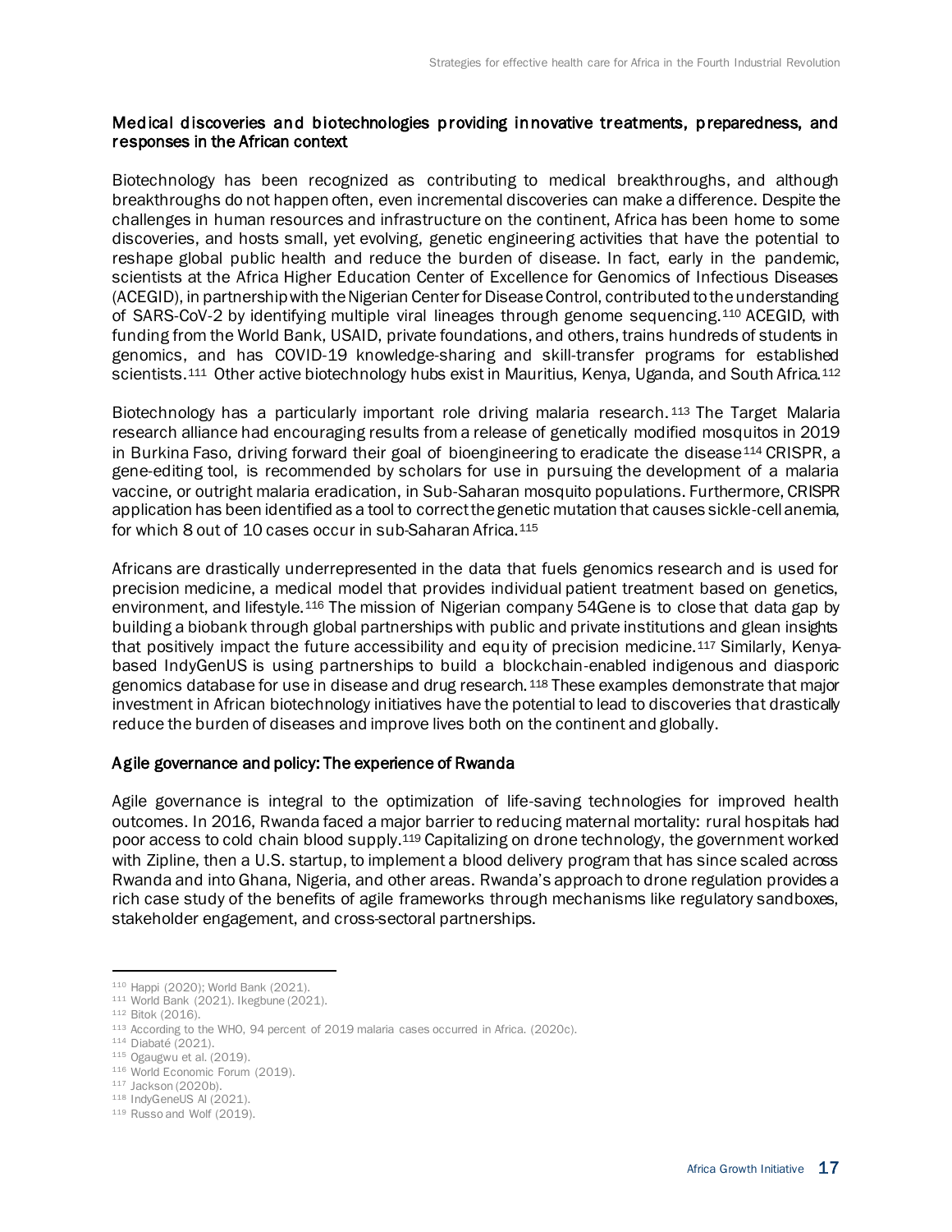### Medical discoveries and biotechnologies providing innovative treatments, preparedness, and responses in the African context

Biotechnology has been recognized as contributing to medical breakthroughs, and although breakthroughs do not happen often, even incremental discoveries can make a difference. Despite the challenges in human resources and infrastructure on the continent, Africa has been home to some discoveries, and hosts small, yet evolving, genetic engineering activities that have the potential to reshape global public health and reduce the burden of disease. In fact, early in the pandemic, scientists at the Africa Higher Education Center of Excellence for Genomics of Infectious Diseases (ACEGID), in partnership with the Nigerian Center for Disease Control, contributed to the understanding of SARS-CoV-2 by identifying multiple viral lineages through genome sequencing.[110] ACEGID, with funding from the World Bank, USAID, private foundations, and others, trains hundreds of students in genomics, and has COVID-19 knowledge-sharing and skill-transfer programs for established scientists.[111] Other active biotechnology hubs exist in Mauritius, Kenya, Uganda, and South Africa.[112]

Biotechnology has a particularly important role driving malaria research.[113] The Target Malaria research alliance had encouraging results from a release of genetically modified mosquitos in 2019 in Burkina Faso, driving forward their goal of bioengineering to eradicate the disease[114] CRISPR, a gene-editing tool, is recommended by scholars for use in pursuing the development of a malaria vaccine, or outright malaria eradication, in Sub-Saharan mosquito populations. Furthermore, CRISPR application has been identified as a tool to correct the genetic mutation that causes sickle-cell anemia, for which 8 out of 10 cases occur in sub-Saharan Africa.[115]

Africans are drastically underrepresented in the data that fuels genomics research and is used for precision medicine, a medical model that provides individual patient treatment based on genetics, environment, and lifestyle.[116] The mission of Nigerian company 54Gene is to close that data gap by building a biobank through global partnerships with public and private institutions and glean insights that positively impact the future accessibility and equity of precision medicine.[117] Similarly, Kenya-based IndyGenUS is using partnerships to build a blockchain-enabled indigenous and diasporic genomics database for use in disease and drug research.[118] These examples demonstrate that major investment in African biotechnology initiatives have the potential to lead to discoveries that drastically reduce the burden of diseases and improve lives both on the continent and globally.

### Agile governance and policy: The experience of Rwanda

Agile governance is integral to the optimization of life-saving technologies for improved health outcomes. In 2016, Rwanda faced a major barrier to reducing maternal mortality: rural hospitals had poor access to cold chain blood supply.[119] Capitalizing on drone technology, the government worked with Zipline, then a U.S. startup, to implement a blood delivery program that has since scaled across Rwanda and into Ghana, Nigeria, and other areas. Rwanda's approach to drone regulation provides a rich case study of the benefits of agile frameworks through mechanisms like regulatory sandboxes, stakeholder engagement, and cross-sectoral partnerships.

---

[110] Happi (2020); World Bank (2021).
[111] World Bank (2021). Ikegbune (2021).
[112] Bitok (2016).
[113] According to the WHO, 94 percent of 2019 malaria cases occurred in Africa. (2020c).
[114] Diabaté (2021).
[115] Ogaugwu et al. (2019).
[116] World Economic Forum (2019).
[117] Jackson (2020b).
[118] IndyGeneUS AI (2021).
[119] Russo and Wolf (2019).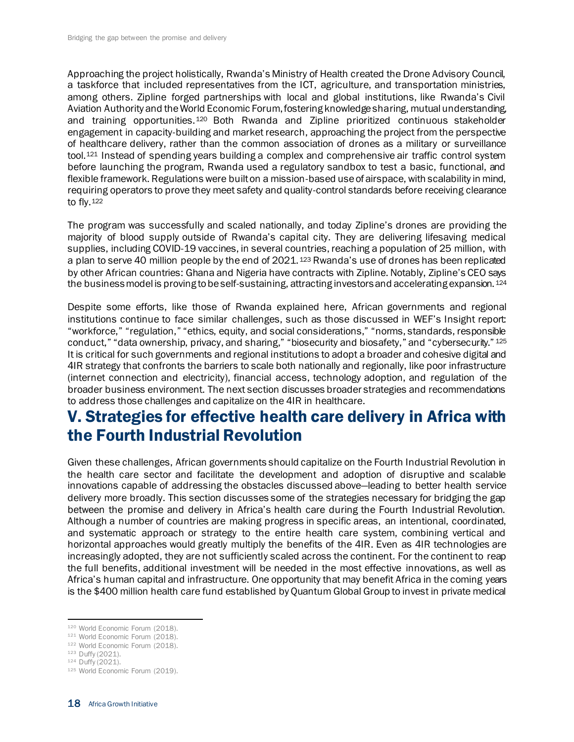Approaching the project holistically, Rwanda's Ministry of Health created the Drone Advisory Council, a taskforce that included representatives from the ICT, agriculture, and transportation ministries, among others. Zipline forged partnerships with local and global institutions, like Rwanda's Civil Aviation Authority and the World Economic Forum, fostering knowledge sharing, mutual understanding, and training opportunities.[120] Both Rwanda and Zipline prioritized continuous stakeholder engagement in capacity-building and market research, approaching the project from the perspective of healthcare delivery, rather than the common association of drones as a military or surveillance tool.[121] Instead of spending years building a complex and comprehensive air traffic control system before launching the program, Rwanda used a regulatory sandbox to test a basic, functional, and flexible framework. Regulations were built on a mission-based use of airspace, with scalability in mind, requiring operators to prove they meet safety and quality-control standards before receiving clearance to fly.[122]

The program was successfully and scaled nationally, and today Zipline's drones are providing the majority of blood supply outside of Rwanda's capital city. They are delivering lifesaving medical supplies, including COVID-19 vaccines, in several countries, reaching a population of 25 million, with a plan to serve 40 million people by the end of 2021.[123] Rwanda's use of drones has been replicated by other African countries: Ghana and Nigeria have contracts with Zipline. Notably, Zipline's CEO says the business model is proving to be self-sustaining, attracting investors and accelerating expansion.[124]

Despite some efforts, like those of Rwanda explained here, African governments and regional institutions continue to face similar challenges, such as those discussed in WEF's Insight report: "workforce," "regulation," "ethics, equity, and social considerations," "norms, standards, responsible conduct," "data ownership, privacy, and sharing," "biosecurity and biosafety," and "cybersecurity."[125] It is critical for such governments and regional institutions to adopt a broader and cohesive digital and 4IR strategy that confronts the barriers to scale both nationally and regionally, like poor infrastructure (internet connection and electricity), financial access, technology adoption, and regulation of the broader business environment. The next section discusses broader strategies and recommendations to address those challenges and capitalize on the 4IR in healthcare.

## V. Strategies for effective health care delivery in Africa with the Fourth Industrial Revolution

Given these challenges, African governments should capitalize on the Fourth Industrial Revolution in the health care sector and facilitate the development and adoption of disruptive and scalable innovations capable of addressing the obstacles discussed above—leading to better health service delivery more broadly. This section discusses some of the strategies necessary for bridging the gap between the promise and delivery in Africa's health care during the Fourth Industrial Revolution. Although a number of countries are making progress in specific areas, an intentional, coordinated, and systematic approach or strategy to the entire health care system, combining vertical and horizontal approaches would greatly multiply the benefits of the 4IR. Even as 4IR technologies are increasingly adopted, they are not sufficiently scaled across the continent. For the continent to reap the full benefits, additional investment will be needed in the most effective innovations, as well as Africa's human capital and infrastructure. One opportunity that may benefit Africa in the coming years is the $400 million health care fund established by Quantum Global Group to invest in private medical

---

[120] World Economic Forum (2018).
[121] World Economic Forum (2018).
[122] World Economic Forum (2018).
[123] Duffy (2021).
[124] Duffy (2021).
[125] World Economic Forum (2019).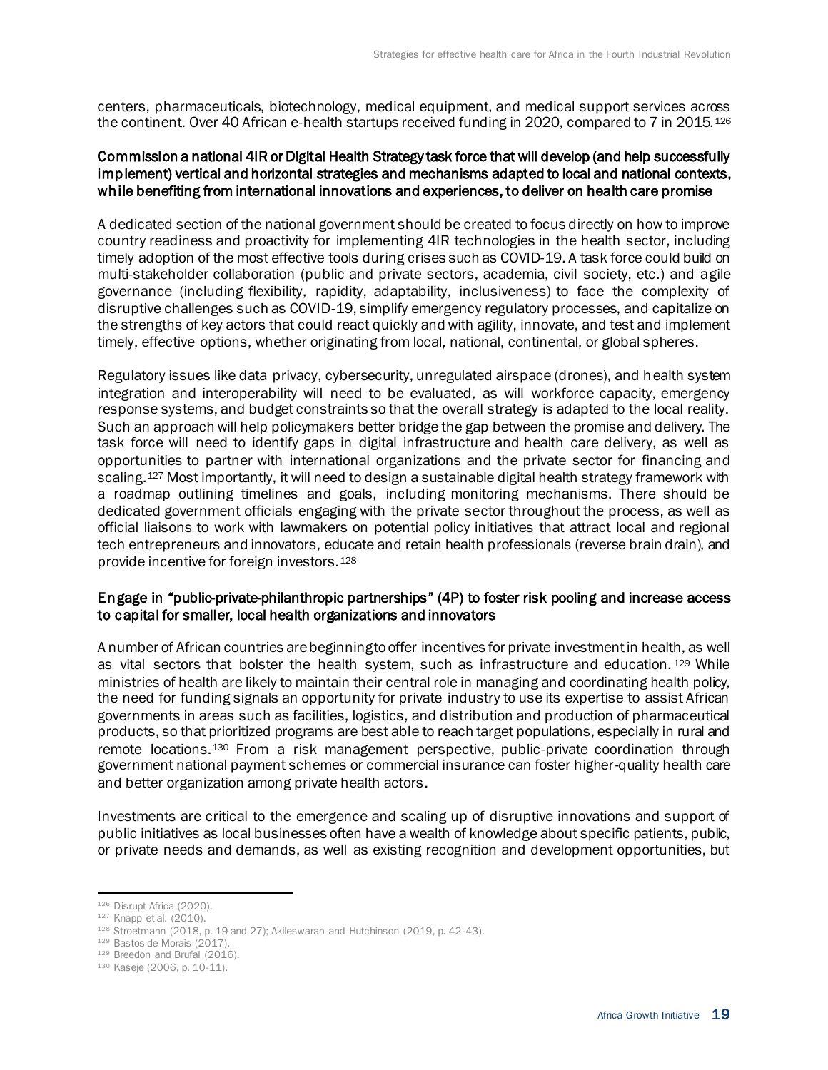centers, pharmaceuticals, biotechnology, medical equipment, and medical support services across the continent. Over 40 African e-health startups received funding in 2020, compared to 7 in 2015.[126]

### Commission a national 4IR or Digital Health Strategy task force that will develop (and help successfully implement) vertical and horizontal strategies and mechanisms adapted to local and national contexts, while benefiting from international innovations and experiences, to deliver on health care promise

A dedicated section of the national government should be created to focus directly on how to improve country readiness and proactivity for implementing 4IR technologies in the health sector, including timely adoption of the most effective tools during crises such as COVID-19. A task force could build on multi-stakeholder collaboration (public and private sectors, academia, civil society, etc.) and agile governance (including flexibility, rapidity, adaptability, inclusiveness) to face the complexity of disruptive challenges such as COVID-19, simplify emergency regulatory processes, and capitalize on the strengths of key actors that could react quickly and with agility, innovate, and test and implement timely, effective options, whether originating from local, national, continental, or global spheres.

Regulatory issues like data privacy, cybersecurity, unregulated airspace (drones), and health system integration and interoperability will need to be evaluated, as will workforce capacity, emergency response systems, and budget constraints so that the overall strategy is adapted to the local reality. Such an approach will help policymakers better bridge the gap between the promise and delivery. The task force will need to identify gaps in digital infrastructure and health care delivery, as well as opportunities to partner with international organizations and the private sector for financing and scaling.[127] Most importantly, it will need to design a sustainable digital health strategy framework with a roadmap outlining timelines and goals, including monitoring mechanisms. There should be dedicated government officials engaging with the private sector throughout the process, as well as official liaisons to work with lawmakers on potential policy initiatives that attract local and regional tech entrepreneurs and innovators, educate and retain health professionals (reverse brain drain), and provide incentive for foreign investors.[128]

### Engage in "public-private-philanthropic partnerships" (4P) to foster risk pooling and increase access to capital for smaller, local health organizations and innovators

A number of African countries are beginning to offer incentives for private investment in health, as well as vital sectors that bolster the health system, such as infrastructure and education.[129] While ministries of health are likely to maintain their central role in managing and coordinating health policy, the need for funding signals an opportunity for private industry to use its expertise to assist African governments in areas such as facilities, logistics, and distribution and production of pharmaceutical products, so that prioritized programs are best able to reach target populations, especially in rural and remote locations.[130] From a risk management perspective, public-private coordination through government national payment schemes or commercial insurance can foster higher-quality health care and better organization among private health actors.

Investments are critical to the emergence and scaling up of disruptive innovations and support of public initiatives as local businesses often have a wealth of knowledge about specific patients, public, or private needs and demands, as well as existing recognition and development opportunities, but

---

[126] Disrupt Africa (2020).
[127] Knapp et al. (2010).
[128] Stroetmann (2018, p. 19 and 27); Akileswaran and Hutchinson (2019, p. 42-43).
[129] Bastos de Morais (2017).
[129] Breedon and Brufal (2016).
[130] Kaseje (2006, p. 10-11).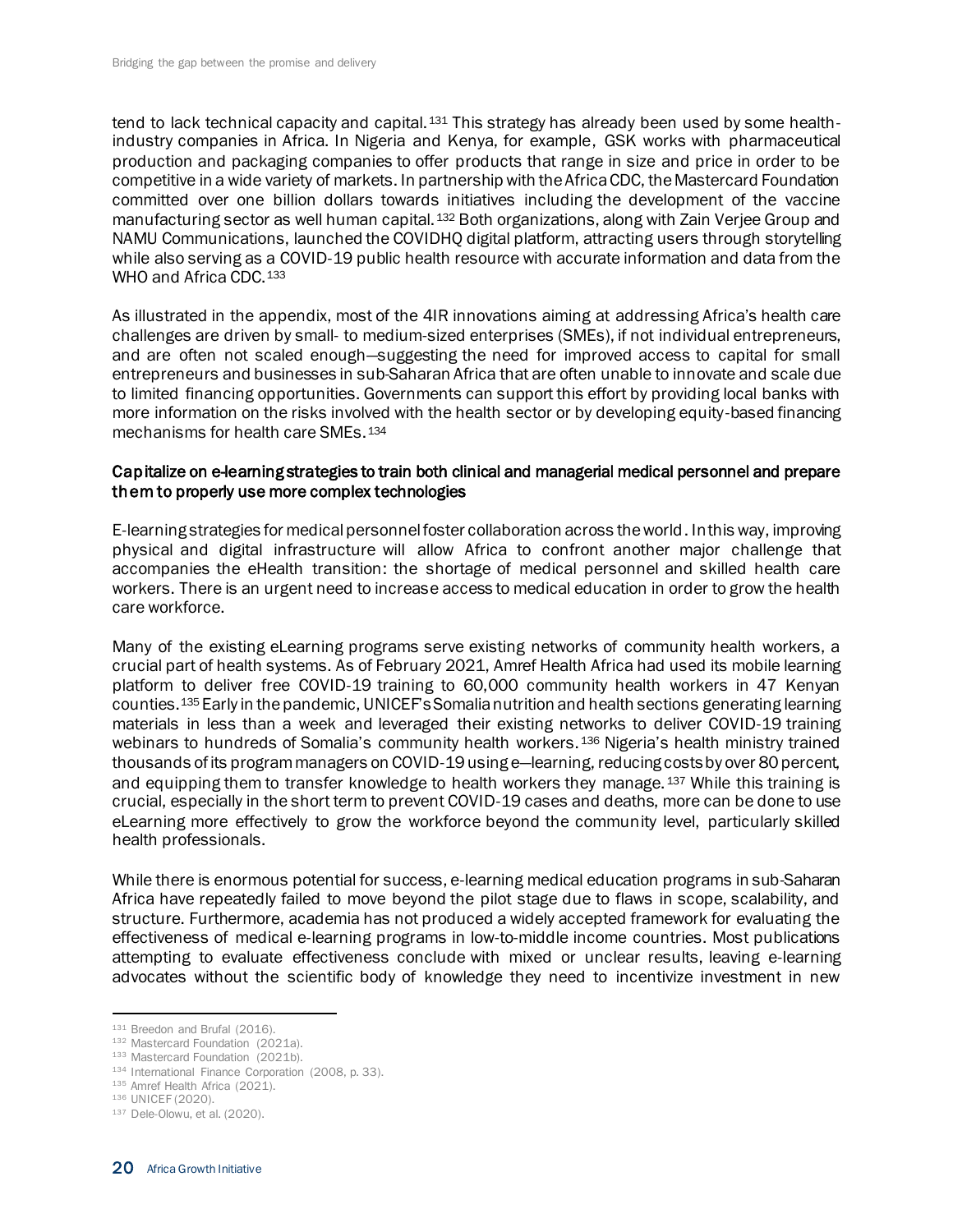tend to lack technical capacity and capital.[131] This strategy has already been used by some health-industry companies in Africa. In Nigeria and Kenya, for example, GSK works with pharmaceutical production and packaging companies to offer products that range in size and price in order to be competitive in a wide variety of markets. In partnership with the Africa CDC, the Mastercard Foundation committed over one billion dollars towards initiatives including the development of the vaccine manufacturing sector as well human capital.[132] Both organizations, along with Zain Verjee Group and NAMU Communications, launched the COVIDHQ digital platform, attracting users through storytelling while also serving as a COVID-19 public health resource with accurate information and data from the WHO and Africa CDC.[133]

As illustrated in the appendix, most of the 4IR innovations aiming at addressing Africa's health care challenges are driven by small- to medium-sized enterprises (SMEs), if not individual entrepreneurs, and are often not scaled enough—suggesting the need for improved access to capital for small entrepreneurs and businesses in sub-Saharan Africa that are often unable to innovate and scale due to limited financing opportunities. Governments can support this effort by providing local banks with more information on the risks involved with the health sector or by developing equity-based financing mechanisms for health care SMEs.[134]

#### Capitalize on e-learning strategies to train both clinical and managerial medical personnel and prepare them to properly use more complex technologies

E-learning strategies for medical personnel foster collaboration across the world. In this way, improving physical and digital infrastructure will allow Africa to confront another major challenge that accompanies the eHealth transition: the shortage of medical personnel and skilled health care workers. There is an urgent need to increase access to medical education in order to grow the health care workforce.

Many of the existing eLearning programs serve existing networks of community health workers, a crucial part of health systems. As of February 2021, Amref Health Africa had used its mobile learning platform to deliver free COVID-19 training to 60,000 community health workers in 47 Kenyan counties.[135] Early in the pandemic, UNICEF's Somalia nutrition and health sections generating learning materials in less than a week and leveraged their existing networks to deliver COVID-19 training webinars to hundreds of Somalia's community health workers.[136] Nigeria's health ministry trained thousands of its program managers on COVID-19 using e—learning, reducing costs by over 80 percent, and equipping them to transfer knowledge to health workers they manage.[137] While this training is crucial, especially in the short term to prevent COVID-19 cases and deaths, more can be done to use eLearning more effectively to grow the workforce beyond the community level, particularly skilled health professionals.

While there is enormous potential for success, e-learning medical education programs in sub-Saharan Africa have repeatedly failed to move beyond the pilot stage due to flaws in scope, scalability, and structure. Furthermore, academia has not produced a widely accepted framework for evaluating the effectiveness of medical e-learning programs in low-to-middle income countries. Most publications attempting to evaluate effectiveness conclude with mixed or unclear results, leaving e-learning advocates without the scientific body of knowledge they need to incentivize investment in new

---

[131] Breedon and Brufal (2016).
[132] Mastercard Foundation (2021a).
[133] Mastercard Foundation (2021b).
[134] International Finance Corporation (2008, p. 33).
[135] Amref Health Africa (2021).
[136] UNICEF (2020).
[137] Dele-Olowu, et al. (2020).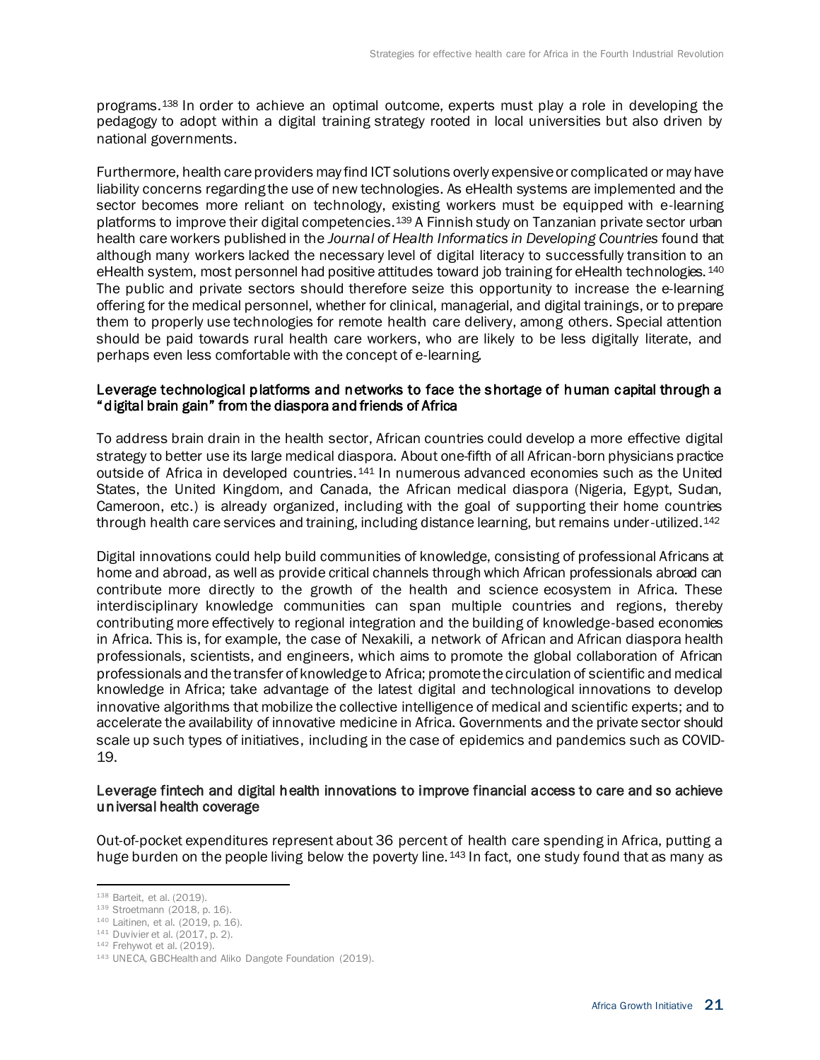programs.[138] In order to achieve an optimal outcome, experts must play a role in developing the pedagogy to adopt within a digital training strategy rooted in local universities but also driven by national governments.

Furthermore, health care providers may find ICT solutions overly expensive or complicated or may have liability concerns regarding the use of new technologies. As eHealth systems are implemented and the sector becomes more reliant on technology, existing workers must be equipped with e-learning platforms to improve their digital competencies.[139] A Finnish study on Tanzanian private sector urban health care workers published in the *Journal of Health Informatics in Developing Countries* found that although many workers lacked the necessary level of digital literacy to successfully transition to an eHealth system, most personnel had positive attitudes toward job training for eHealth technologies.[140] The public and private sectors should therefore seize this opportunity to increase the e-learning offering for the medical personnel, whether for clinical, managerial, and digital trainings, or to prepare them to properly use technologies for remote health care delivery, among others. Special attention should be paid towards rural health care workers, who are likely to be less digitally literate, and perhaps even less comfortable with the concept of e-learning.

### Leverage technological platforms and networks to face the shortage of human capital through a "digital brain gain" from the diaspora and friends of Africa

To address brain drain in the health sector, African countries could develop a more effective digital strategy to better use its large medical diaspora. About one-fifth of all African-born physicians practice outside of Africa in developed countries.[141] In numerous advanced economies such as the United States, the United Kingdom, and Canada, the African medical diaspora (Nigeria, Egypt, Sudan, Cameroon, etc.) is already organized, including with the goal of supporting their home countries through health care services and training, including distance learning, but remains under-utilized.[142]

Digital innovations could help build communities of knowledge, consisting of professional Africans at home and abroad, as well as provide critical channels through which African professionals abroad can contribute more directly to the growth of the health and science ecosystem in Africa. These interdisciplinary knowledge communities can span multiple countries and regions, thereby contributing more effectively to regional integration and the building of knowledge-based economies in Africa. This is, for example, the case of Nexakili, a network of African and African diaspora health professionals, scientists, and engineers, which aims to promote the global collaboration of African professionals and the transfer of knowledge to Africa; promote the circulation of scientific and medical knowledge in Africa; take advantage of the latest digital and technological innovations to develop innovative algorithms that mobilize the collective intelligence of medical and scientific experts; and to accelerate the availability of innovative medicine in Africa. Governments and the private sector should scale up such types of initiatives, including in the case of epidemics and pandemics such as COVID-19.

### Leverage fintech and digital health innovations to improve financial access to care and so achieve universal health coverage

Out-of-pocket expenditures represent about 36 percent of health care spending in Africa, putting a huge burden on the people living below the poverty line.[143] In fact, one study found that as many as

---

[138] Barteit, et al. (2019).
[139] Stroetmann (2018, p. 16).
[140] Laitinen, et al. (2019, p. 16).
[141] Duvivier et al. (2017, p. 2).
[142] Frehywot et al. (2019).
[143] UNECA, GBCHealth and Aliko Dangote Foundation (2019).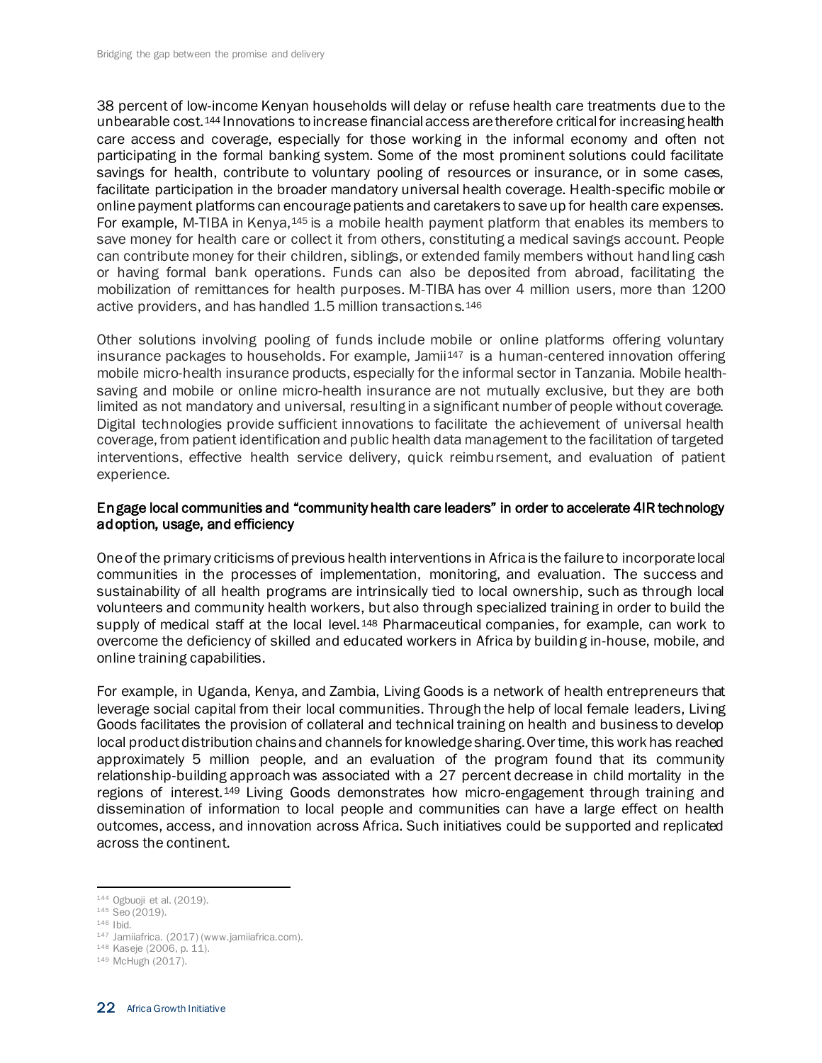38 percent of low-income Kenyan households will delay or refuse health care treatments due to the unbearable cost.[144] Innovations to increase financial access are therefore critical for increasing health care access and coverage, especially for those working in the informal economy and often not participating in the formal banking system. Some of the most prominent solutions could facilitate savings for health, contribute to voluntary pooling of resources or insurance, or in some cases, facilitate participation in the broader mandatory universal health coverage. Health-specific mobile or online payment platforms can encourage patients and caretakers to save up for health care expenses. For example, M-TIBA in Kenya,[145] is a mobile health payment platform that enables its members to save money for health care or collect it from others, constituting a medical savings account. People can contribute money for their children, siblings, or extended family members without handling cash or having formal bank operations. Funds can also be deposited from abroad, facilitating the mobilization of remittances for health purposes. M-TIBA has over 4 million users, more than 1200 active providers, and has handled 1.5 million transactions.[146]

Other solutions involving pooling of funds include mobile or online platforms offering voluntary insurance packages to households. For example, Jamii[147] is a human-centered innovation offering mobile micro-health insurance products, especially for the informal sector in Tanzania. Mobile health-saving and mobile or online micro-health insurance are not mutually exclusive, but they are both limited as not mandatory and universal, resulting in a significant number of people without coverage. Digital technologies provide sufficient innovations to facilitate the achievement of universal health coverage, from patient identification and public health data management to the facilitation of targeted interventions, effective health service delivery, quick reimbursement, and evaluation of patient experience.

### Engage local communities and "community health care leaders" in order to accelerate 4IR technology adoption, usage, and efficiency

One of the primary criticisms of previous health interventions in Africa is the failure to incorporate local communities in the processes of implementation, monitoring, and evaluation. The success and sustainability of all health programs are intrinsically tied to local ownership, such as through local volunteers and community health workers, but also through specialized training in order to build the supply of medical staff at the local level.[148] Pharmaceutical companies, for example, can work to overcome the deficiency of skilled and educated workers in Africa by building in-house, mobile, and online training capabilities.

For example, in Uganda, Kenya, and Zambia, Living Goods is a network of health entrepreneurs that leverage social capital from their local communities. Through the help of local female leaders, Living Goods facilitates the provision of collateral and technical training on health and business to develop local product distribution chains and channels for knowledge sharing. Over time, this work has reached approximately 5 million people, and an evaluation of the program found that its community relationship-building approach was associated with a 27 percent decrease in child mortality in the regions of interest.[149] Living Goods demonstrates how micro-engagement through training and dissemination of information to local people and communities can have a large effect on health outcomes, access, and innovation across Africa. Such initiatives could be supported and replicated across the continent.

---

[144] Ogbuoji et al. (2019).
[145] Seo (2019).
[146] Ibid.
[147] Jamiiafrica. (2017) (www.jamiiafrica.com).
[148] Kaseje (2006, p. 11).
[149] McHugh (2017).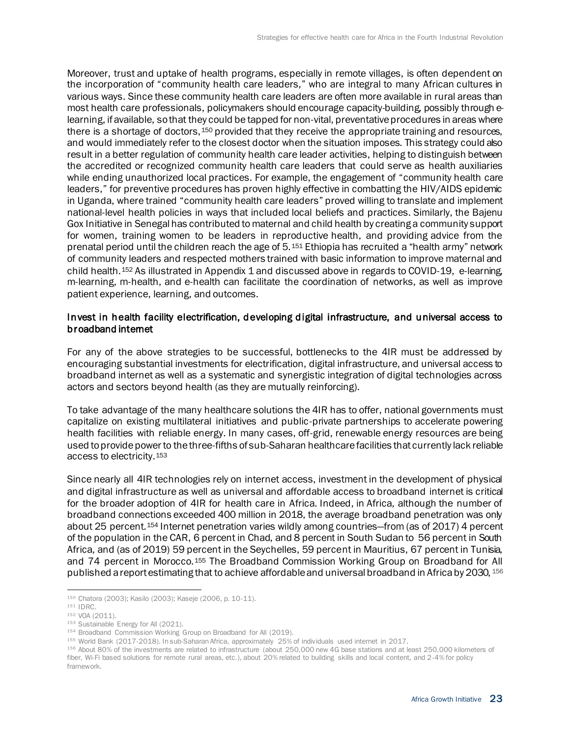Moreover, trust and uptake of health programs, especially in remote villages, is often dependent on the incorporation of "community health care leaders," who are integral to many African cultures in various ways. Since these community health care leaders are often more available in rural areas than most health care professionals, policymakers should encourage capacity-building, possibly through e-learning, if available, so that they could be tapped for non-vital, preventative procedures in areas where there is a shortage of doctors,[150] provided that they receive the appropriate training and resources, and would immediately refer to the closest doctor when the situation imposes. This strategy could also result in a better regulation of community health care leader activities, helping to distinguish between the accredited or recognized community health care leaders that could serve as health auxiliaries while ending unauthorized local practices. For example, the engagement of "community health care leaders," for preventive procedures has proven highly effective in combatting the HIV/AIDS epidemic in Uganda, where trained "community health care leaders" proved willing to translate and implement national-level health policies in ways that included local beliefs and practices. Similarly, the Bajenu Gox Initiative in Senegal has contributed to maternal and child health by creating a community support for women, training women to be leaders in reproductive health, and providing advice from the prenatal period until the children reach the age of 5.[151] Ethiopia has recruited a "health army" network of community leaders and respected mothers trained with basic information to improve maternal and child health.[152] As illustrated in Appendix 1 and discussed above in regards to COVID-19, e-learning, m-learning, m-health, and e-health can facilitate the coordination of networks, as well as improve patient experience, learning, and outcomes.

### Invest in health facility electrification, developing digital infrastructure, and universal access to broadband internet

For any of the above strategies to be successful, bottlenecks to the 4IR must be addressed by encouraging substantial investments for electrification, digital infrastructure, and universal access to broadband internet as well as a systematic and synergistic integration of digital technologies across actors and sectors beyond health (as they are mutually reinforcing).

To take advantage of the many healthcare solutions the 4IR has to offer, national governments must capitalize on existing multilateral initiatives and public-private partnerships to accelerate powering health facilities with reliable energy. In many cases, off-grid, renewable energy resources are being used to provide power to the three-fifths of sub-Saharan healthcare facilities that currently lack reliable access to electricity.[153]

Since nearly all 4IR technologies rely on internet access, investment in the development of physical and digital infrastructure as well as universal and affordable access to broadband internet is critical for the broader adoption of 4IR for health care in Africa. Indeed, in Africa, although the number of broadband connections exceeded 400 million in 2018, the average broadband penetration was only about 25 percent.[154] Internet penetration varies wildly among countries—from (as of 2017) 4 percent of the population in the CAR, 6 percent in Chad, and 8 percent in South Sudan to 56 percent in South Africa, and (as of 2019) 59 percent in the Seychelles, 59 percent in Mauritius, 67 percent in Tunisia, and 74 percent in Morocco.[155] The Broadband Commission Working Group on Broadband for All published a report estimating that to achieve affordable and universal broadband in Africa by 2030,[156]

---

[150] Chatora (2003); Kasilo (2003); Kaseje (2006, p. 10-11).

[151] IDRC.

[152] VOA (2011).

[153] Sustainable Energy for All (2021).

[154] Broadband Commission Working Group on Broadband for All (2019).

[155] World Bank (2017-2018). In sub-Saharan Africa, approximately 25% of individuals used internet in 2017.

[156] About 80% of the investments are related to infrastructure (about 250,000 new 4G base stations and at least 250,000 kilometers of fiber, Wi-Fi based solutions for remote rural areas, etc.), about 20% related to building skills and local content, and 2-4% for policy framework.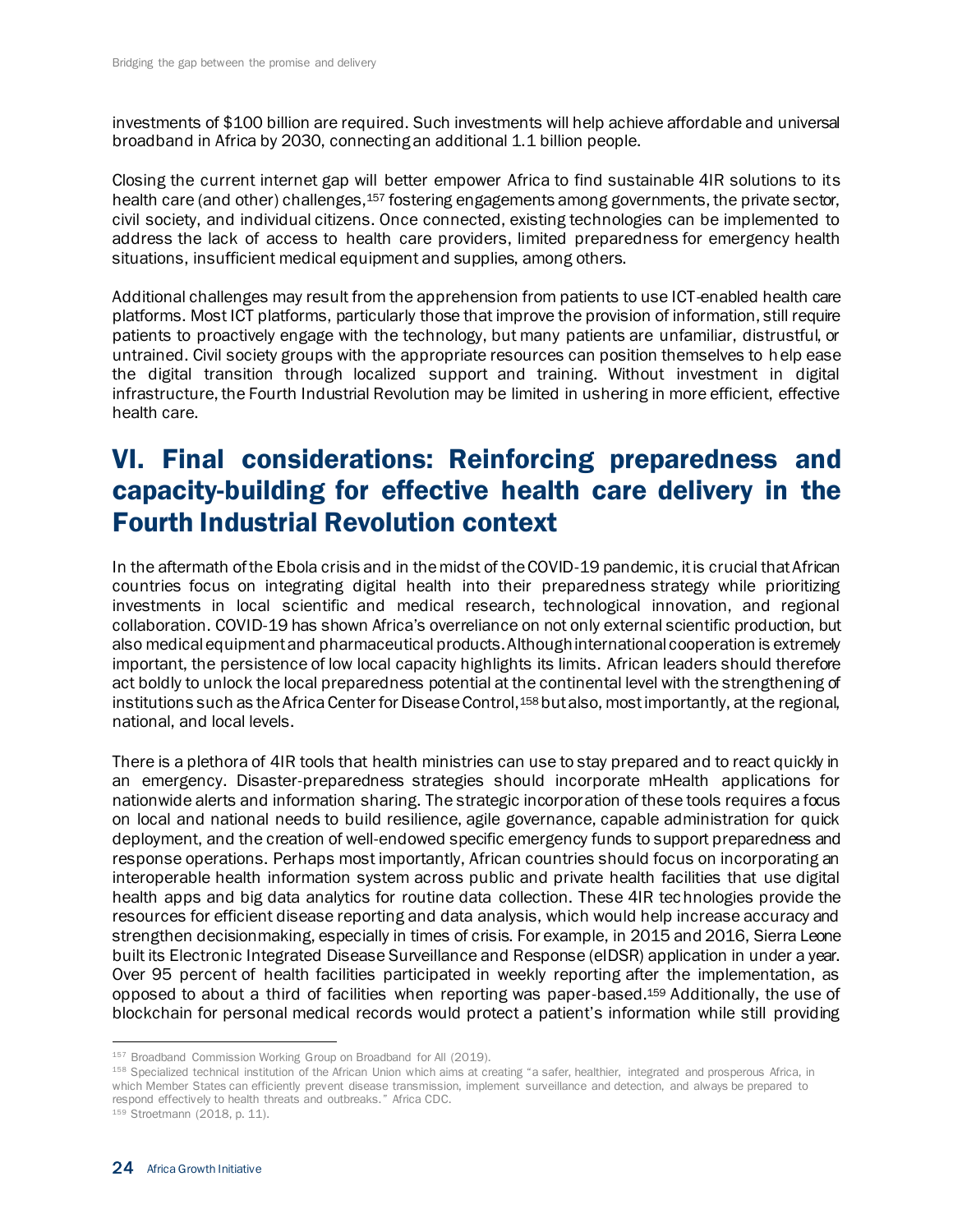investments of $100 billion are required. Such investments will help achieve affordable and universal broadband in Africa by 2030, connecting an additional 1.1 billion people.

Closing the current internet gap will better empower Africa to find sustainable 4IR solutions to its health care (and other) challenges,[157] fostering engagements among governments, the private sector, civil society, and individual citizens. Once connected, existing technologies can be implemented to address the lack of access to health care providers, limited preparedness for emergency health situations, insufficient medical equipment and supplies, among others.

Additional challenges may result from the apprehension from patients to use ICT-enabled health care platforms. Most ICT platforms, particularly those that improve the provision of information, still require patients to proactively engage with the technology, but many patients are unfamiliar, distrustful, or untrained. Civil society groups with the appropriate resources can position themselves to help ease the digital transition through localized support and training. Without investment in digital infrastructure, the Fourth Industrial Revolution may be limited in ushering in more efficient, effective health care.

# VI. Final considerations: Reinforcing preparedness and capacity-building for effective health care delivery in the Fourth Industrial Revolution context

In the aftermath of the Ebola crisis and in the midst of the COVID-19 pandemic, it is crucial that African countries focus on integrating digital health into their preparedness strategy while prioritizing investments in local scientific and medical research, technological innovation, and regional collaboration. COVID-19 has shown Africa's overreliance on not only external scientific production, but also medical equipment and pharmaceutical products. Although international cooperation is extremely important, the persistence of low local capacity highlights its limits. African leaders should therefore act boldly to unlock the local preparedness potential at the continental level with the strengthening of institutions such as the Africa Center for Disease Control,[158] but also, most importantly, at the regional, national, and local levels.

There is a plethora of 4IR tools that health ministries can use to stay prepared and to react quickly in an emergency. Disaster-preparedness strategies should incorporate mHealth applications for nationwide alerts and information sharing. The strategic incorporation of these tools requires a focus on local and national needs to build resilience, agile governance, capable administration for quick deployment, and the creation of well-endowed specific emergency funds to support preparedness and response operations. Perhaps most importantly, African countries should focus on incorporating an interoperable health information system across public and private health facilities that use digital health apps and big data analytics for routine data collection. These 4IR technologies provide the resources for efficient disease reporting and data analysis, which would help increase accuracy and strengthen decisionmaking, especially in times of crisis. For example, in 2015 and 2016, Sierra Leone built its Electronic Integrated Disease Surveillance and Response (eIDSR) application in under a year. Over 95 percent of health facilities participated in weekly reporting after the implementation, as opposed to about a third of facilities when reporting was paper-based.[159] Additionally, the use of blockchain for personal medical records would protect a patient's information while still providing

---

[157] Broadband Commission Working Group on Broadband for All (2019).

[158] Specialized technical institution of the African Union which aims at creating "a safer, healthier, integrated and prosperous Africa, in which Member States can efficiently prevent disease transmission, implement surveillance and detection, and always be prepared to respond effectively to health threats and outbreaks." Africa CDC.

[159] Stroetmann (2018, p. 11).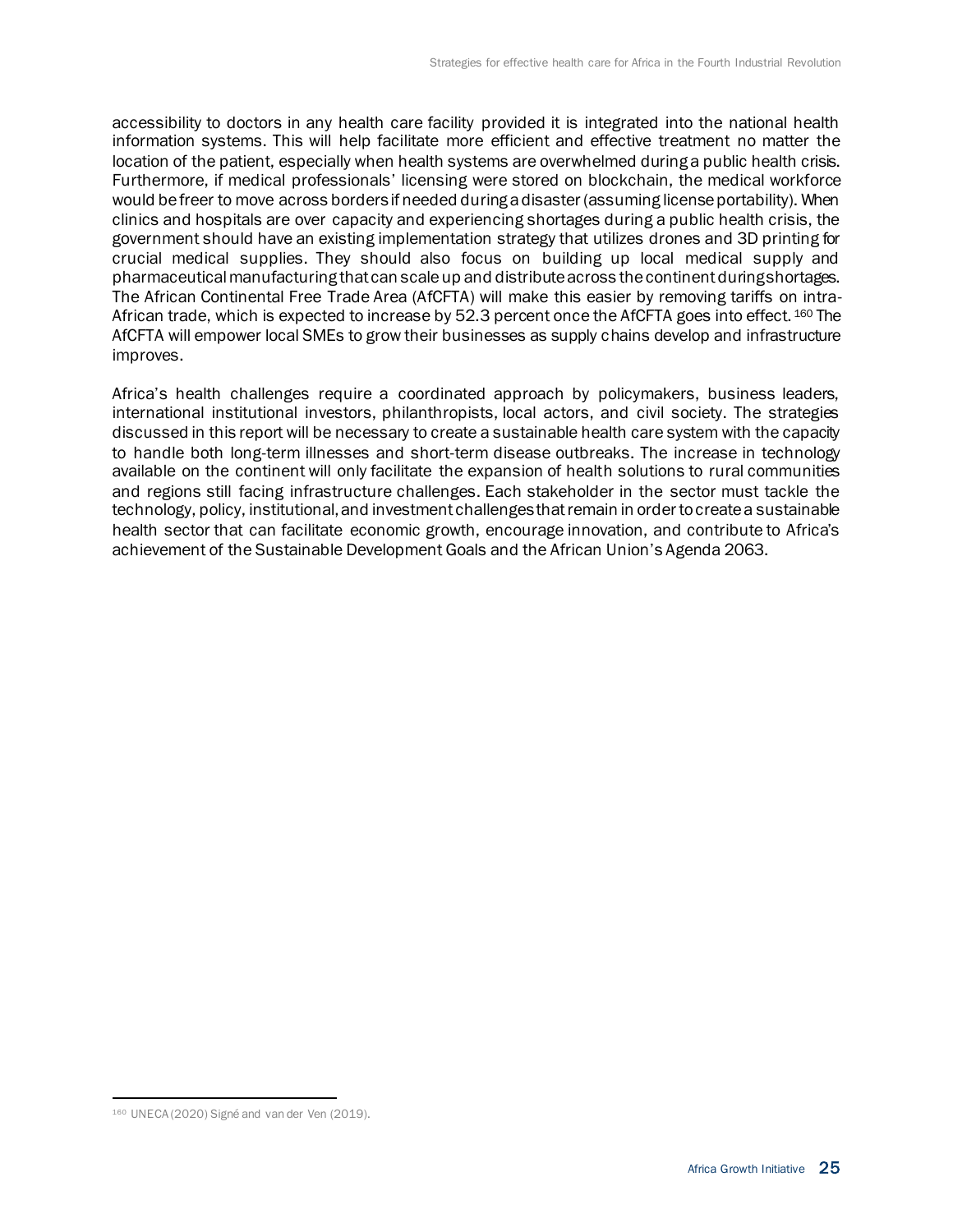accessibility to doctors in any health care facility provided it is integrated into the national health information systems. This will help facilitate more efficient and effective treatment no matter the location of the patient, especially when health systems are overwhelmed during a public health crisis. Furthermore, if medical professionals' licensing were stored on blockchain, the medical workforce would be freer to move across borders if needed during a disaster (assuming license portability). When clinics and hospitals are over capacity and experiencing shortages during a public health crisis, the government should have an existing implementation strategy that utilizes drones and 3D printing for crucial medical supplies. They should also focus on building up local medical supply and pharmaceutical manufacturing that can scale up and distribute across the continent during shortages. The African Continental Free Trade Area (AfCFTA) will make this easier by removing tariffs on intra-African trade, which is expected to increase by 52.3 percent once the AfCFTA goes into effect.[160] The AfCFTA will empower local SMEs to grow their businesses as supply chains develop and infrastructure improves.

Africa's health challenges require a coordinated approach by policymakers, business leaders, international institutional investors, philanthropists, local actors, and civil society. The strategies discussed in this report will be necessary to create a sustainable health care system with the capacity to handle both long-term illnesses and short-term disease outbreaks. The increase in technology available on the continent will only facilitate the expansion of health solutions to rural communities and regions still facing infrastructure challenges. Each stakeholder in the sector must tackle the technology, policy, institutional, and investment challenges that remain in order to create a sustainable health sector that can facilitate economic growth, encourage innovation, and contribute to Africa's achievement of the Sustainable Development Goals and the African Union's Agenda 2063.

---

[160] UNECA (2020) Signé and van der Ven (2019).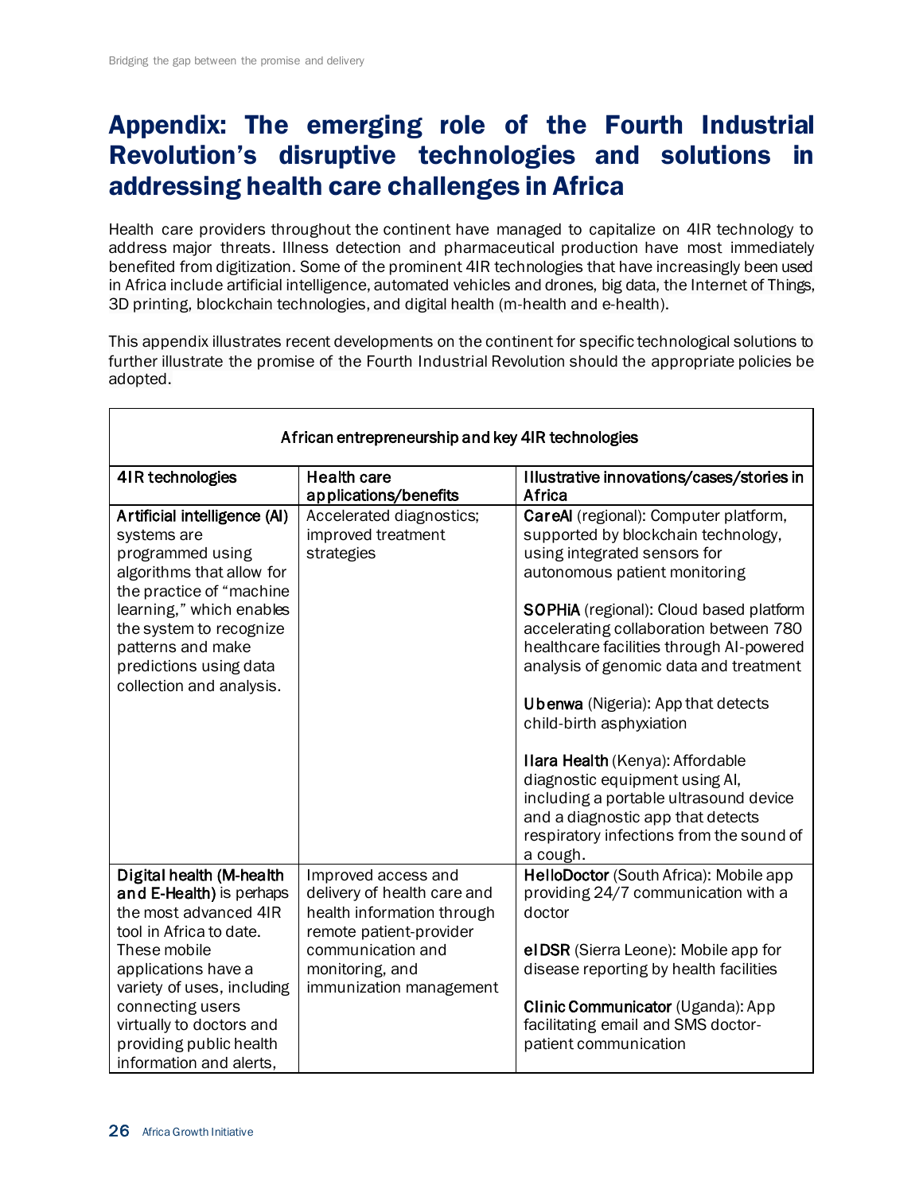# Appendix: The emerging role of the Fourth Industrial Revolution's disruptive technologies and solutions in addressing health care challenges in Africa

Health care providers throughout the continent have managed to capitalize on 4IR technology to address major threats. Illness detection and pharmaceutical production have most immediately benefited from digitization. Some of the prominent 4IR technologies that have increasingly been used in Africa include artificial intelligence, automated vehicles and drones, big data, the Internet of Things, 3D printing, blockchain technologies, and digital health (m-health and e-health).

This appendix illustrates recent developments on the continent for specific technological solutions to further illustrate the promise of the Fourth Industrial Revolution should the appropriate policies be adopted.

| African entrepreneurship and key 4IR technologies | | |
|---|---|---|
| 4IR technologies | Health care applications/benefits | Illustrative innovations/cases/stories in Africa |
| **Artificial intelligence (AI)** systems are programmed using algorithms that allow for the practice of "machine learning," which enables the system to recognize patterns and make predictions using data collection and analysis. | Accelerated diagnostics; improved treatment strategies | **CareAI** (regional): Computer platform, supported by blockchain technology, using integrated sensors for autonomous patient monitoring<br><br>**SOPHiA** (regional): Cloud based platform accelerating collaboration between 780 healthcare facilities through AI-powered analysis of genomic data and treatment<br><br>**Ubenwa** (Nigeria): App that detects child-birth asphyxiation<br><br>**Ilara Health** (Kenya): Affordable diagnostic equipment using AI, including a portable ultrasound device and a diagnostic app that detects respiratory infections from the sound of a cough. |
| **Digital health (M-health and E-Health)** is perhaps the most advanced 4IR tool in Africa to date. These mobile applications have a variety of uses, including connecting users virtually to doctors and providing public health information and alerts, | Improved access and delivery of health care and health information through remote patient-provider communication and monitoring, and immunization management | **HelloDoctor** (South Africa): Mobile app providing 24/7 communication with a doctor<br><br>**eIDSR** (Sierra Leone): Mobile app for disease reporting by health facilities<br><br>**Clinic Communicator** (Uganda): App facilitating email and SMS doctor-patient communication |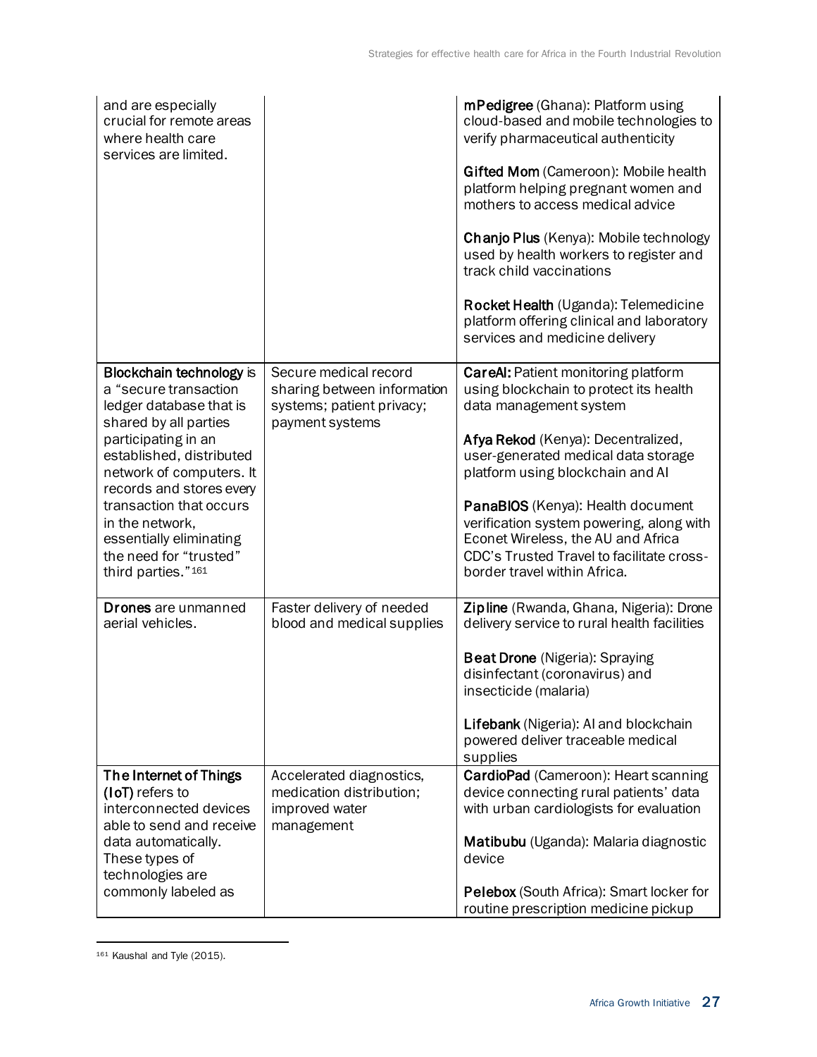| | | |
|---|---|---|
| and are especially crucial for remote areas where health care services are limited. | | **mPedigree** (Ghana): Platform using cloud-based and mobile technologies to verify pharmaceutical authenticity<br><br>**Gifted Mom** (Cameroon): Mobile health platform helping pregnant women and mothers to access medical advice<br><br>**Chanjo Plus** (Kenya): Mobile technology used by health workers to register and track child vaccinations<br><br>**Rocket Health** (Uganda): Telemedicine platform offering clinical and laboratory services and medicine delivery |
| **Blockchain technology** is a "secure transaction ledger database that is shared by all parties participating in an established, distributed network of computers. It records and stores every transaction that occurs in the network, essentially eliminating the need for "trusted" third parties."[161] | Secure medical record sharing between information systems; patient privacy; payment systems | **CareAI:** Patient monitoring platform using blockchain to protect its health data management system<br><br>**Afya Rekod** (Kenya): Decentralized, user-generated medical data storage platform using blockchain and AI<br><br>**PanaBIOS** (Kenya): Health document verification system powering, along with Econet Wireless, the AU and Africa CDC's Trusted Travel to facilitate cross-border travel within Africa. |
| **Drones** are unmanned aerial vehicles. | Faster delivery of needed blood and medical supplies | **Zipline** (Rwanda, Ghana, Nigeria): Drone delivery service to rural health facilities<br><br>**Beat Drone** (Nigeria): Spraying disinfectant (coronavirus) and insecticide (malaria)<br><br>**Lifebank** (Nigeria): AI and blockchain powered deliver traceable medical supplies |
| **The Internet of Things (IoT)** refers to interconnected devices able to send and receive data automatically. These types of technologies are commonly labeled as | Accelerated diagnostics, medication distribution; improved water management | **CardioPad** (Cameroon): Heart scanning device connecting rural patients' data with urban cardiologists for evaluation<br><br>**Matibubu** (Uganda): Malaria diagnostic device<br><br>**Pelebox** (South Africa): Smart locker for routine prescription medicine pickup |

[161] Kaushal and Tyle (2015).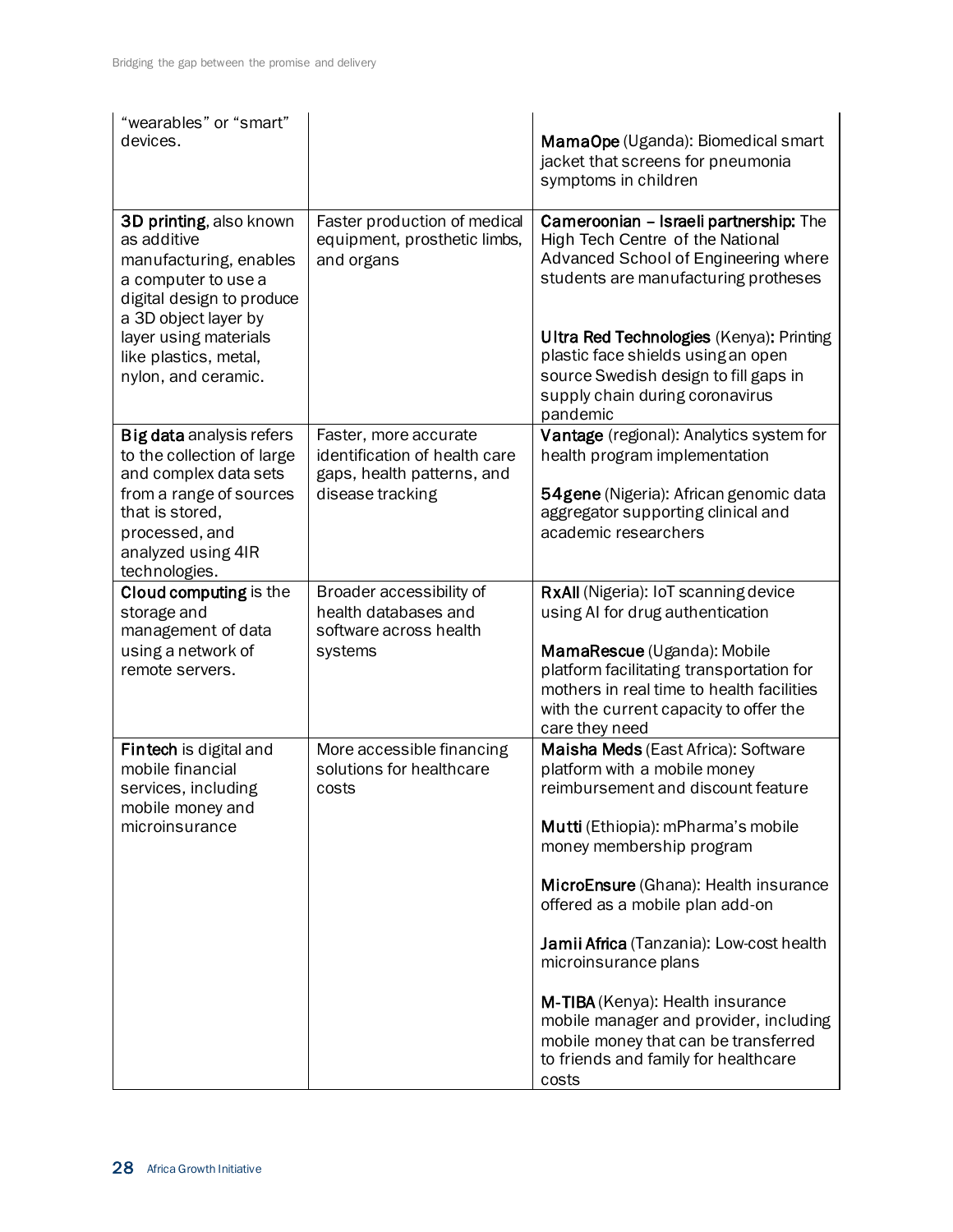| | | |
|---|---|---|
| "wearables" or "smart" devices. | | **MamaOpe** (Uganda): Biomedical smart jacket that screens for pneumonia symptoms in children |
| **3D printing**, also known as additive manufacturing, enables a computer to use a digital design to produce a 3D object layer by layer using materials like plastics, metal, nylon, and ceramic. | Faster production of medical equipment, prosthetic limbs, and organs | **Cameroonian – Israeli partnership:** The High Tech Centre of the National Advanced School of Engineering where students are manufacturing protheses<br><br>**Ultra Red Technologies** (Kenya)**:** Printing plastic face shields using an open source Swedish design to fill gaps in supply chain during coronavirus pandemic |
| **Big data** analysis refers to the collection of large and complex data sets from a range of sources that is stored, processed, and analyzed using 4IR technologies. | Faster, more accurate identification of health care gaps, health patterns, and disease tracking | **Vantage** (regional): Analytics system for health program implementation<br><br>**54gene** (Nigeria): African genomic data aggregator supporting clinical and academic researchers |
| **Cloud computing** is the storage and management of data using a network of remote servers. | Broader accessibility of health databases and software across health systems | **RxAll** (Nigeria): IoT scanning device using AI for drug authentication<br><br>**MamaRescue** (Uganda): Mobile platform facilitating transportation for mothers in real time to health facilities with the current capacity to offer the care they need |
| **Fintech** is digital and mobile financial services, including mobile money and microinsurance | More accessible financing solutions for healthcare costs | **Maisha Meds** (East Africa): Software platform with a mobile money reimbursement and discount feature<br><br>**Mutti** (Ethiopia): mPharma's mobile money membership program<br><br>**MicroEnsure** (Ghana): Health insurance offered as a mobile plan add-on<br><br>**Jamii Africa** (Tanzania): Low-cost health microinsurance plans<br><br>**M-TIBA** (Kenya): Health insurance mobile manager and provider, including mobile money that can be transferred to friends and family for healthcare costs |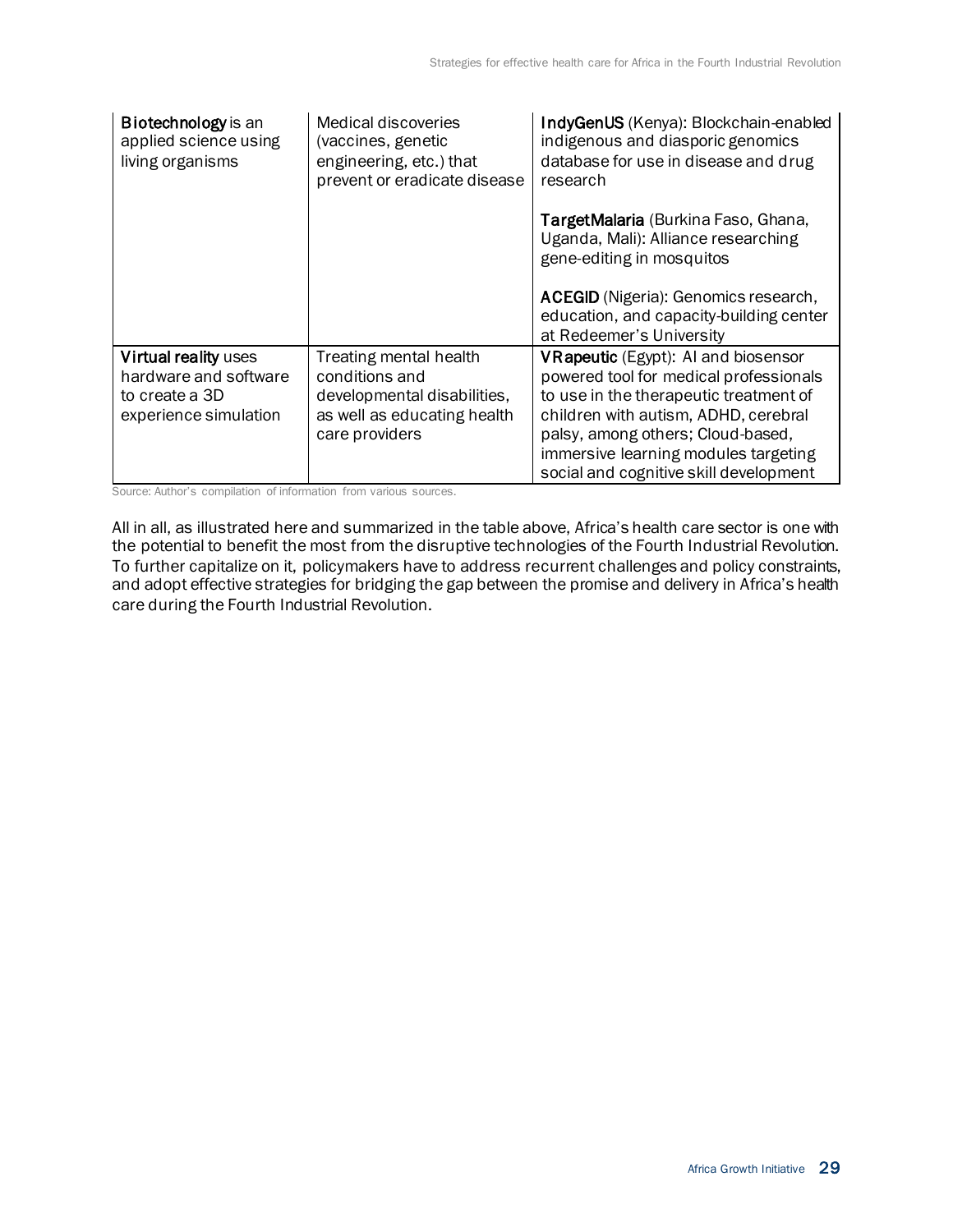| | | |
|---|---|---|
| **Biotechnology** is an applied science using living organisms | Medical discoveries (vaccines, genetic engineering, etc.) that prevent or eradicate disease | **IndyGenUS** (Kenya): Blockchain-enabled indigenous and diasporic genomics database for use in disease and drug research<br><br>**TargetMalaria** (Burkina Faso, Ghana, Uganda, Mali): Alliance researching gene-editing in mosquitos<br><br>**ACEGID** (Nigeria): Genomics research, education, and capacity-building center at Redeemer's University |
| **Virtual reality** uses hardware and software to create a 3D experience simulation | Treating mental health conditions and developmental disabilities, as well as educating health care providers | **VRapeutic** (Egypt): AI and biosensor powered tool for medical professionals to use in the therapeutic treatment of children with autism, ADHD, cerebral palsy, among others; Cloud-based, immersive learning modules targeting social and cognitive skill development |

Source: Author's compilation of information from various sources.

All in all, as illustrated here and summarized in the table above, Africa's health care sector is one with the potential to benefit the most from the disruptive technologies of the Fourth Industrial Revolution. To further capitalize on it, policymakers have to address recurrent challenges and policy constraints, and adopt effective strategies for bridging the gap between the promise and delivery in Africa's health care during the Fourth Industrial Revolution.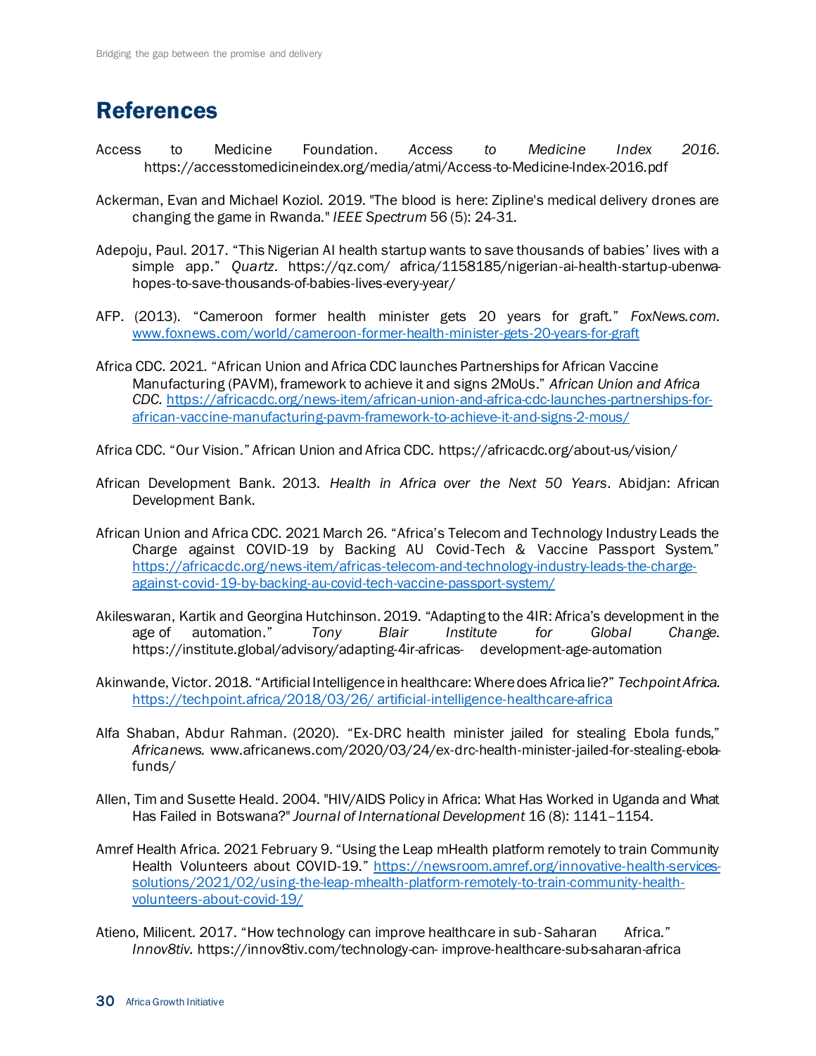## References

Access to Medicine Foundation. *Access to Medicine Index 2016*. https://accesstomedicineindex.org/media/atmi/Access-to-Medicine-Index-2016.pdf

Ackerman, Evan and Michael Koziol. 2019. "The blood is here: Zipline's medical delivery drones are changing the game in Rwanda." *IEEE Spectrum* 56 (5): 24-31.

Adepoju, Paul. 2017. "This Nigerian AI health startup wants to save thousands of babies' lives with a simple app." *Quartz*. https://qz.com/ africa/1158185/nigerian-ai-health-startup-ubenwa-hopes-to-save-thousands-of-babies-lives-every-year/

AFP. (2013). "Cameroon former health minister gets 20 years for graft." *FoxNews.com*. www.foxnews.com/world/cameroon-former-health-minister-gets-20-years-for-graft

Africa CDC. 2021. "African Union and Africa CDC launches Partnerships for African Vaccine Manufacturing (PAVM), framework to achieve it and signs 2MoUs." *African Union and Africa CDC.* https://africacdc.org/news-item/african-union-and-africa-cdc-launches-partnerships-for-african-vaccine-manufacturing-pavm-framework-to-achieve-it-and-signs-2-mous/

Africa CDC. "Our Vision." African Union and Africa CDC. https://africacdc.org/about-us/vision/

African Development Bank. 2013. *Health in Africa over the Next 50 Years*. Abidjan: African Development Bank.

African Union and Africa CDC. 2021 March 26. "Africa's Telecom and Technology Industry Leads the Charge against COVID-19 by Backing AU Covid-Tech & Vaccine Passport System." https://africacdc.org/news-item/africas-telecom-and-technology-industry-leads-the-charge-against-covid-19-by-backing-au-covid-tech-vaccine-passport-system/

Akileswaran, Kartik and Georgina Hutchinson. 2019. "Adapting to the 4IR: Africa's development in the age of automation." *Tony Blair Institute for Global Change.* https://institute.global/advisory/adapting-4ir-africas- development-age-automation

Akinwande, Victor. 2018. "Artificial Intelligence in healthcare: Where does Africa lie?" *Techpoint Africa.* https://techpoint.africa/2018/03/26/ artificial-intelligence-healthcare-africa

Alfa Shaban, Abdur Rahman. (2020). "Ex-DRC health minister jailed for stealing Ebola funds," *Africanews.* www.africanews.com/2020/03/24/ex-drc-health-minister-jailed-for-stealing-ebola-funds/

Allen, Tim and Susette Heald. 2004. "HIV/AIDS Policy in Africa: What Has Worked in Uganda and What Has Failed in Botswana?" *Journal of International Development* 16 (8): 1141–1154.

Amref Health Africa. 2021 February 9. "Using the Leap mHealth platform remotely to train Community Health Volunteers about COVID-19." https://newsroom.amref.org/innovative-health-services-solutions/2021/02/using-the-leap-mhealth-platform-remotely-to-train-community-health-volunteers-about-covid-19/

Atieno, Milicent. 2017. "How technology can improve healthcare in sub-Saharan Africa." *Innov8tiv.* https://innov8tiv.com/technology-can- improve-healthcare-sub-saharan-africa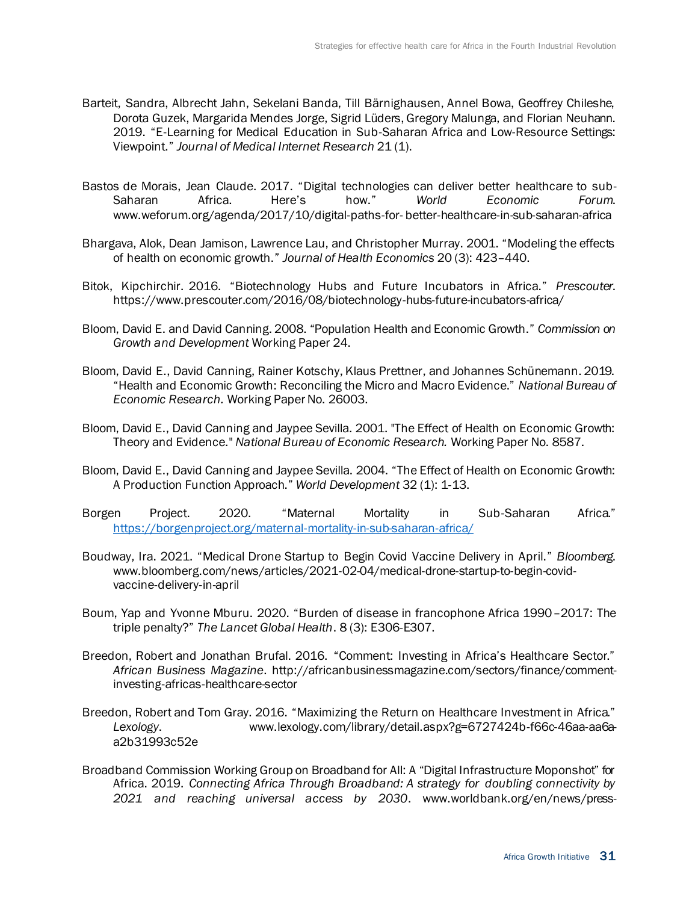Barteit, Sandra, Albrecht Jahn, Sekelani Banda, Till Bärnighausen, Annel Bowa, Geoffrey Chileshe, Dorota Guzek, Margarida Mendes Jorge, Sigrid Lüders, Gregory Malunga, and Florian Neuhann. 2019. "E-Learning for Medical Education in Sub-Saharan Africa and Low-Resource Settings: Viewpoint." *Journal of Medical Internet Research* 21 (1).

Bastos de Morais, Jean Claude. 2017. "Digital technologies can deliver better healthcare to sub-Saharan Africa. Here's how." *World Economic Forum*. www.weforum.org/agenda/2017/10/digital-paths-for- better-healthcare-in-sub-saharan-africa

Bhargava, Alok, Dean Jamison, Lawrence Lau, and Christopher Murray. 2001. "Modeling the effects of health on economic growth." *Journal of Health Economics* 20 (3): 423–440.

Bitok, Kipchirchir. 2016. "Biotechnology Hubs and Future Incubators in Africa." *Prescouter*. https://www.prescouter.com/2016/08/biotechnology-hubs-future-incubators-africa/

Bloom, David E. and David Canning. 2008. "Population Health and Economic Growth." *Commission on Growth and Development* Working Paper 24.

Bloom, David E., David Canning, Rainer Kotschy, Klaus Prettner, and Johannes Schünemann. 2019. "Health and Economic Growth: Reconciling the Micro and Macro Evidence." *National Bureau of Economic Research.* Working Paper No. 26003.

Bloom, David E., David Canning and Jaypee Sevilla. 2001. "The Effect of Health on Economic Growth: Theory and Evidence." *National Bureau of Economic Research.* Working Paper No. 8587.

Bloom, David E., David Canning and Jaypee Sevilla. 2004. "The Effect of Health on Economic Growth: A Production Function Approach." *World Development* 32 (1): 1-13.

Borgen Project. 2020. "Maternal Mortality in Sub-Saharan Africa." https://borgenproject.org/maternal-mortality-in-sub-saharan-africa/

Boudway, Ira. 2021. "Medical Drone Startup to Begin Covid Vaccine Delivery in April." *Bloomberg*. www.bloomberg.com/news/articles/2021-02-04/medical-drone-startup-to-begin-covid-vaccine-delivery-in-april

Boum, Yap and Yvonne Mburu. 2020. "Burden of disease in francophone Africa 1990–2017: The triple penalty?" *The Lancet Global Health*. 8 (3): E306-E307.

Breedon, Robert and Jonathan Brufal. 2016. "Comment: Investing in Africa's Healthcare Sector." *African Business Magazine*. http://africanbusinessmagazine.com/sectors/finance/comment-investing-africas-healthcare-sector

Breedon, Robert and Tom Gray. 2016. "Maximizing the Return on Healthcare Investment in Africa." *Lexology*. www.lexology.com/library/detail.aspx?g=6727424b-f66c-46aa-aa6a-a2b31993c52e

Broadband Commission Working Group on Broadband for All: A "Digital Infrastructure Moponshot" for Africa. 2019. *Connecting Africa Through Broadband: A strategy for doubling connectivity by 2021 and reaching universal access by 2030*. www.worldbank.org/en/news/press-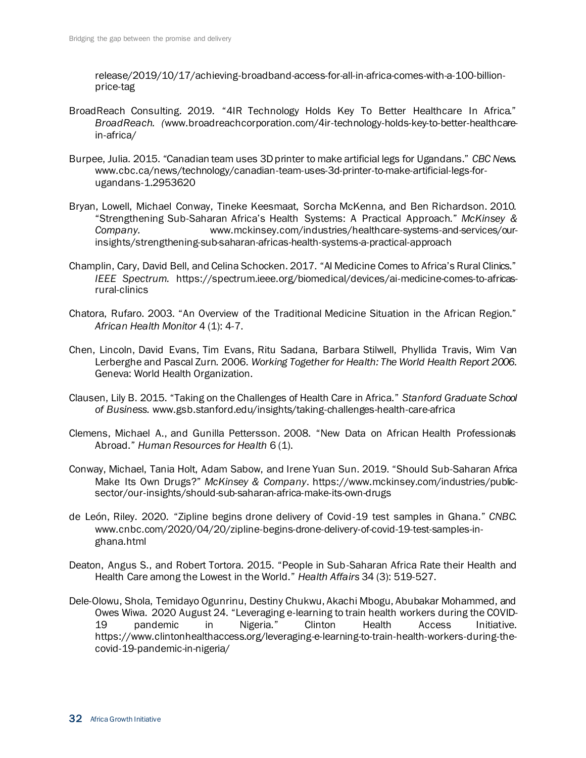release/2019/10/17/achieving-broadband-access-for-all-in-africa-comes-with-a-100-billion-price-tag

BroadReach Consulting. 2019. "4IR Technology Holds Key To Better Healthcare In Africa." *BroadReach.* (www.broadreachcorporation.com/4ir-technology-holds-key-to-better-healthcare-in-africa/

Burpee, Julia. 2015. "Canadian team uses 3D printer to make artificial legs for Ugandans." *CBC News*. www.cbc.ca/news/technology/canadian-team-uses-3d-printer-to-make-artificial-legs-for-ugandans-1.2953620

Bryan, Lowell, Michael Conway, Tineke Keesmaat, Sorcha McKenna, and Ben Richardson. 2010. "Strengthening Sub-Saharan Africa's Health Systems: A Practical Approach." *McKinsey & Company.* www.mckinsey.com/industries/healthcare-systems-and-services/our-insights/strengthening-sub-saharan-africas-health-systems-a-practical-approach

Champlin, Cary, David Bell, and Celina Schocken. 2017. "AI Medicine Comes to Africa's Rural Clinics." *IEEE Spectrum.* https://spectrum.ieee.org/biomedical/devices/ai-medicine-comes-to-africas-rural-clinics

Chatora, Rufaro. 2003. "An Overview of the Traditional Medicine Situation in the African Region." *African Health Monitor* 4 (1): 4-7.

Chen, Lincoln, David Evans, Tim Evans, Ritu Sadana, Barbara Stilwell, Phyllida Travis, Wim Van Lerberghe and Pascal Zurn. 2006. *Working Together for Health: The World Health Report 2006*. Geneva: World Health Organization.

Clausen, Lily B. 2015. "Taking on the Challenges of Health Care in Africa." *Stanford Graduate School of Business.* www.gsb.stanford.edu/insights/taking-challenges-health-care-africa

Clemens, Michael A., and Gunilla Pettersson. 2008. "New Data on African Health Professionals Abroad." *Human Resources for Health* 6 (1).

Conway, Michael, Tania Holt, Adam Sabow, and Irene Yuan Sun. 2019. "Should Sub-Saharan Africa Make Its Own Drugs?" *McKinsey & Company*. https://www.mckinsey.com/industries/public-sector/our-insights/should-sub-saharan-africa-make-its-own-drugs

de León, Riley. 2020. "Zipline begins drone delivery of Covid-19 test samples in Ghana." *CNBC*. www.cnbc.com/2020/04/20/zipline-begins-drone-delivery-of-covid-19-test-samples-in-ghana.html

Deaton, Angus S., and Robert Tortora. 2015. "People in Sub-Saharan Africa Rate their Health and Health Care among the Lowest in the World." *Health Affairs* 34 (3): 519-527.

Dele-Olowu, Shola, Temidayo Ogunrinu, Destiny Chukwu, Akachi Mbogu, Abubakar Mohammed, and Owes Wiwa. 2020 August 24. "Leveraging e-learning to train health workers during the COVID-19 pandemic in Nigeria." Clinton Health Access Initiative. https://www.clintonhealthaccess.org/leveraging-e-learning-to-train-health-workers-during-the-covid-19-pandemic-in-nigeria/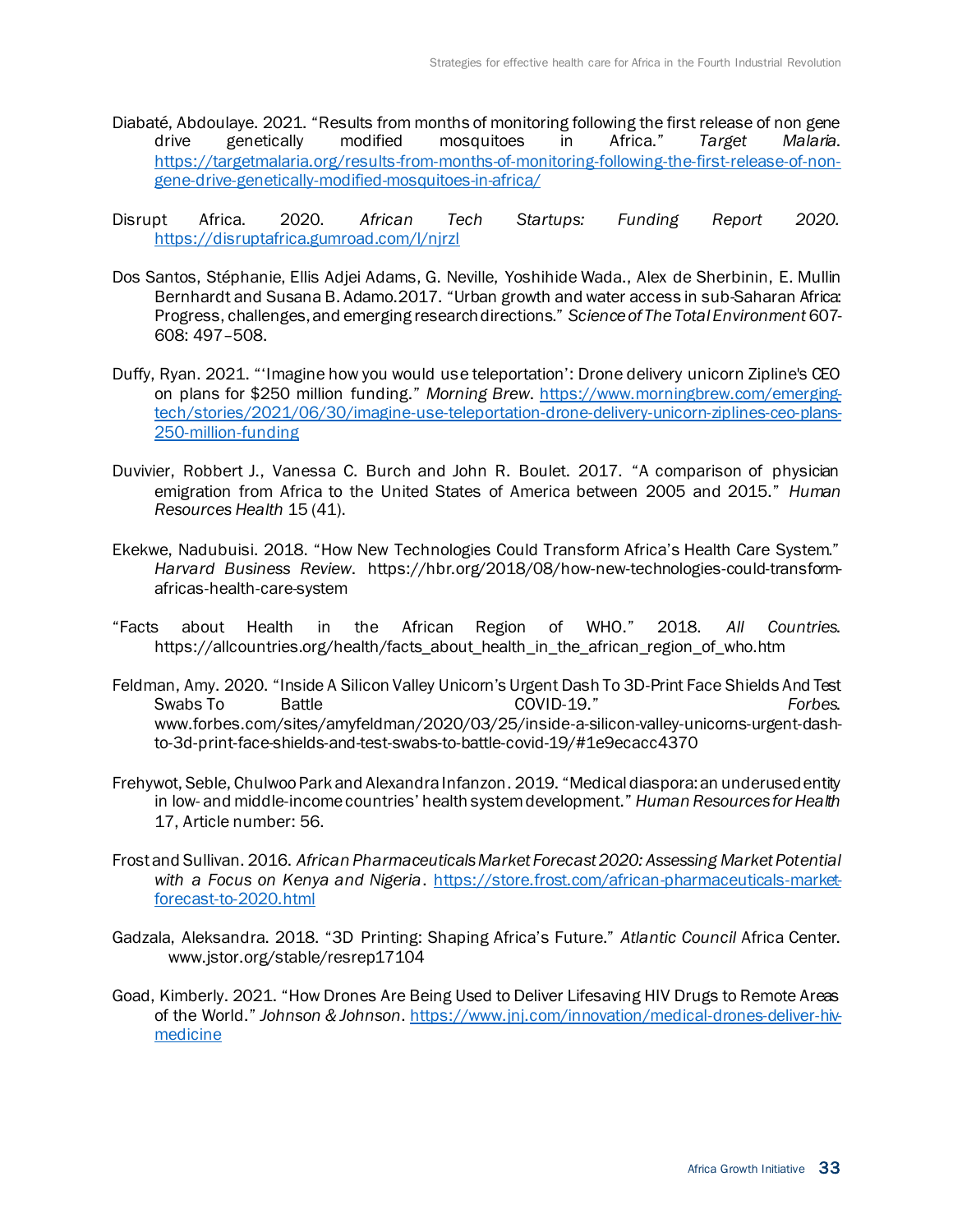Diabaté, Abdoulaye. 2021. "Results from months of monitoring following the first release of non gene drive genetically modified mosquitoes in Africa." *Target Malaria*. https://targetmalaria.org/results-from-months-of-monitoring-following-the-first-release-of-non-gene-drive-genetically-modified-mosquitoes-in-africa/

Disrupt Africa. 2020. *African Tech Startups: Funding Report 2020.* https://disruptafrica.gumroad.com/l/njrzl

Dos Santos, Stéphanie, Ellis Adjei Adams, G. Neville, Yoshihide Wada., Alex de Sherbinin, E. Mullin Bernhardt and Susana B. Adamo.2017. "Urban growth and water access in sub-Saharan Africa: Progress, challenges, and emerging research directions." *Science of The Total Environment* 607-608: 497–508.

Duffy, Ryan. 2021. "'Imagine how you would use teleportation': Drone delivery unicorn Zipline's CEO on plans for $250 million funding." *Morning Brew*. https://www.morningbrew.com/emerging-tech/stories/2021/06/30/imagine-use-teleportation-drone-delivery-unicorn-ziplines-ceo-plans-250-million-funding

Duvivier, Robbert J., Vanessa C. Burch and John R. Boulet. 2017. "A comparison of physician emigration from Africa to the United States of America between 2005 and 2015." *Human Resources Health* 15 (41).

Ekekwe, Nadubuisi. 2018. "How New Technologies Could Transform Africa's Health Care System." *Harvard Business Review*. https://hbr.org/2018/08/how-new-technologies-could-transform-africas-health-care-system

"Facts about Health in the African Region of WHO." 2018. *All Countries*. https://allcountries.org/health/facts_about_health_in_the_african_region_of_who.htm

Feldman, Amy. 2020. "Inside A Silicon Valley Unicorn's Urgent Dash To 3D-Print Face Shields And Test Swabs To Battle COVID-19." *Forbes*. www.forbes.com/sites/amyfeldman/2020/03/25/inside-a-silicon-valley-unicorns-urgent-dash-to-3d-print-face-shields-and-test-swabs-to-battle-covid-19/#1e9ecacc4370

Frehywot, Seble, Chulwoo Park and Alexandra Infanzon. 2019. "Medical diaspora: an underused entity in low- and middle-income countries' health system development." *Human Resources for Health* 17, Article number: 56.

Frost and Sullivan. 2016. *African Pharmaceuticals Market Forecast 2020: Assessing Market Potential with a Focus on Kenya and Nigeria*. https://store.frost.com/african-pharmaceuticals-market-forecast-to-2020.html

Gadzala, Aleksandra. 2018. "3D Printing: Shaping Africa's Future." *Atlantic Council* Africa Center. www.jstor.org/stable/resrep17104

Goad, Kimberly. 2021. "How Drones Are Being Used to Deliver Lifesaving HIV Drugs to Remote Areas of the World." *Johnson & Johnson*. https://www.jnj.com/innovation/medical-drones-deliver-hiv-medicine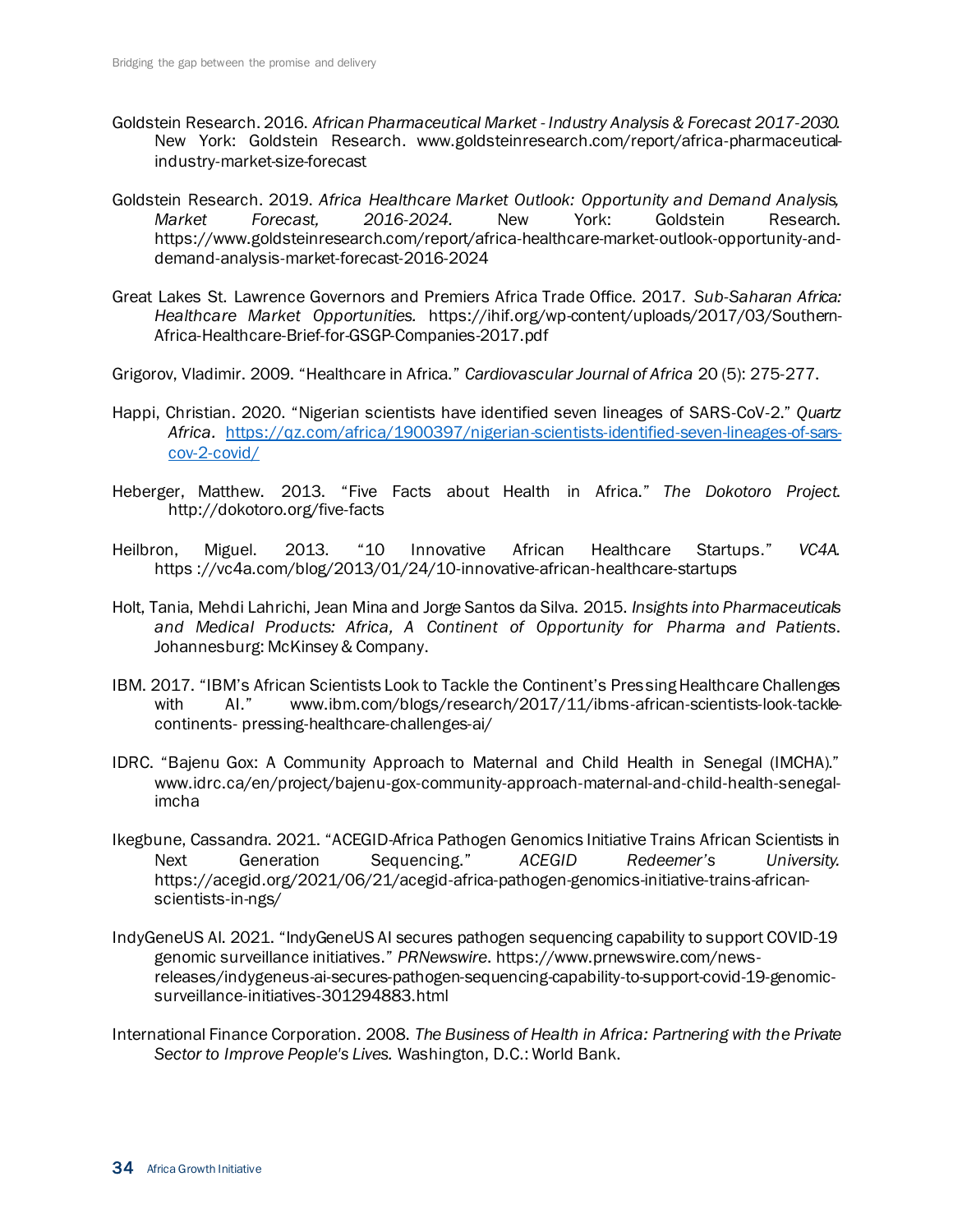Goldstein Research. 2016. *African Pharmaceutical Market - Industry Analysis & Forecast 2017-2030.* New York: Goldstein Research. www.goldsteinresearch.com/report/africa-pharmaceutical-industry-market-size-forecast

Goldstein Research. 2019. *Africa Healthcare Market Outlook: Opportunity and Demand Analysis, Market Forecast, 2016-2024.* New York: Goldstein Research. https://www.goldsteinresearch.com/report/africa-healthcare-market-outlook-opportunity-and-demand-analysis-market-forecast-2016-2024

Great Lakes St. Lawrence Governors and Premiers Africa Trade Office. 2017. *Sub-Saharan Africa: Healthcare Market Opportunities.* https://ihif.org/wp-content/uploads/2017/03/Southern-Africa-Healthcare-Brief-for-GSGP-Companies-2017.pdf

Grigorov, Vladimir. 2009. "Healthcare in Africa." *Cardiovascular Journal of Africa* 20 (5): 275-277.

Happi, Christian. 2020. "Nigerian scientists have identified seven lineages of SARS-CoV-2." *Quartz Africa*. https://qz.com/africa/1900397/nigerian-scientists-identified-seven-lineages-of-sars-cov-2-covid/

Heberger, Matthew. 2013. "Five Facts about Health in Africa." *The Dokotoro Project.* http://dokotoro.org/five-facts

Heilbron, Miguel. 2013. "10 Innovative African Healthcare Startups." *VC4A.* https ://vc4a.com/blog/2013/01/24/10-innovative-african-healthcare-startups

Holt, Tania, Mehdi Lahrichi, Jean Mina and Jorge Santos da Silva. 2015. *Insights into Pharmaceuticals and Medical Products: Africa, A Continent of Opportunity for Pharma and Patients*. Johannesburg: McKinsey & Company.

IBM. 2017. "IBM's African Scientists Look to Tackle the Continent's Pressing Healthcare Challenges with AI." www.ibm.com/blogs/research/2017/11/ibms-african-scientists-look-tackle-continents- pressing-healthcare-challenges-ai/

IDRC. "Bajenu Gox: A Community Approach to Maternal and Child Health in Senegal (IMCHA)." www.idrc.ca/en/project/bajenu-gox-community-approach-maternal-and-child-health-senegal-imcha

Ikegbune, Cassandra. 2021. "ACEGID-Africa Pathogen Genomics Initiative Trains African Scientists in Next Generation Sequencing." *ACEGID Redeemer's University.* https://acegid.org/2021/06/21/acegid-africa-pathogen-genomics-initiative-trains-african-scientists-in-ngs/

IndyGeneUS AI. 2021. "IndyGeneUS AI secures pathogen sequencing capability to support COVID-19 genomic surveillance initiatives." *PRNewswire*. https://www.prnewswire.com/news-releases/indygeneus-ai-secures-pathogen-sequencing-capability-to-support-covid-19-genomic-surveillance-initiatives-301294883.html

International Finance Corporation. 2008. *The Business of Health in Africa: Partnering with the Private Sector to Improve People's Lives.* Washington, D.C.: World Bank.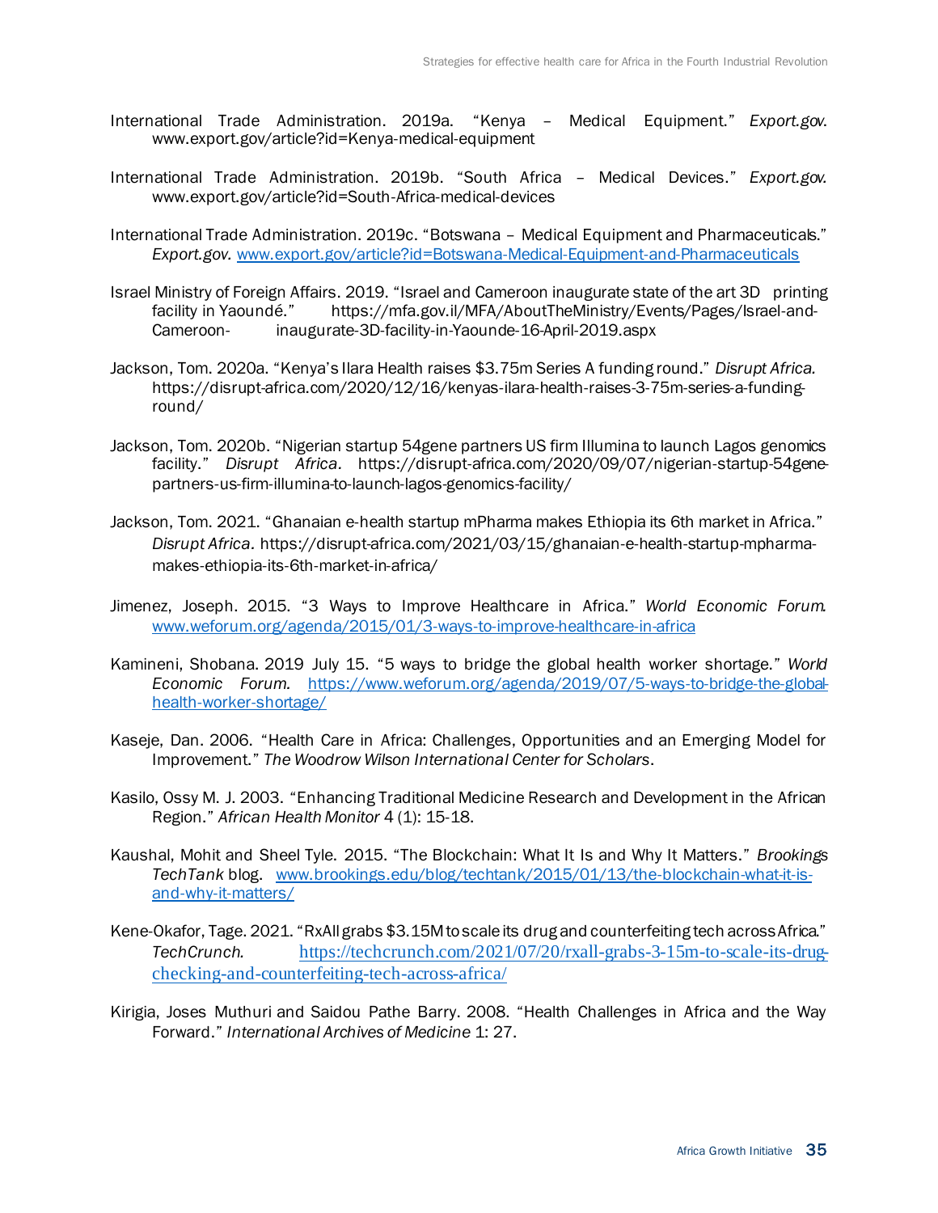International Trade Administration. 2019a. "Kenya – Medical Equipment." *Export.gov.* www.export.gov/article?id=Kenya-medical-equipment

International Trade Administration. 2019b. "South Africa – Medical Devices." *Export.gov.* www.export.gov/article?id=South-Africa-medical-devices

International Trade Administration. 2019c. "Botswana – Medical Equipment and Pharmaceuticals." *Export.gov.* www.export.gov/article?id=Botswana-Medical-Equipment-and-Pharmaceuticals

Israel Ministry of Foreign Affairs. 2019. "Israel and Cameroon inaugurate state of the art 3D printing facility in Yaoundé." https://mfa.gov.il/MFA/AboutTheMinistry/Events/Pages/Israel-and-Cameroon- inaugurate-3D-facility-in-Yaounde-16-April-2019.aspx

Jackson, Tom. 2020a. "Kenya's Ilara Health raises $3.75m Series A funding round." *Disrupt Africa.* https://disrupt-africa.com/2020/12/16/kenyas-ilara-health-raises-3-75m-series-a-funding-round/

Jackson, Tom. 2020b. "Nigerian startup 54gene partners US firm Illumina to launch Lagos genomics facility." *Disrupt Africa.* https://disrupt-africa.com/2020/09/07/nigerian-startup-54gene-partners-us-firm-illumina-to-launch-lagos-genomics-facility/

Jackson, Tom. 2021. "Ghanaian e-health startup mPharma makes Ethiopia its 6th market in Africa." *Disrupt Africa.* https://disrupt-africa.com/2021/03/15/ghanaian-e-health-startup-mpharma-makes-ethiopia-its-6th-market-in-africa/

Jimenez, Joseph. 2015. "3 Ways to Improve Healthcare in Africa." *World Economic Forum.* www.weforum.org/agenda/2015/01/3-ways-to-improve-healthcare-in-africa

Kamineni, Shobana. 2019 July 15. "5 ways to bridge the global health worker shortage." *World Economic Forum.* https://www.weforum.org/agenda/2019/07/5-ways-to-bridge-the-global-health-worker-shortage/

Kaseje, Dan. 2006. "Health Care in Africa: Challenges, Opportunities and an Emerging Model for Improvement." *The Woodrow Wilson International Center for Scholars*.

Kasilo, Ossy M. J. 2003. "Enhancing Traditional Medicine Research and Development in the African Region." *African Health Monitor* 4 (1): 15-18.

Kaushal, Mohit and Sheel Tyle. 2015. "The Blockchain: What It Is and Why It Matters." *Brookings TechTank* blog. www.brookings.edu/blog/techtank/2015/01/13/the-blockchain-what-it-is-and-why-it-matters/

Kene-Okafor, Tage. 2021. "RxAll grabs $3.15M to scale its drug and counterfeiting tech across Africa." *TechCrunch.* https://techcrunch.com/2021/07/20/rxall-grabs-3-15m-to-scale-its-drug-checking-and-counterfeiting-tech-across-africa/

Kirigia, Joses Muthuri and Saidou Pathe Barry. 2008. "Health Challenges in Africa and the Way Forward." *International Archives of Medicine* 1: 27.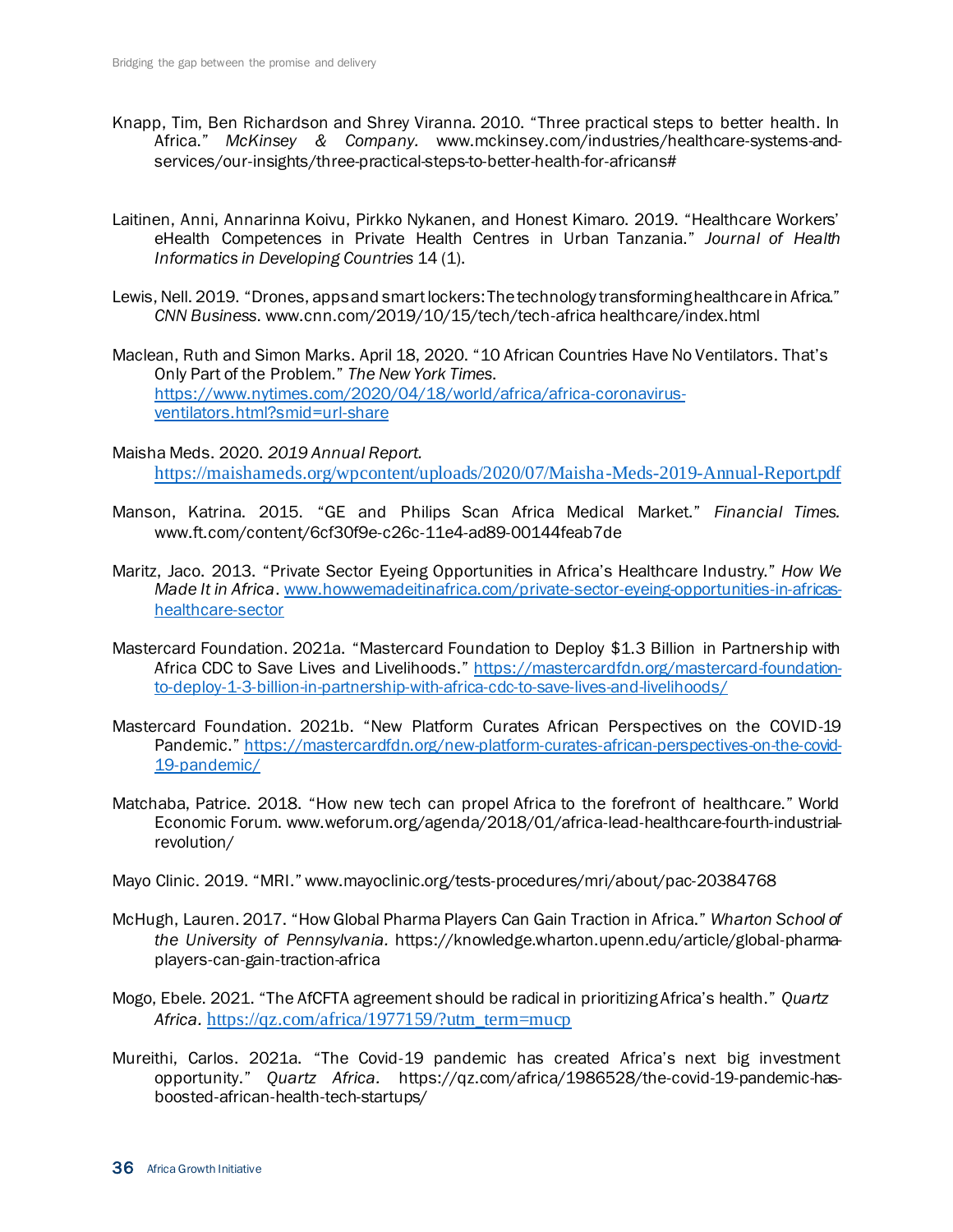Knapp, Tim, Ben Richardson and Shrey Viranna. 2010. "Three practical steps to better health. In Africa." *McKinsey & Company*. www.mckinsey.com/industries/healthcare-systems-and-services/our-insights/three-practical-steps-to-better-health-for-africans#

Laitinen, Anni, Annarinna Koivu, Pirkko Nykanen, and Honest Kimaro. 2019. "Healthcare Workers' eHealth Competences in Private Health Centres in Urban Tanzania." *Journal of Health Informatics in Developing Countries* 14 (1).

Lewis, Nell. 2019. "Drones, apps and smart lockers: The technology transforming healthcare in Africa." *CNN Business*. www.cnn.com/2019/10/15/tech/tech-africa healthcare/index.html

Maclean, Ruth and Simon Marks. April 18, 2020. "10 African Countries Have No Ventilators. That's Only Part of the Problem." *The New York Times*. https://www.nytimes.com/2020/04/18/world/africa/africa-coronavirus-ventilators.html?smid=url-share

Maisha Meds. 2020. *2019 Annual Report.* https://maishameds.org/wpcontent/uploads/2020/07/Maisha-Meds-2019-Annual-Report.pdf

Manson, Katrina. 2015. "GE and Philips Scan Africa Medical Market." *Financial Times*. www.ft.com/content/6cf30f9e-c26c-11e4-ad89-00144feab7de

Maritz, Jaco. 2013. "Private Sector Eyeing Opportunities in Africa's Healthcare Industry." *How We Made It in Africa*. www.howwemadeitinafrica.com/private-sector-eyeing-opportunities-in-africas-healthcare-sector

Mastercard Foundation. 2021a. "Mastercard Foundation to Deploy $1.3 Billion in Partnership with Africa CDC to Save Lives and Livelihoods." https://mastercardfdn.org/mastercard-foundation-to-deploy-1-3-billion-in-partnership-with-africa-cdc-to-save-lives-and-livelihoods/

Mastercard Foundation. 2021b. "New Platform Curates African Perspectives on the COVID-19 Pandemic." https://mastercardfdn.org/new-platform-curates-african-perspectives-on-the-covid-19-pandemic/

Matchaba, Patrice. 2018. "How new tech can propel Africa to the forefront of healthcare." World Economic Forum. www.weforum.org/agenda/2018/01/africa-lead-healthcare-fourth-industrial-revolution/

Mayo Clinic. 2019. "MRI." www.mayoclinic.org/tests-procedures/mri/about/pac-20384768

McHugh, Lauren. 2017. "How Global Pharma Players Can Gain Traction in Africa." *Wharton School of the University of Pennsylvania.* https://knowledge.wharton.upenn.edu/article/global-pharma-players-can-gain-traction-africa

Mogo, Ebele. 2021. "The AfCFTA agreement should be radical in prioritizing Africa's health." *Quartz Africa.* https://qz.com/africa/1977159/?utm_term=mucp

Mureithi, Carlos. 2021a. "The Covid-19 pandemic has created Africa's next big investment opportunity." *Quartz Africa*. https://qz.com/africa/1986528/the-covid-19-pandemic-has-boosted-african-health-tech-startups/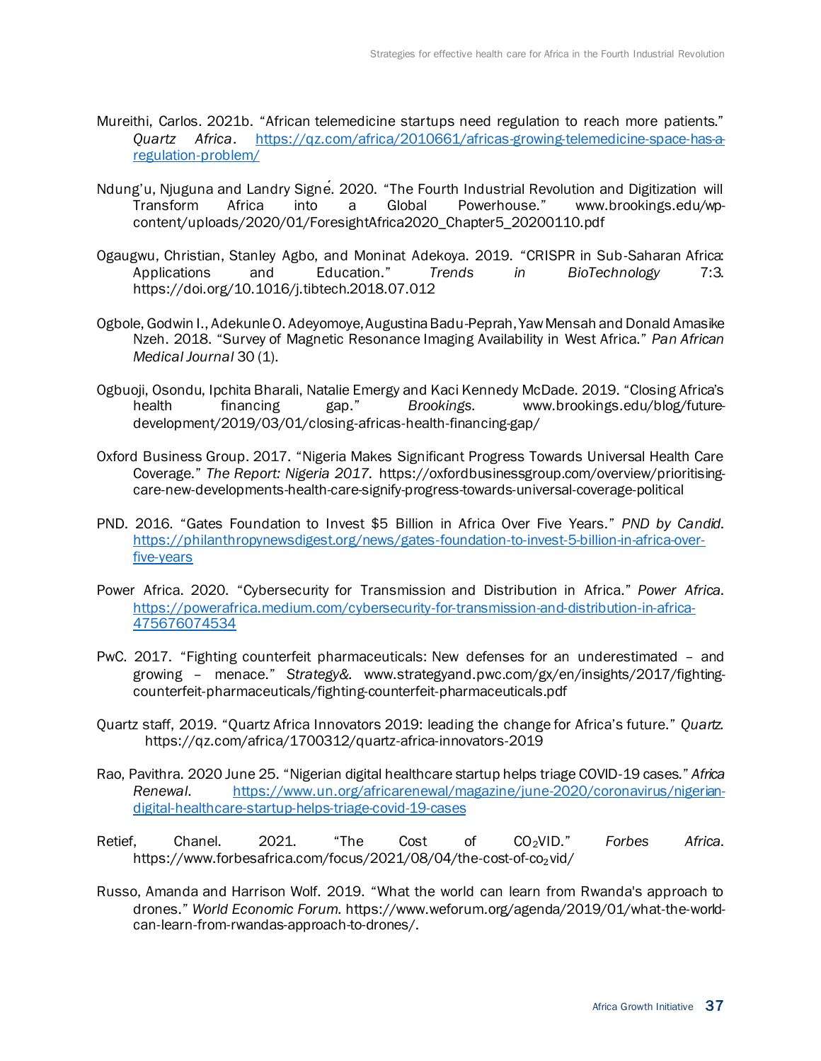Mureithi, Carlos. 2021b. "African telemedicine startups need regulation to reach more patients." *Quartz Africa*. https://qz.com/africa/2010661/africas-growing-telemedicine-space-has-a-regulation-problem/

Ndung'u, Njuguna and Landry Signé. 2020. "The Fourth Industrial Revolution and Digitization will Transform Africa into a Global Powerhouse." www.brookings.edu/wp-content/uploads/2020/01/ForesightAfrica2020_Chapter5_20200110.pdf

Ogaugwu, Christian, Stanley Agbo, and Moninat Adekoya. 2019. "CRISPR in Sub-Saharan Africa: Applications and Education." *Trends in BioTechnology* 7:3. https://doi.org/10.1016/j.tibtech.2018.07.012

Ogbole, Godwin I., Adekunle O. Adeyomoye, Augustina Badu-Peprah, Yaw Mensah and Donald Amasike Nzeh. 2018. "Survey of Magnetic Resonance Imaging Availability in West Africa." *Pan African Medical Journal* 30 (1).

Ogbuoji, Osondu, Ipchita Bharali, Natalie Emergy and Kaci Kennedy McDade. 2019. "Closing Africa's health financing gap." *Brookings*. www.brookings.edu/blog/future-development/2019/03/01/closing-africas-health-financing-gap/

Oxford Business Group. 2017. "Nigeria Makes Significant Progress Towards Universal Health Care Coverage." *The Report: Nigeria 2017.* https://oxfordbusinessgroup.com/overview/prioritising-care-new-developments-health-care-signify-progress-towards-universal-coverage-political

PND. 2016. "Gates Foundation to Invest $5 Billion in Africa Over Five Years." *PND by Candid*. https://philanthropynewsdigest.org/news/gates-foundation-to-invest-5-billion-in-africa-over-five-years

Power Africa. 2020. "Cybersecurity for Transmission and Distribution in Africa." *Power Africa*. https://powerafrica.medium.com/cybersecurity-for-transmission-and-distribution-in-africa-475676074534

PwC. 2017. "Fighting counterfeit pharmaceuticals: New defenses for an underestimated – and growing – menace." *Strategy&*. www.strategyand.pwc.com/gx/en/insights/2017/fighting-counterfeit-pharmaceuticals/fighting-counterfeit-pharmaceuticals.pdf

Quartz staff, 2019. "Quartz Africa Innovators 2019: leading the change for Africa's future." *Quartz*. https://qz.com/africa/1700312/quartz-africa-innovators-2019

Rao, Pavithra. 2020 June 25. "Nigerian digital healthcare startup helps triage COVID-19 cases." *Africa Renewal*. https://www.un.org/africarenewal/magazine/june-2020/coronavirus/nigerian-digital-healthcare-startup-helps-triage-covid-19-cases

Retief, Chanel. 2021. "The Cost of $CO_2$VID." *Forbes Africa*. https://www.forbesafrica.com/focus/2021/08/04/the-cost-of-$co_2$vid/

Russo, Amanda and Harrison Wolf. 2019. "What the world can learn from Rwanda's approach to drones." *World Economic Forum.* https://www.weforum.org/agenda/2019/01/what-the-world-can-learn-from-rwandas-approach-to-drones/.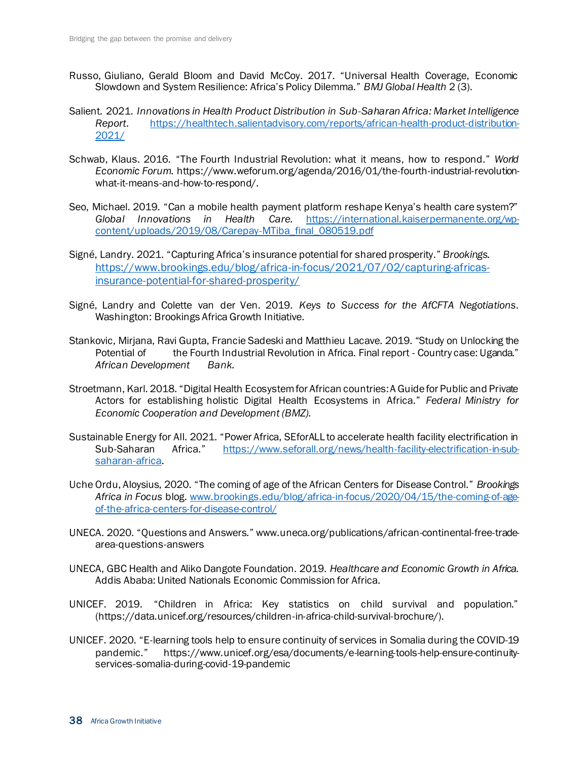Russo, Giuliano, Gerald Bloom and David McCoy. 2017. "Universal Health Coverage, Economic Slowdown and System Resilience: Africa's Policy Dilemma." *BMJ Global Health* 2 (3).

Salient. 2021. *Innovations in Health Product Distribution in Sub-Saharan Africa: Market Intelligence Report*. https://healthtech.salientadvisory.com/reports/african-health-product-distribution-2021/

Schwab, Klaus. 2016. "The Fourth Industrial Revolution: what it means, how to respond." *World Economic Forum.* https://www.weforum.org/agenda/2016/01/the-fourth-industrial-revolution-what-it-means-and-how-to-respond/.

Seo, Michael. 2019. "Can a mobile health payment platform reshape Kenya's health care system?" *Global Innovations in Health Care.* https://international.kaiserpermanente.org/wp-content/uploads/2019/08/Carepay-MTiba_final_080519.pdf

Signé, Landry. 2021. "Capturing Africa's insurance potential for shared prosperity." *Brookings.* https://www.brookings.edu/blog/africa-in-focus/2021/07/02/capturing-africas-insurance-potential-for-shared-prosperity/

Signé, Landry and Colette van der Ven. 2019. *Keys to Success for the AfCFTA Negotiations*. Washington: Brookings Africa Growth Initiative.

Stankovic, Mirjana, Ravi Gupta, Francie Sadeski and Matthieu Lacave. 2019. "Study on Unlocking the Potential of the Fourth Industrial Revolution in Africa. Final report - Country case: Uganda." *African Development Bank.*

Stroetmann, Karl. 2018. "Digital Health Ecosystem for African countries: A Guide for Public and Private Actors for establishing holistic Digital Health Ecosystems in Africa." *Federal Ministry for Economic Cooperation and Development (BMZ).*

Sustainable Energy for All. 2021. "Power Africa, SEforALL to accelerate health facility electrification in Sub-Saharan Africa." https://www.seforall.org/news/health-facility-electrification-in-sub-saharan-africa.

Uche Ordu, Aloysius, 2020. "The coming of age of the African Centers for Disease Control." *Brookings Africa in Focus* blog. www.brookings.edu/blog/africa-in-focus/2020/04/15/the-coming-of-age-of-the-africa-centers-for-disease-control/

UNECA. 2020. "Questions and Answers." www.uneca.org/publications/african-continental-free-trade-area-questions-answers

UNECA, GBC Health and Aliko Dangote Foundation. 2019. *Healthcare and Economic Growth in Africa.* Addis Ababa: United Nationals Economic Commission for Africa.

UNICEF. 2019. "Children in Africa: Key statistics on child survival and population." (https://data.unicef.org/resources/children-in-africa-child-survival-brochure/).

UNICEF. 2020. "E-learning tools help to ensure continuity of services in Somalia during the COVID-19 pandemic." https://www.unicef.org/esa/documents/e-learning-tools-help-ensure-continuity-services-somalia-during-covid-19-pandemic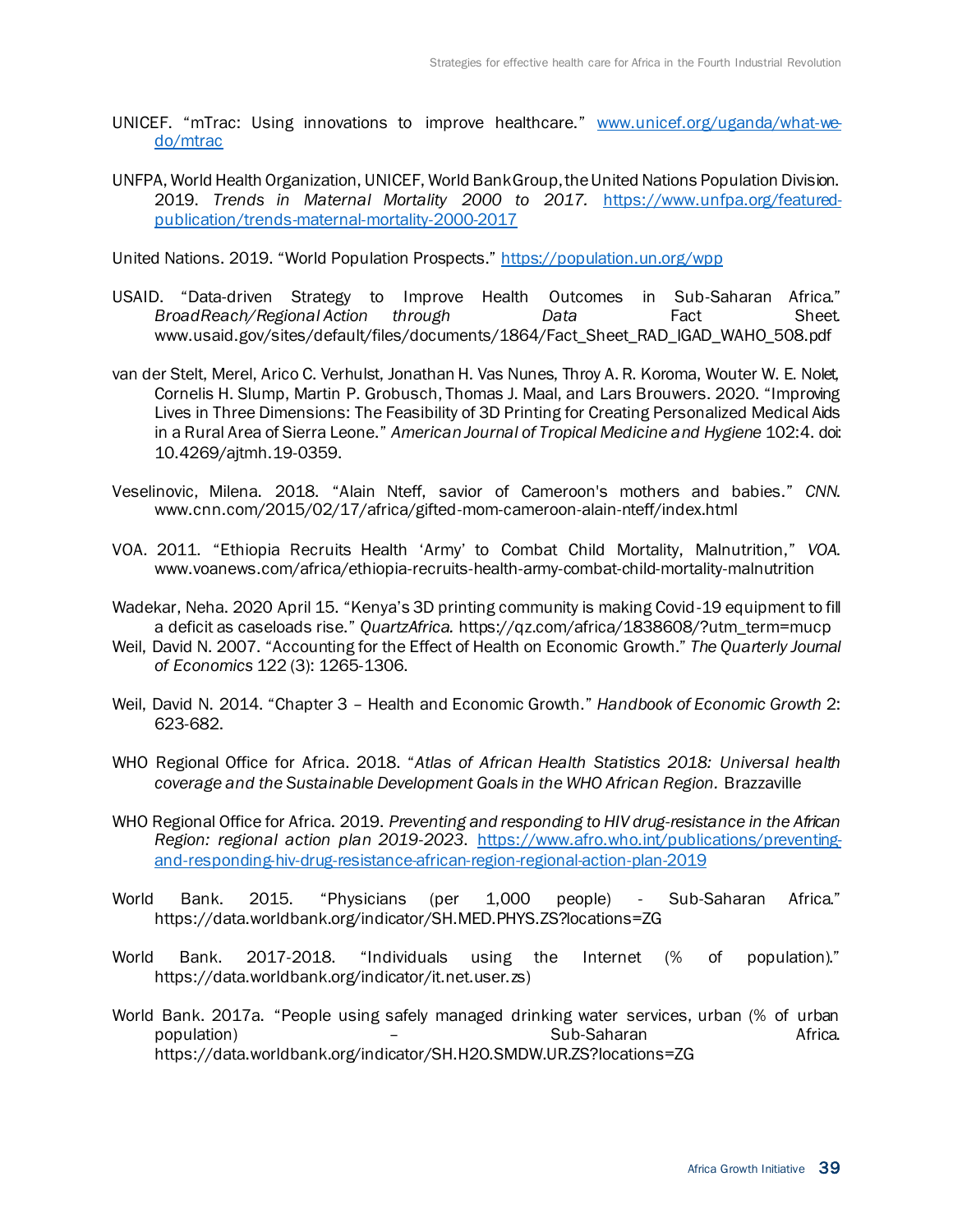UNICEF. "mTrac: Using innovations to improve healthcare." [www.unicef.org/uganda/what-we-do/mtrac](www.unicef.org/uganda/what-we-do/mtrac)

UNFPA, World Health Organization, UNICEF, World Bank Group, the United Nations Population Division. 2019. *Trends in Maternal Mortality 2000 to 2017.* [https://www.unfpa.org/featured-publication/trends-maternal-mortality-2000-2017](https://www.unfpa.org/featured-publication/trends-maternal-mortality-2000-2017)

United Nations. 2019. "World Population Prospects." [https://population.un.org/wpp](https://population.un.org/wpp)

USAID. "Data-driven Strategy to Improve Health Outcomes in Sub-Saharan Africa." *BroadReach/Regional Action through Data* Fact Sheet. www.usaid.gov/sites/default/files/documents/1864/Fact_Sheet_RAD_IGAD_WAHO_508.pdf

van der Stelt, Merel, Arico C. Verhulst, Jonathan H. Vas Nunes, Throy A. R. Koroma, Wouter W. E. Nolet, Cornelis H. Slump, Martin P. Grobusch, Thomas J. Maal, and Lars Brouwers. 2020. "Improving Lives in Three Dimensions: The Feasibility of 3D Printing for Creating Personalized Medical Aids in a Rural Area of Sierra Leone." *American Journal of Tropical Medicine and Hygiene* 102:4. doi: 10.4269/ajtmh.19-0359.

Veselinovic, Milena. 2018. "Alain Nteff, savior of Cameroon's mothers and babies." *CNN.* www.cnn.com/2015/02/17/africa/gifted-mom-cameroon-alain-nteff/index.html

VOA. 2011. "Ethiopia Recruits Health 'Army' to Combat Child Mortality, Malnutrition," *VOA.* www.voanews.com/africa/ethiopia-recruits-health-army-combat-child-mortality-malnutrition

Wadekar, Neha. 2020 April 15. "Kenya's 3D printing community is making Covid-19 equipment to fill a deficit as caseloads rise." *QuartzAfrica.* https://qz.com/africa/1838608/?utm_term=mucp

Weil, David N. 2007. "Accounting for the Effect of Health on Economic Growth." *The Quarterly Journal of Economics* 122 (3): 1265-1306.

Weil, David N. 2014. "Chapter 3 – Health and Economic Growth." *Handbook of Economic Growth* 2: 623-682.

WHO Regional Office for Africa. 2018. "*Atlas of African Health Statistics 2018: Universal health coverage and the Sustainable Development Goals in the WHO African Region.* Brazzaville

WHO Regional Office for Africa. 2019. *Preventing and responding to HIV drug-resistance in the African Region: regional action plan 2019-2023*. [https://www.afro.who.int/publications/preventing-and-responding-hiv-drug-resistance-african-region-regional-action-plan-2019](https://www.afro.who.int/publications/preventing-and-responding-hiv-drug-resistance-african-region-regional-action-plan-2019)

World Bank. 2015. "Physicians (per 1,000 people) - Sub-Saharan Africa." https://data.worldbank.org/indicator/SH.MED.PHYS.ZS?locations=ZG

World Bank. 2017-2018. "Individuals using the Internet (% of population)." https://data.worldbank.org/indicator/it.net.user.zs)

World Bank. 2017a. "People using safely managed drinking water services, urban (% of urban population) – Sub-Saharan Africa. https://data.worldbank.org/indicator/SH.H2O.SMDW.UR.ZS?locations=ZG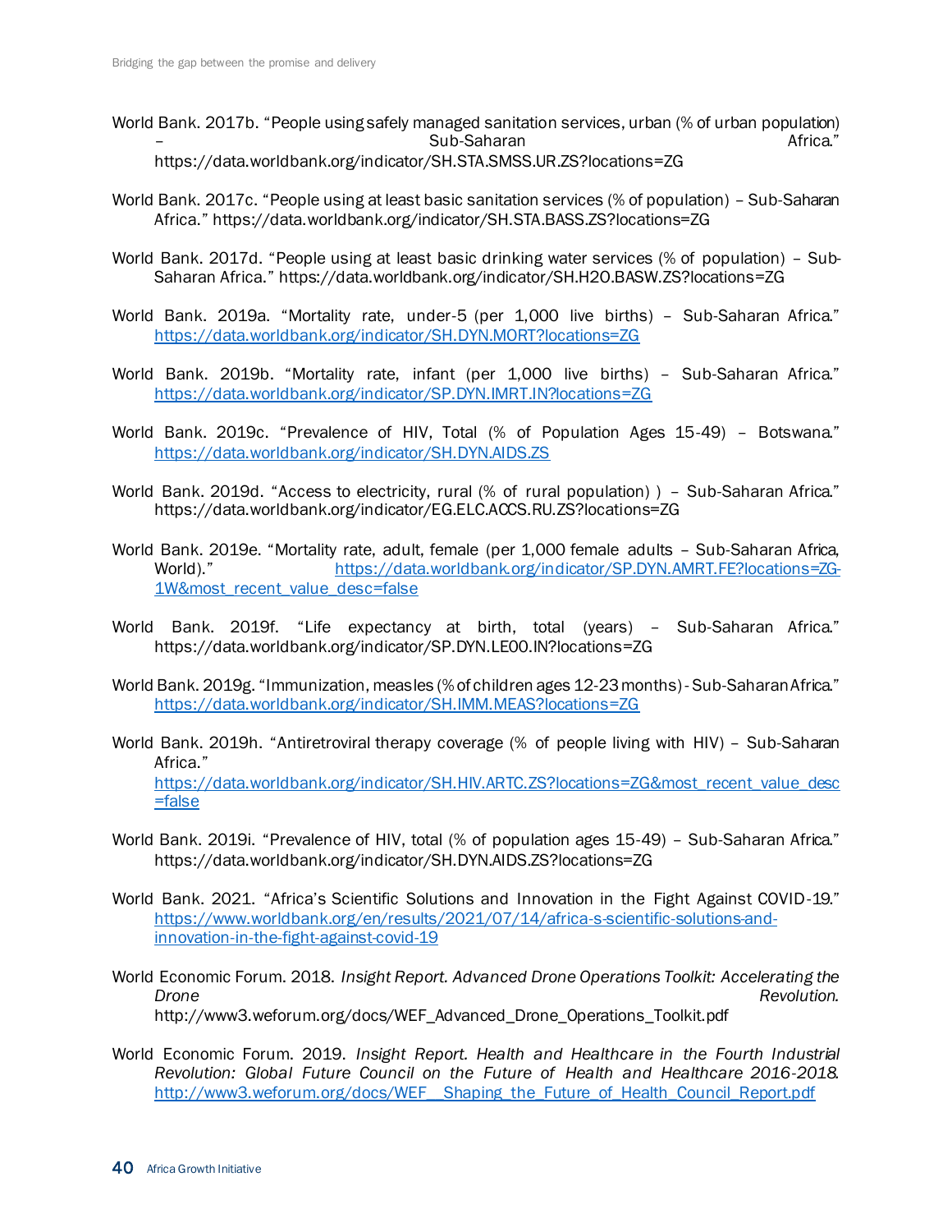World Bank. 2017b. "People using safely managed sanitation services, urban (% of urban population) – Sub-Saharan Africa." https://data.worldbank.org/indicator/SH.STA.SMSS.UR.ZS?locations=ZG

World Bank. 2017c. "People using at least basic sanitation services (% of population) – Sub-Saharan Africa." https://data.worldbank.org/indicator/SH.STA.BASS.ZS?locations=ZG

World Bank. 2017d. "People using at least basic drinking water services (% of population) – Sub-Saharan Africa." https://data.worldbank.org/indicator/SH.H2O.BASW.ZS?locations=ZG

World Bank. 2019a. "Mortality rate, under-5 (per 1,000 live births) – Sub-Saharan Africa." https://data.worldbank.org/indicator/SH.DYN.MORT?locations=ZG

World Bank. 2019b. "Mortality rate, infant (per 1,000 live births) – Sub-Saharan Africa." https://data.worldbank.org/indicator/SP.DYN.IMRT.IN?locations=ZG

World Bank. 2019c. "Prevalence of HIV, Total (% of Population Ages 15-49) – Botswana." https://data.worldbank.org/indicator/SH.DYN.AIDS.ZS

World Bank. 2019d. "Access to electricity, rural (% of rural population) ) – Sub-Saharan Africa." https://data.worldbank.org/indicator/EG.ELC.ACCS.RU.ZS?locations=ZG

World Bank. 2019e. "Mortality rate, adult, female (per 1,000 female adults – Sub-Saharan Africa, World)." https://data.worldbank.org/indicator/SP.DYN.AMRT.FE?locations=ZG-1W&most_recent_value_desc=false

World Bank. 2019f. "Life expectancy at birth, total (years) – Sub-Saharan Africa." https://data.worldbank.org/indicator/SP.DYN.LE00.IN?locations=ZG

World Bank. 2019g. "Immunization, measles (% of children ages 12-23 months) - Sub-Saharan Africa." https://data.worldbank.org/indicator/SH.IMM.MEAS?locations=ZG

World Bank. 2019h. "Antiretroviral therapy coverage (% of people living with HIV) – Sub-Saharan Africa." https://data.worldbank.org/indicator/SH.HIV.ARTC.ZS?locations=ZG&most_recent_value_desc=false

World Bank. 2019i. "Prevalence of HIV, total (% of population ages 15-49) – Sub-Saharan Africa." https://data.worldbank.org/indicator/SH.DYN.AIDS.ZS?locations=ZG

World Bank. 2021. "Africa's Scientific Solutions and Innovation in the Fight Against COVID-19." https://www.worldbank.org/en/results/2021/07/14/africa-s-scientific-solutions-and-innovation-in-the-fight-against-covid-19

World Economic Forum. 2018. *Insight Report. Advanced Drone Operations Toolkit: Accelerating the Drone Revolution.* http://www3.weforum.org/docs/WEF_Advanced_Drone_Operations_Toolkit.pdf

World Economic Forum. 2019. *Insight Report. Health and Healthcare in the Fourth Industrial Revolution: Global Future Council on the Future of Health and Healthcare 2016-2018.* http://www3.weforum.org/docs/WEF__Shaping_the_Future_of_Health_Council_Report.pdf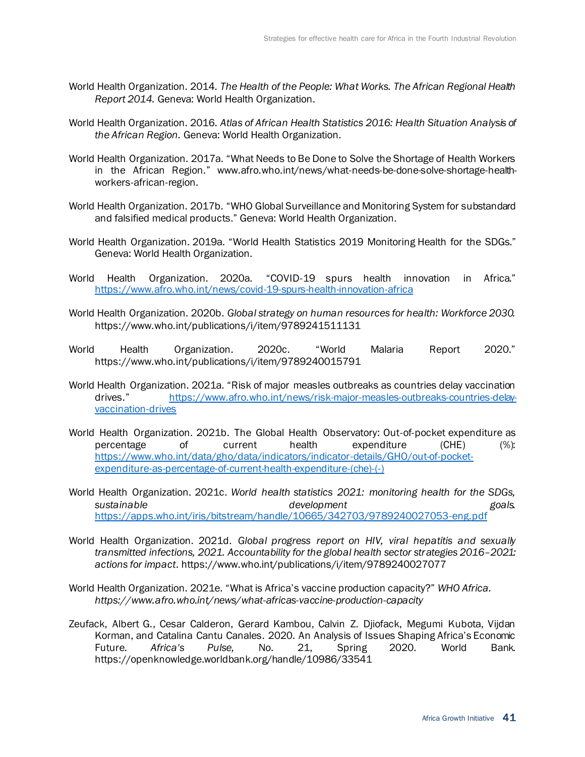World Health Organization. 2014. *The Health of the People: What Works. The African Regional Health Report 2014.* Geneva: World Health Organization.

World Health Organization. 2016. *Atlas of African Health Statistics 2016: Health Situation Analysis of the African Region.* Geneva: World Health Organization.

World Health Organization. 2017a. "What Needs to Be Done to Solve the Shortage of Health Workers in the African Region." www.afro.who.int/news/what-needs-be-done-solve-shortage-health-workers-african-region.

World Health Organization. 2017b. "WHO Global Surveillance and Monitoring System for substandard and falsified medical products." Geneva: World Health Organization.

World Health Organization. 2019a. "World Health Statistics 2019 Monitoring Health for the SDGs." Geneva: World Health Organization.

World Health Organization. 2020a. "COVID-19 spurs health innovation in Africa." https://www.afro.who.int/news/covid-19-spurs-health-innovation-africa

World Health Organization. 2020b. *Global strategy on human resources for health: Workforce 2030.* https://www.who.int/publications/i/item/9789241511131

World Health Organization. 2020c. "World Malaria Report 2020." https://www.who.int/publications/i/item/9789240015791

World Health Organization. 2021a. "Risk of major measles outbreaks as countries delay vaccination drives." https://www.afro.who.int/news/risk-major-measles-outbreaks-countries-delay-vaccination-drives

World Health Organization. 2021b. The Global Health Observatory: Out-of-pocket expenditure as percentage of current health expenditure (CHE) (%): https://www.who.int/data/gho/data/indicators/indicator-details/GHO/out-of-pocket-expenditure-as-percentage-of-current-health-expenditure-(che)-(-)

World Health Organization. 2021c. *World health statistics 2021: monitoring health for the SDGs, sustainable development goals.* https://apps.who.int/iris/bitstream/handle/10665/342703/9789240027053-eng.pdf

World Health Organization. 2021d. *Global progress report on HIV, viral hepatitis and sexually transmitted infections, 2021. Accountability for the global health sector strategies 2016–2021: actions for impact*. https://www.who.int/publications/i/item/9789240027077

World Health Organization. 2021e. "What is Africa's vaccine production capacity?" *WHO Africa. https://www.afro.who.int/news/what-africas-vaccine-production-capacity*

Zeufack, Albert G., Cesar Calderon, Gerard Kambou, Calvin Z. Djiofack, Megumi Kubota, Vijdan Korman, and Catalina Cantu Canales. 2020. An Analysis of Issues Shaping Africa's Economic Future. *Africa's Pulse,* No. 21, Spring 2020. World Bank. https://openknowledge.worldbank.org/handle/10986/33541